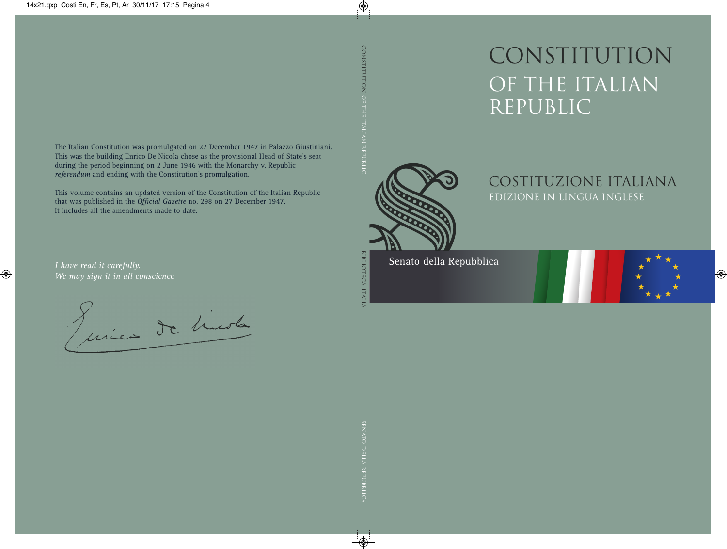# CONSTITUTION OF THE ITALIAN REPUBLIC

## COSTITUZIONE ITALIANA

EDIZIONE IN LINGUA INGLESE

Senato della Repubblica

The Italian Constitution was promulgated on 27 December 1947 in Palazzo Giustiniani. This was the building Enrico De Nicola chose as the provisional Head of State's seat during the period beginning on 2 June 1946 with the Monarchy v. Republic *referendum* and ending with the Constitution's promulgation.

This volume contains an updated version of the Constitution of the Italian Republic that was published in the *Official Gazette* no. 298 on 27 December 1947. It includes all the amendments made to date.

*I have read it carefully.*
*We may sign it in all conscience*

Enrico De Nicola

CONSTITUTION OF THE ITALIAN REPUBLIC

BIBLIOTECA ITALIA

SENATO DELLA REPUBBLICA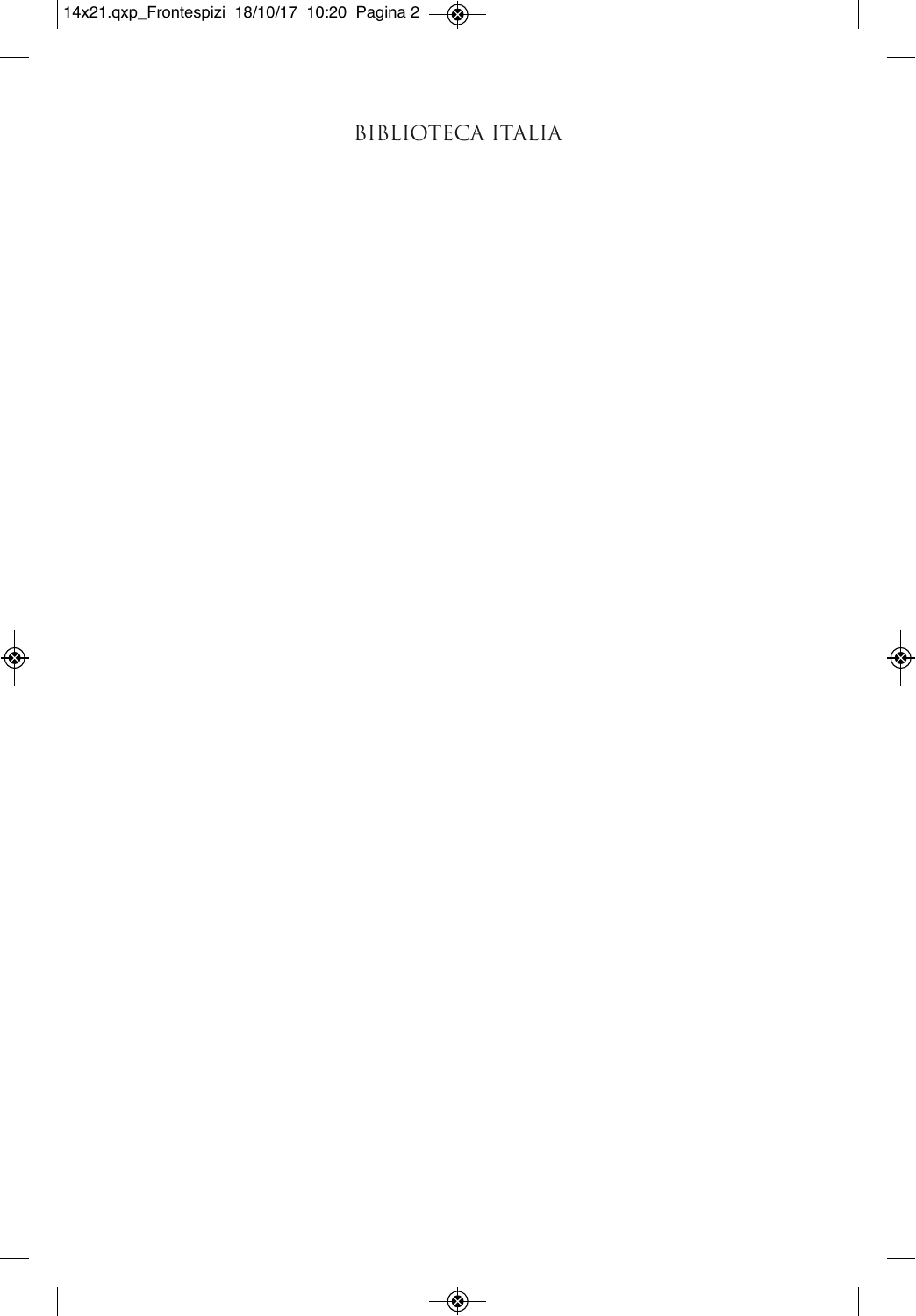BIBLIOTECA ITALIA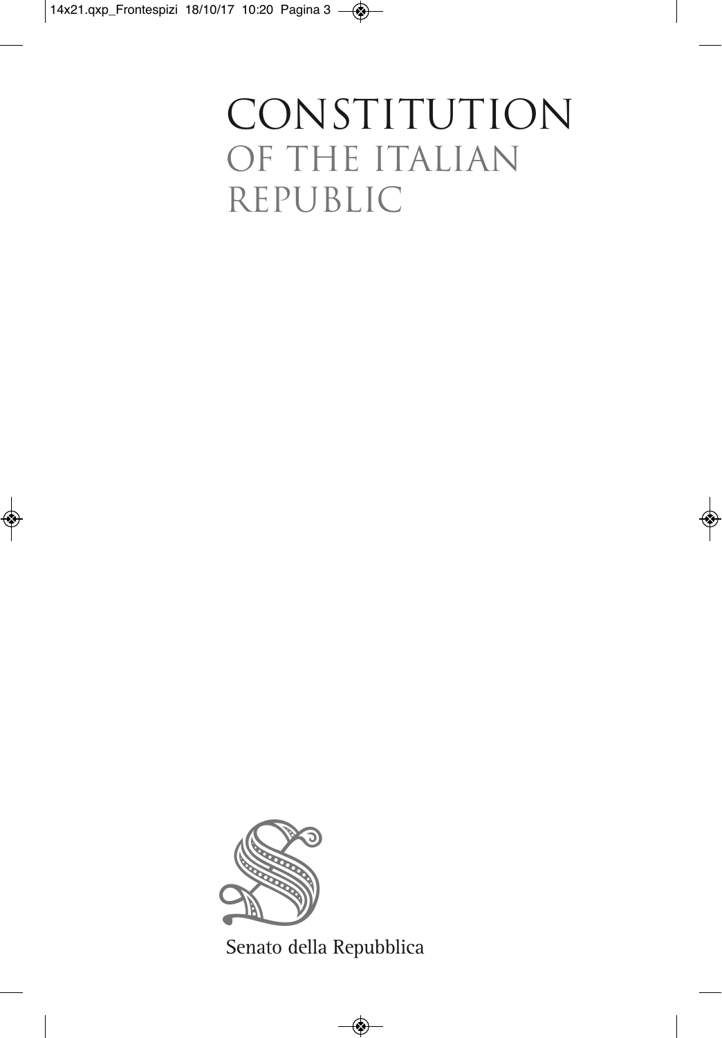# CONSTITUTION
## OF THE ITALIAN REPUBLIC

Senato della Repubblica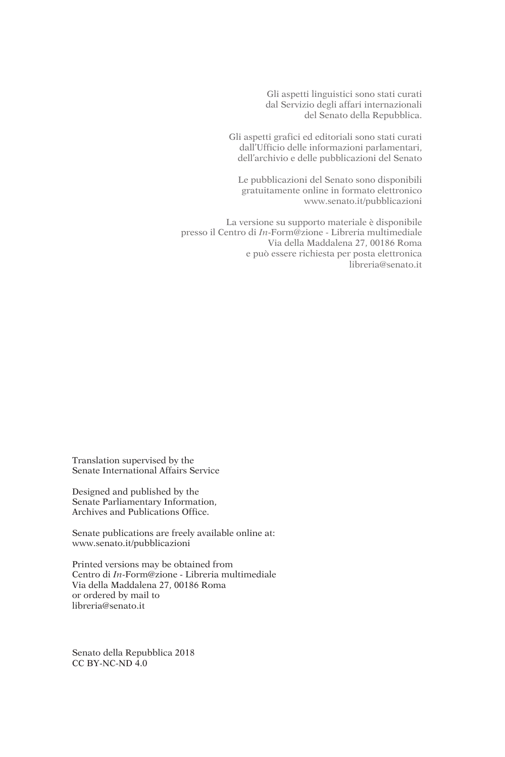Gli aspetti linguistici sono stati curati
dal Servizio degli affari internazionali
del Senato della Repubblica.

Gli aspetti grafici ed editoriali sono stati curati
dall'Ufficio delle informazioni parlamentari,
dell'archivio e delle pubblicazioni del Senato

Le pubblicazioni del Senato sono disponibili
gratuitamente online in formato elettronico
www.senato.it/pubblicazioni

La versione su supporto materiale è disponibile
presso il Centro di *In*-Form@zione - Libreria multimediale
Via della Maddalena 27, 00186 Roma
e può essere richiesta per posta elettronica
libreria@senato.it

Translation supervised by the
Senate International Affairs Service

Designed and published by the
Senate Parliamentary Information,
Archives and Publications Office.

Senate publications are freely available online at:
www.senato.it/pubblicazioni

Printed versions may be obtained from
Centro di *In*-Form@zione - Libreria multimediale
Via della Maddalena 27, 00186 Roma
or ordered by mail to
libreria@senato.it

Senato della Repubblica 2018
CC BY-NC-ND 4.0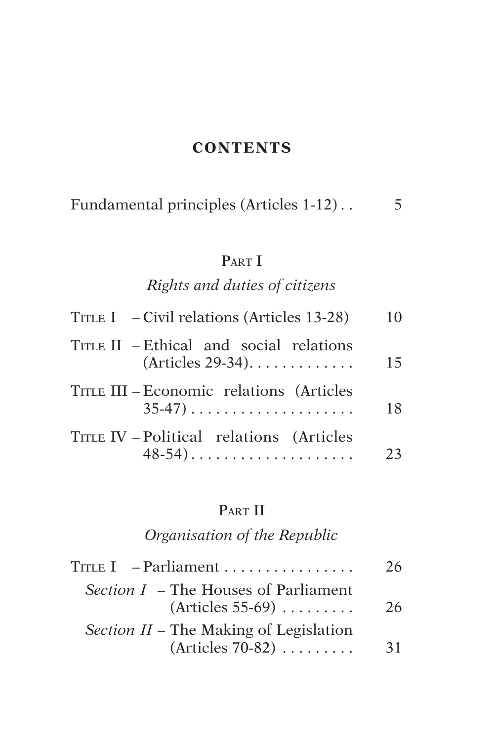# CONTENTS

Fundamental principles (Articles 1-12) . . 5

## PART I

*Rights and duties of citizens*

TITLE I – Civil relations (Articles 13-28) 10

TITLE II – Ethical and social relations (Articles 29-34). . . . . . . . . . . . . 15

TITLE III – Economic relations (Articles 35-47) . . . . . . . . . . . . . . . . . . . . 18

TITLE IV – Political relations (Articles 48-54). . . . . . . . . . . . . . . . . . . . 23

## PART II

*Organisation of the Republic*

TITLE I – Parliament . . . . . . . . . . . . . . . . 26

*Section I* – The Houses of Parliament (Articles 55-69) . . . . . . . . . 26

*Section II* – The Making of Legislation (Articles 70-82) . . . . . . . . . 31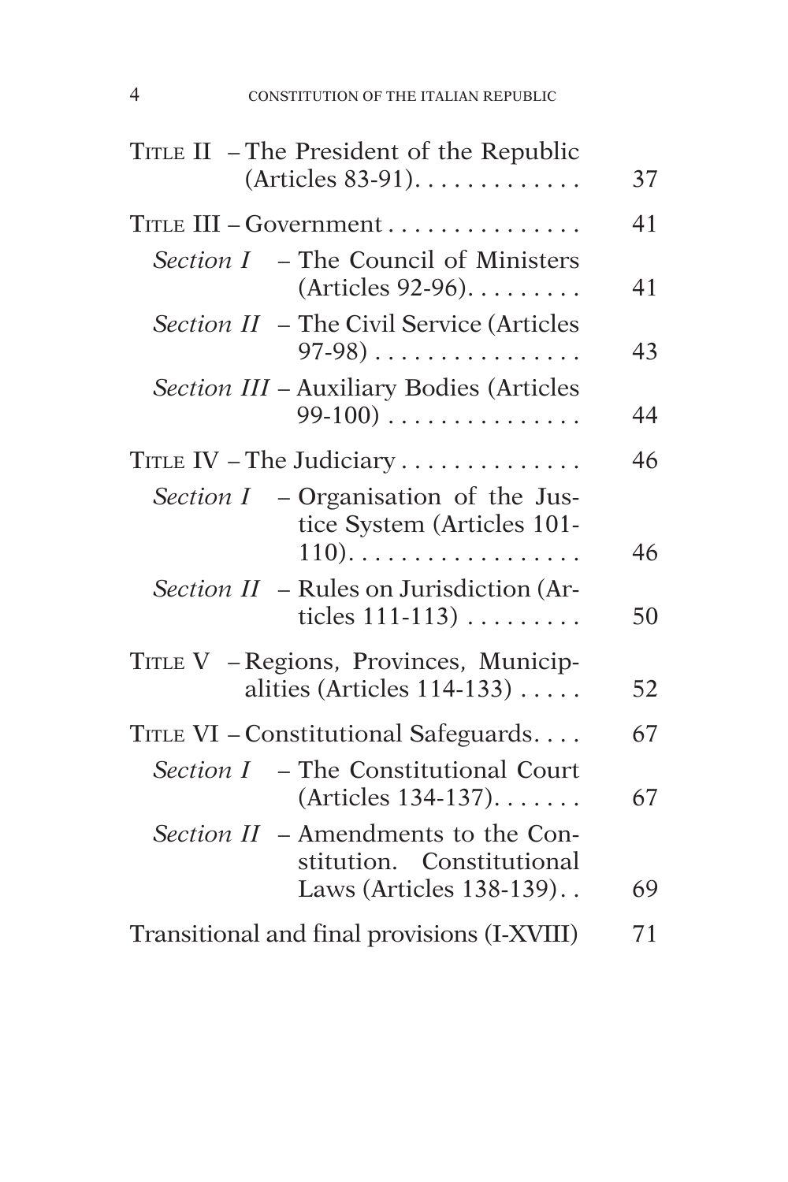TITLE II – The President of the Republic (Articles 83-91). . . . . . . . . . . . . 37

TITLE III – Government . . . . . . . . . . . . . . . 41

*Section I* – The Council of Ministers (Articles 92-96). . . . . . . . . 41

*Section II* – The Civil Service (Articles 97-98) . . . . . . . . . . . . . . . . 43

*Section III* – Auxiliary Bodies (Articles 99-100) . . . . . . . . . . . . . . . 44

TITLE IV – The Judiciary . . . . . . . . . . . . . . 46

*Section I* – Organisation of the Justice System (Articles 101-110). . . . . . . . . . . . . . . . . . 46

*Section II* – Rules on Jurisdiction (Articles 111-113) . . . . . . . . . 50

TITLE V – Regions, Provinces, Municipalities (Articles 114-133) . . . . . 52

TITLE VI – Constitutional Safeguards. . . . 67

*Section I* – The Constitutional Court (Articles 134-137). . . . . . . 67

*Section II* – Amendments to the Constitution. Constitutional Laws (Articles 138-139). . 69

Transitional and final provisions (I-XVIII) 71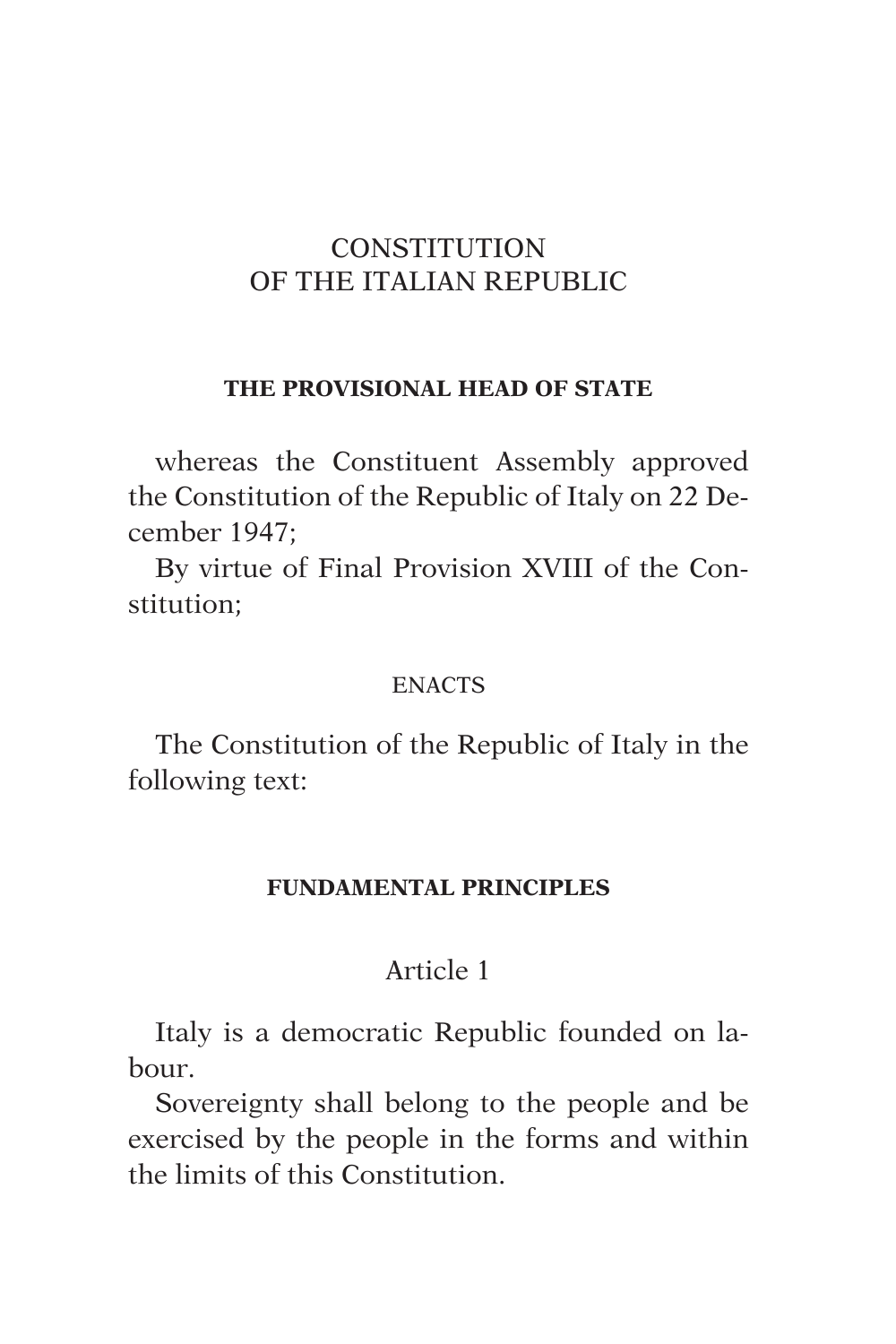# CONSTITUTION OF THE ITALIAN REPUBLIC

## THE PROVISIONAL HEAD OF STATE

whereas the Constituent Assembly approved the Constitution of the Republic of Italy on 22 December 1947;

By virtue of Final Provision XVIII of the Constitution;

ENACTS

The Constitution of the Republic of Italy in the following text:

## FUNDAMENTAL PRINCIPLES

### Article 1

Italy is a democratic Republic founded on labour.

Sovereignty shall belong to the people and be exercised by the people in the forms and within the limits of this Constitution.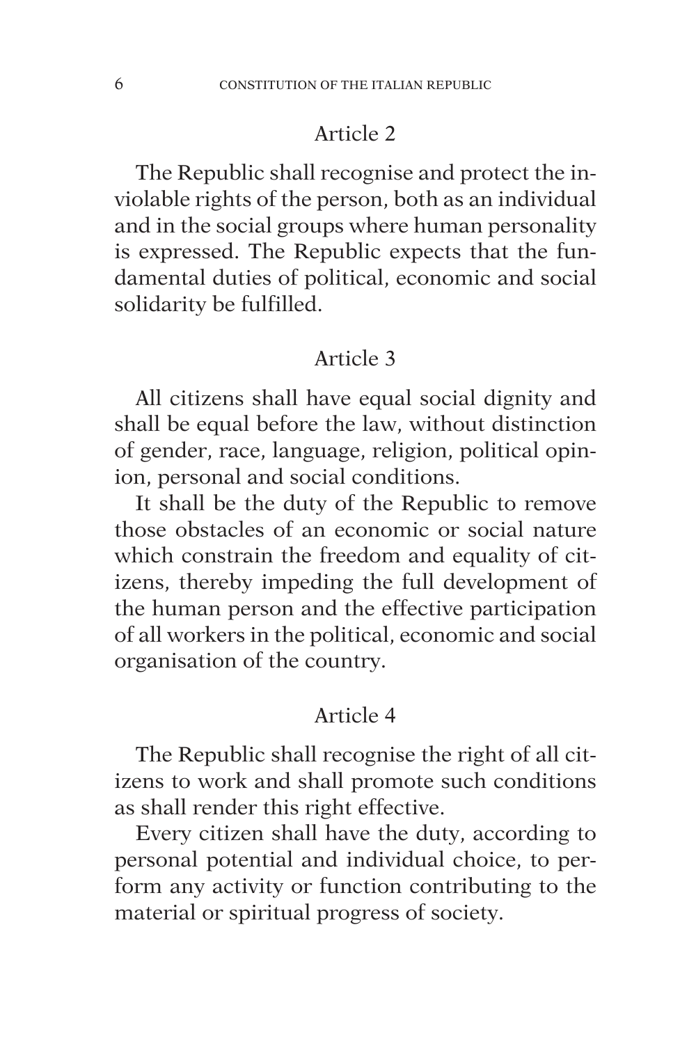## Article 2

The Republic shall recognise and protect the inviolable rights of the person, both as an individual and in the social groups where human personality is expressed. The Republic expects that the fundamental duties of political, economic and social solidarity be fulfilled.

## Article 3

All citizens shall have equal social dignity and shall be equal before the law, without distinction of gender, race, language, religion, political opinion, personal and social conditions.

It shall be the duty of the Republic to remove those obstacles of an economic or social nature which constrain the freedom and equality of citizens, thereby impeding the full development of the human person and the effective participation of all workers in the political, economic and social organisation of the country.

## Article 4

The Republic shall recognise the right of all citizens to work and shall promote such conditions as shall render this right effective.

Every citizen shall have the duty, according to personal potential and individual choice, to perform any activity or function contributing to the material or spiritual progress of society.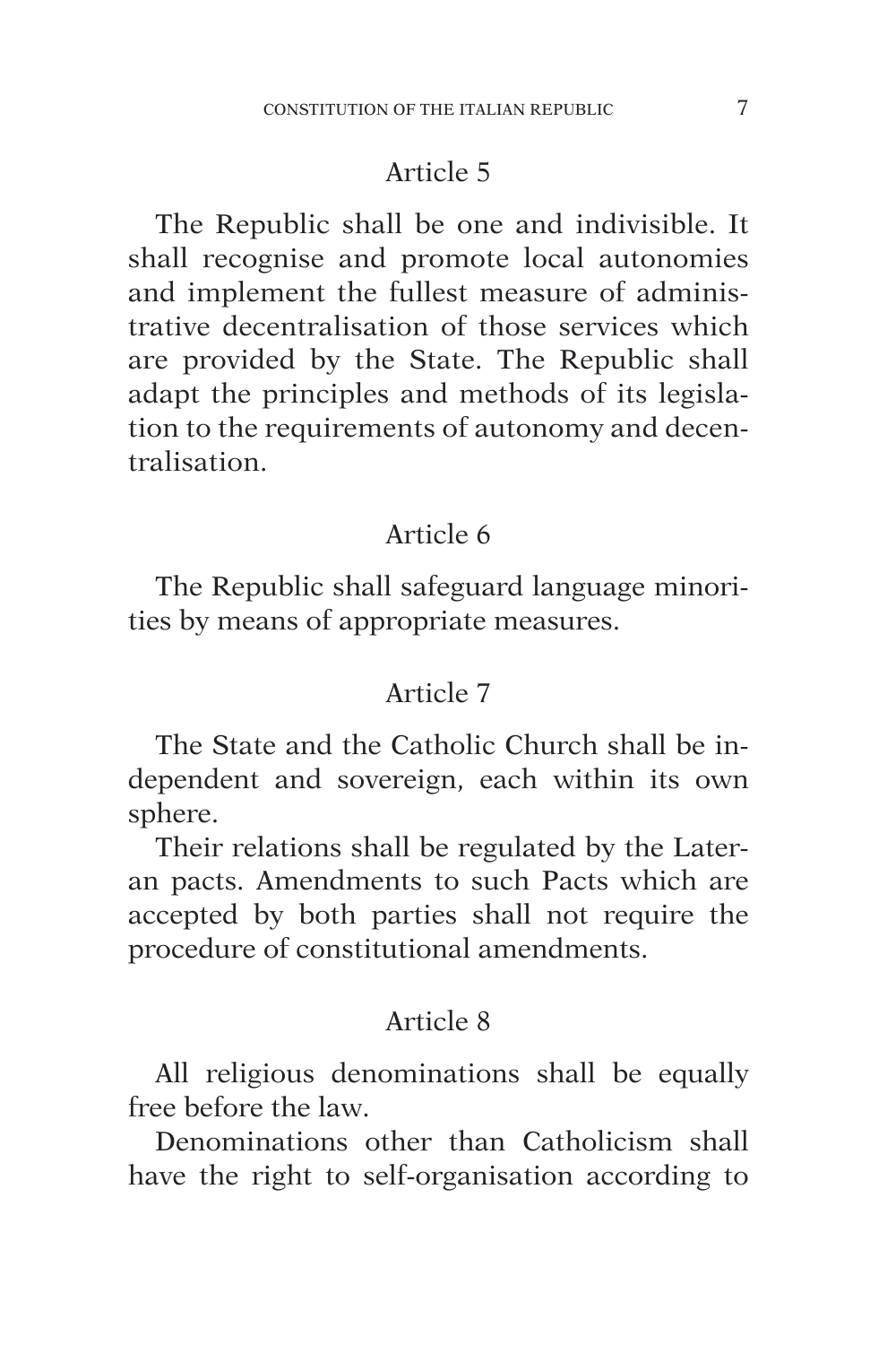### Article 5

The Republic shall be one and indivisible. It shall recognise and promote local autonomies and implement the fullest measure of administrative decentralisation of those services which are provided by the State. The Republic shall adapt the principles and methods of its legislation to the requirements of autonomy and decentralisation.

### Article 6

The Republic shall safeguard language minorities by means of appropriate measures.

### Article 7

The State and the Catholic Church shall be independent and sovereign, each within its own sphere.

Their relations shall be regulated by the Lateran pacts. Amendments to such Pacts which are accepted by both parties shall not require the procedure of constitutional amendments.

### Article 8

All religious denominations shall be equally free before the law.

Denominations other than Catholicism shall have the right to self-organisation according to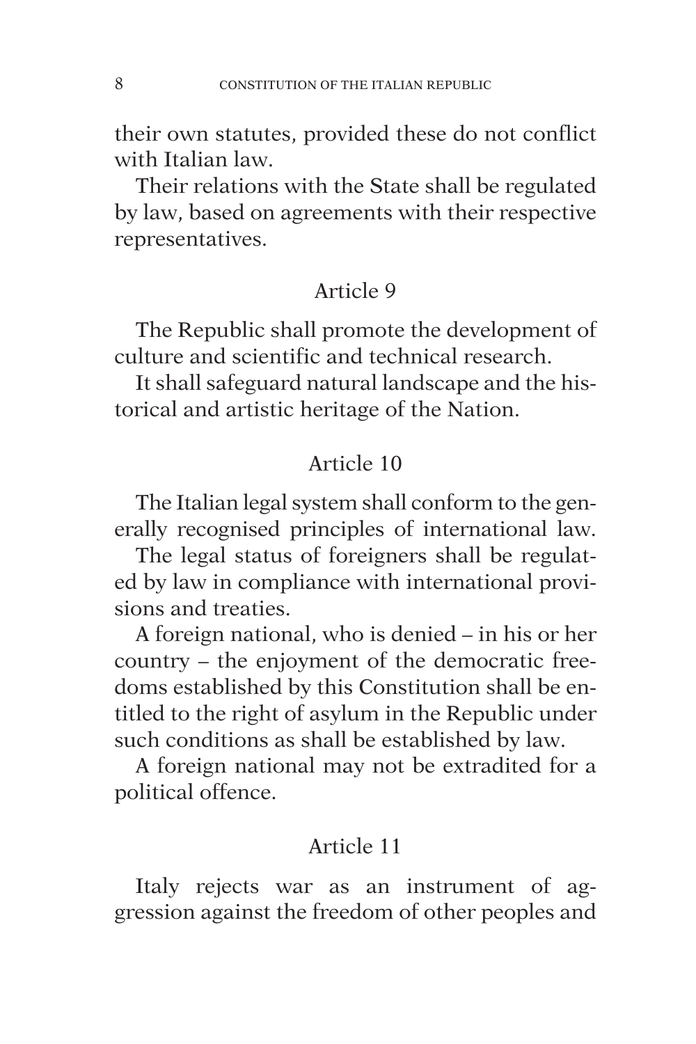their own statutes, provided these do not conflict with Italian law.

Their relations with the State shall be regulated by law, based on agreements with their respective representatives.

## Article 9

The Republic shall promote the development of culture and scientific and technical research.

It shall safeguard natural landscape and the historical and artistic heritage of the Nation.

## Article 10

The Italian legal system shall conform to the generally recognised principles of international law.

The legal status of foreigners shall be regulated by law in compliance with international provisions and treaties.

A foreign national, who is denied – in his or her country – the enjoyment of the democratic freedoms established by this Constitution shall be entitled to the right of asylum in the Republic under such conditions as shall be established by law.

A foreign national may not be extradited for a political offence.

## Article 11

Italy rejects war as an instrument of aggression against the freedom of other peoples and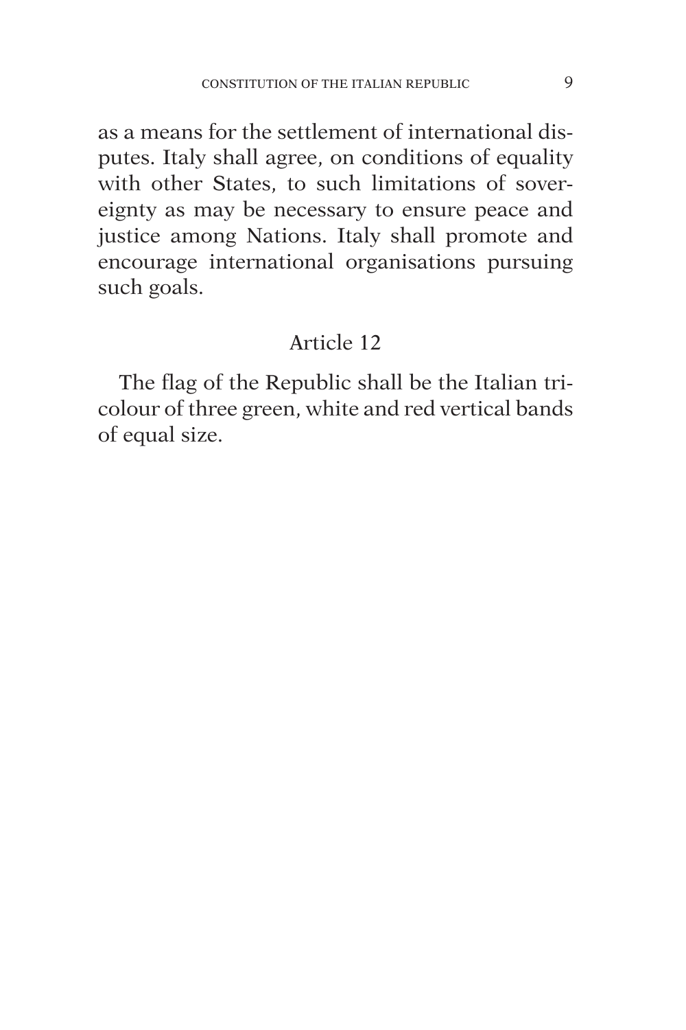as a means for the settlement of international disputes. Italy shall agree, on conditions of equality with other States, to such limitations of sovereignty as may be necessary to ensure peace and justice among Nations. Italy shall promote and encourage international organisations pursuing such goals.

### Article 12

The flag of the Republic shall be the Italian tricolour of three green, white and red vertical bands of equal size.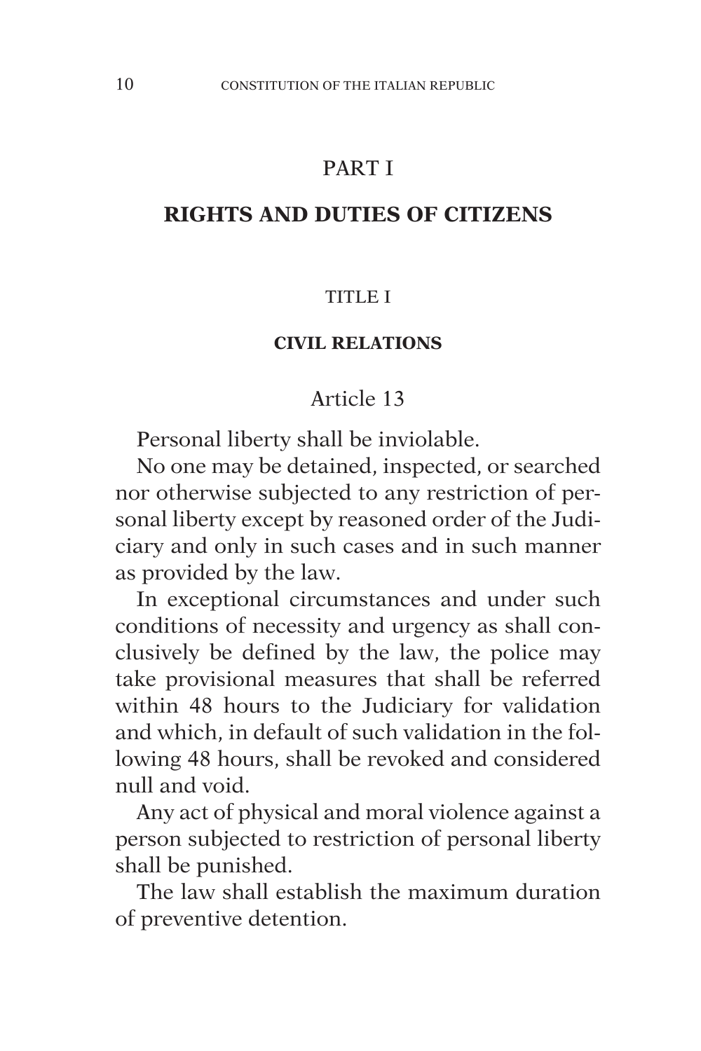# PART I

# RIGHTS AND DUTIES OF CITIZENS

## TITLE I

## CIVIL RELATIONS

### Article 13

Personal liberty shall be inviolable.

No one may be detained, inspected, or searched nor otherwise subjected to any restriction of personal liberty except by reasoned order of the Judiciary and only in such cases and in such manner as provided by the law.

In exceptional circumstances and under such conditions of necessity and urgency as shall conclusively be defined by the law, the police may take provisional measures that shall be referred within 48 hours to the Judiciary for validation and which, in default of such validation in the following 48 hours, shall be revoked and considered null and void.

Any act of physical and moral violence against a person subjected to restriction of personal liberty shall be punished.

The law shall establish the maximum duration of preventive detention.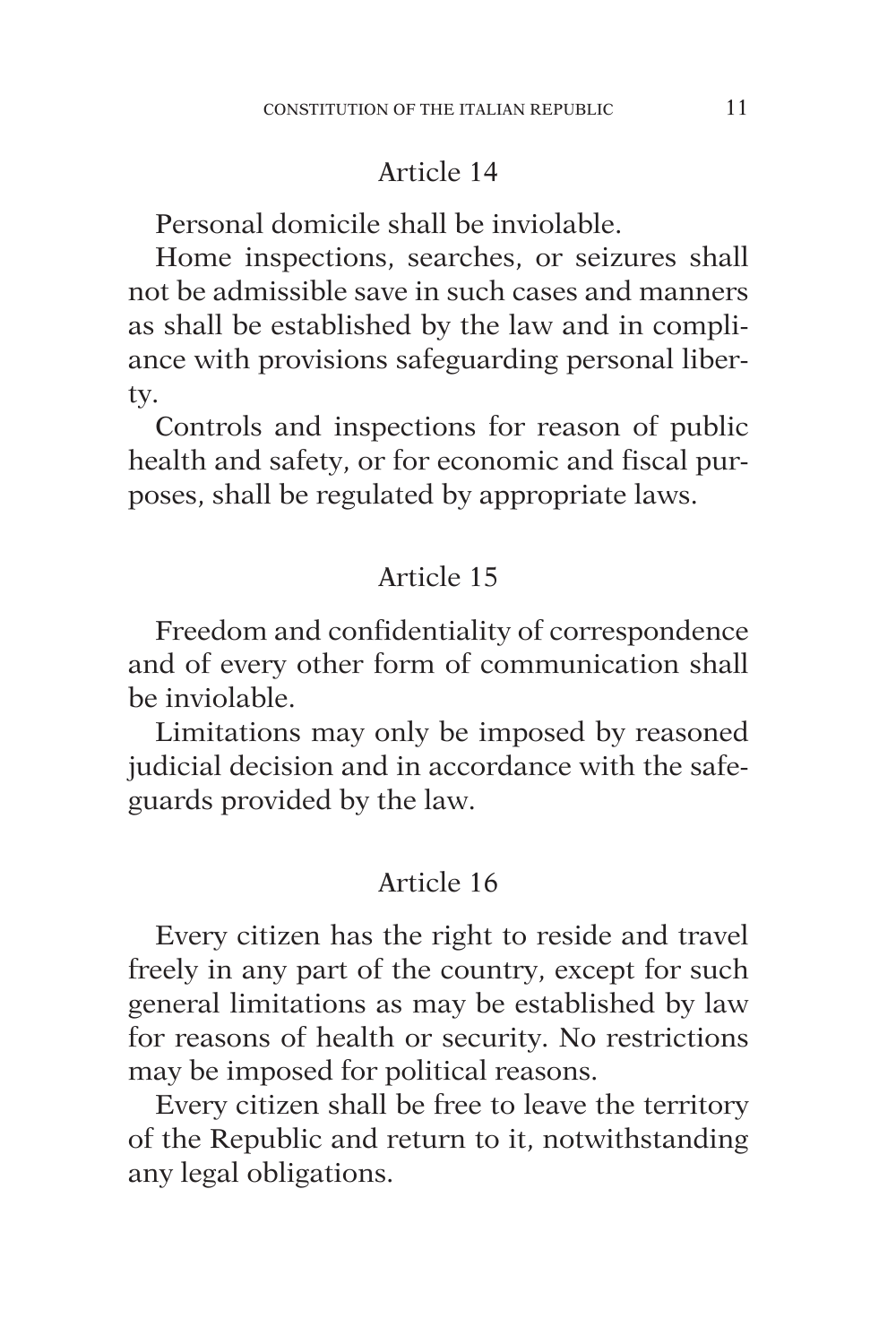## Article 14

Personal domicile shall be inviolable.

Home inspections, searches, or seizures shall not be admissible save in such cases and manners as shall be established by the law and in compliance with provisions safeguarding personal liberty.

Controls and inspections for reason of public health and safety, or for economic and fiscal purposes, shall be regulated by appropriate laws.

## Article 15

Freedom and confidentiality of correspondence and of every other form of communication shall be inviolable.

Limitations may only be imposed by reasoned judicial decision and in accordance with the safeguards provided by the law.

## Article 16

Every citizen has the right to reside and travel freely in any part of the country, except for such general limitations as may be established by law for reasons of health or security. No restrictions may be imposed for political reasons.

Every citizen shall be free to leave the territory of the Republic and return to it, notwithstanding any legal obligations.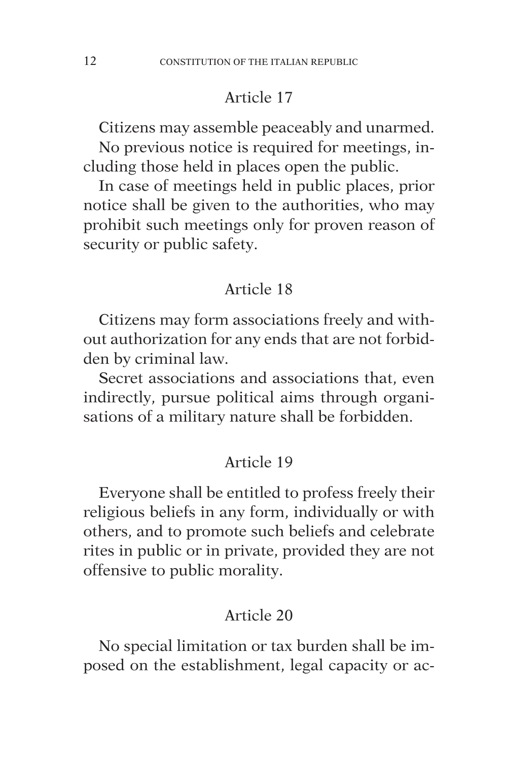## Article 17

Citizens may assemble peaceably and unarmed.

No previous notice is required for meetings, including those held in places open the public.

In case of meetings held in public places, prior notice shall be given to the authorities, who may prohibit such meetings only for proven reason of security or public safety.

## Article 18

Citizens may form associations freely and without authorization for any ends that are not forbidden by criminal law.

Secret associations and associations that, even indirectly, pursue political aims through organisations of a military nature shall be forbidden.

## Article 19

Everyone shall be entitled to profess freely their religious beliefs in any form, individually or with others, and to promote such beliefs and celebrate rites in public or in private, provided they are not offensive to public morality.

## Article 20

No special limitation or tax burden shall be imposed on the establishment, legal capacity or ac-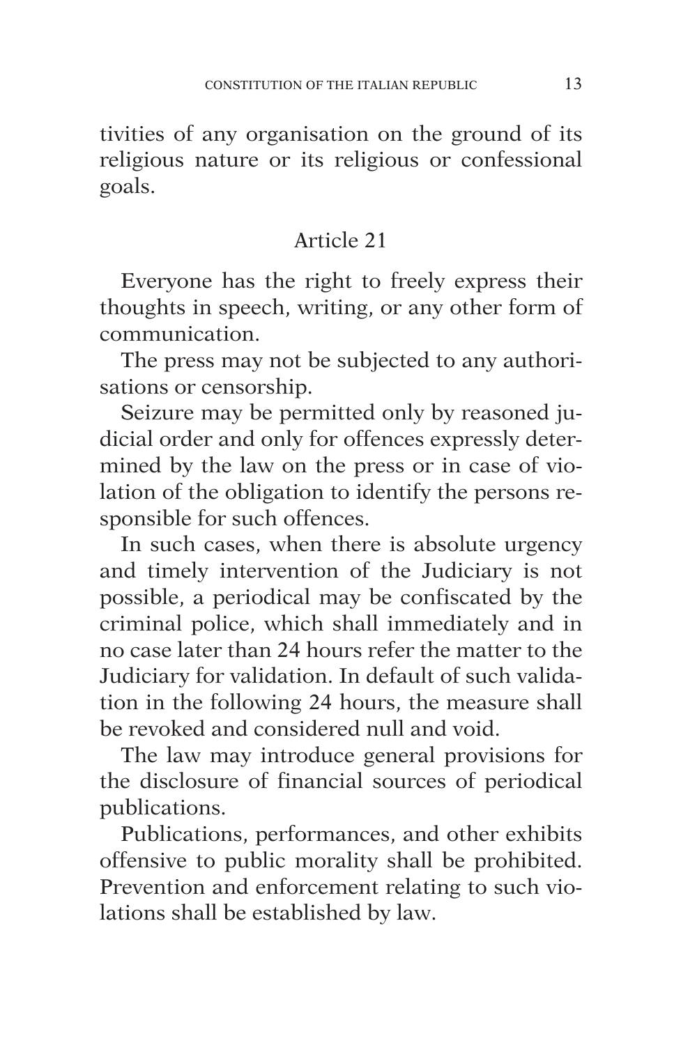tivities of any organisation on the ground of its religious nature or its religious or confessional goals.

## Article 21

Everyone has the right to freely express their thoughts in speech, writing, or any other form of communication.

The press may not be subjected to any authorisations or censorship.

Seizure may be permitted only by reasoned judicial order and only for offences expressly determined by the law on the press or in case of violation of the obligation to identify the persons responsible for such offences.

In such cases, when there is absolute urgency and timely intervention of the Judiciary is not possible, a periodical may be confiscated by the criminal police, which shall immediately and in no case later than 24 hours refer the matter to the Judiciary for validation. In default of such validation in the following 24 hours, the measure shall be revoked and considered null and void.

The law may introduce general provisions for the disclosure of financial sources of periodical publications.

Publications, performances, and other exhibits offensive to public morality shall be prohibited. Prevention and enforcement relating to such violations shall be established by law.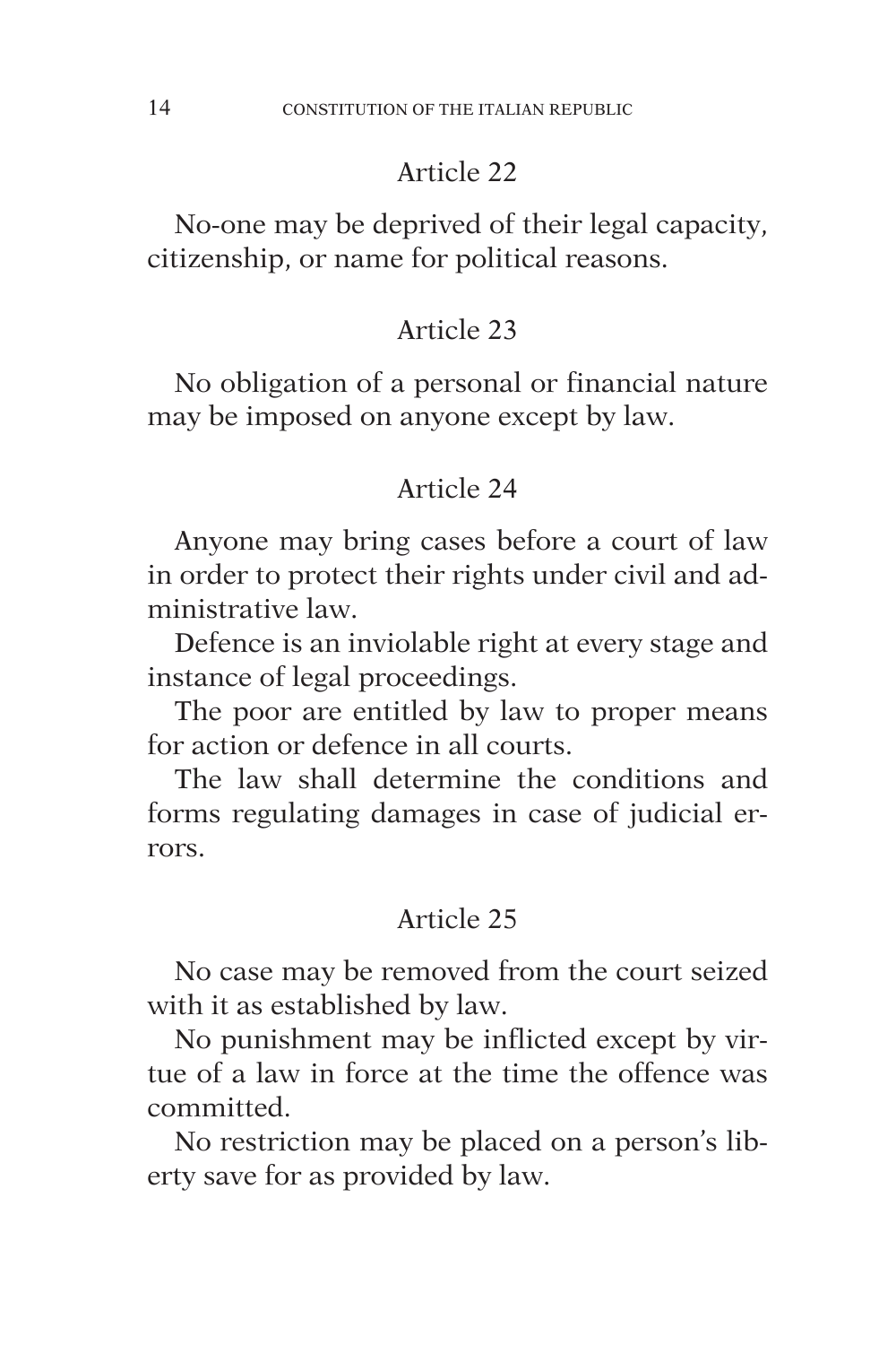### Article 22

No-one may be deprived of their legal capacity, citizenship, or name for political reasons.

### Article 23

No obligation of a personal or financial nature may be imposed on anyone except by law.

### Article 24

Anyone may bring cases before a court of law in order to protect their rights under civil and administrative law.

Defence is an inviolable right at every stage and instance of legal proceedings.

The poor are entitled by law to proper means for action or defence in all courts.

The law shall determine the conditions and forms regulating damages in case of judicial errors.

### Article 25

No case may be removed from the court seized with it as established by law.

No punishment may be inflicted except by virtue of a law in force at the time the offence was committed.

No restriction may be placed on a person's liberty save for as provided by law.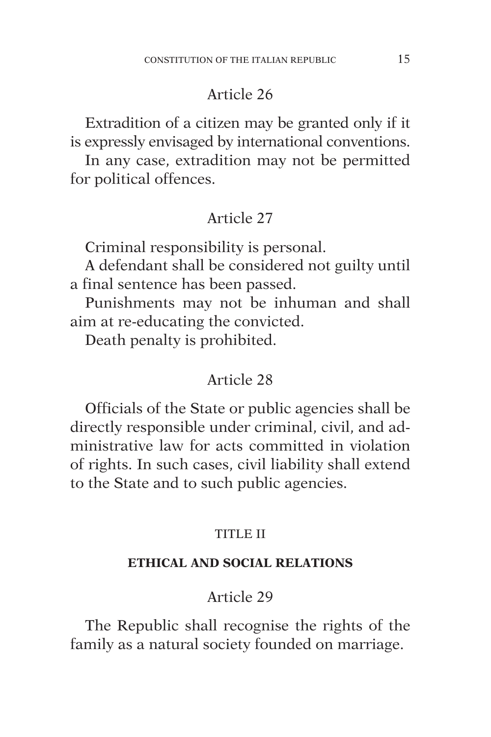### Article 26

Extradition of a citizen may be granted only if it is expressly envisaged by international conventions.

In any case, extradition may not be permitted for political offences.

### Article 27

Criminal responsibility is personal.

A defendant shall be considered not guilty until a final sentence has been passed.

Punishments may not be inhuman and shall aim at re-educating the convicted.

Death penalty is prohibited.

### Article 28

Officials of the State or public agencies shall be directly responsible under criminal, civil, and administrative law for acts committed in violation of rights. In such cases, civil liability shall extend to the State and to such public agencies.

## TITLE II

## ETHICAL AND SOCIAL RELATIONS

### Article 29

The Republic shall recognise the rights of the family as a natural society founded on marriage.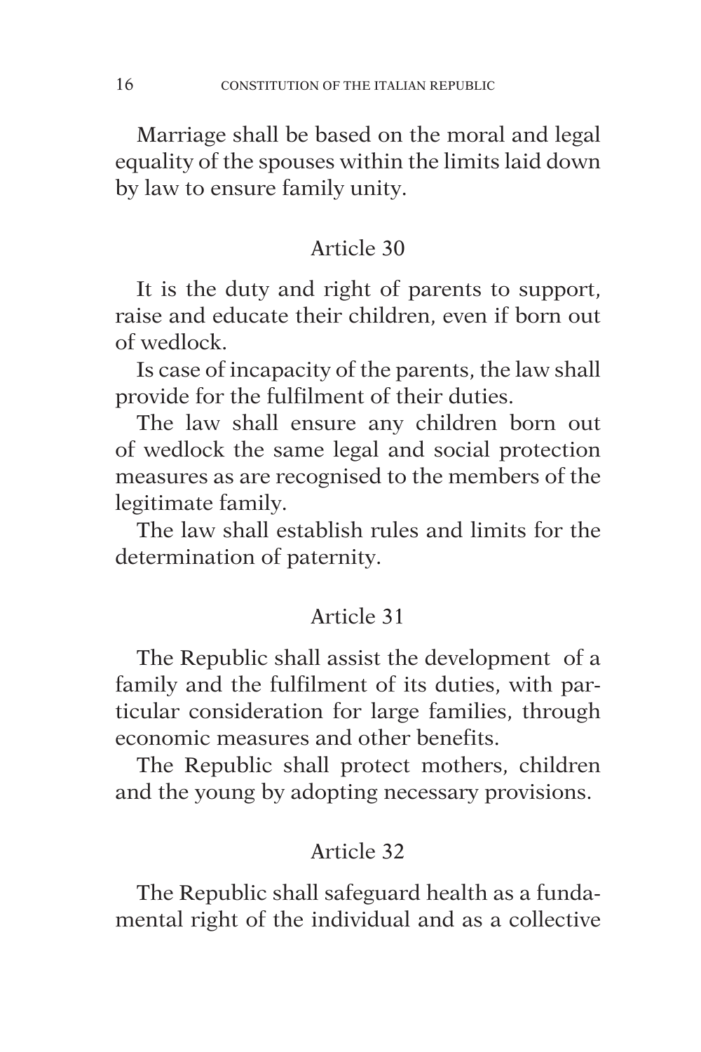Marriage shall be based on the moral and legal equality of the spouses within the limits laid down by law to ensure family unity.

## Article 30

It is the duty and right of parents to support, raise and educate their children, even if born out of wedlock.

Is case of incapacity of the parents, the law shall provide for the fulfilment of their duties.

The law shall ensure any children born out of wedlock the same legal and social protection measures as are recognised to the members of the legitimate family.

The law shall establish rules and limits for the determination of paternity.

## Article 31

The Republic shall assist the development of a family and the fulfilment of its duties, with particular consideration for large families, through economic measures and other benefits.

The Republic shall protect mothers, children and the young by adopting necessary provisions.

## Article 32

The Republic shall safeguard health as a fundamental right of the individual and as a collective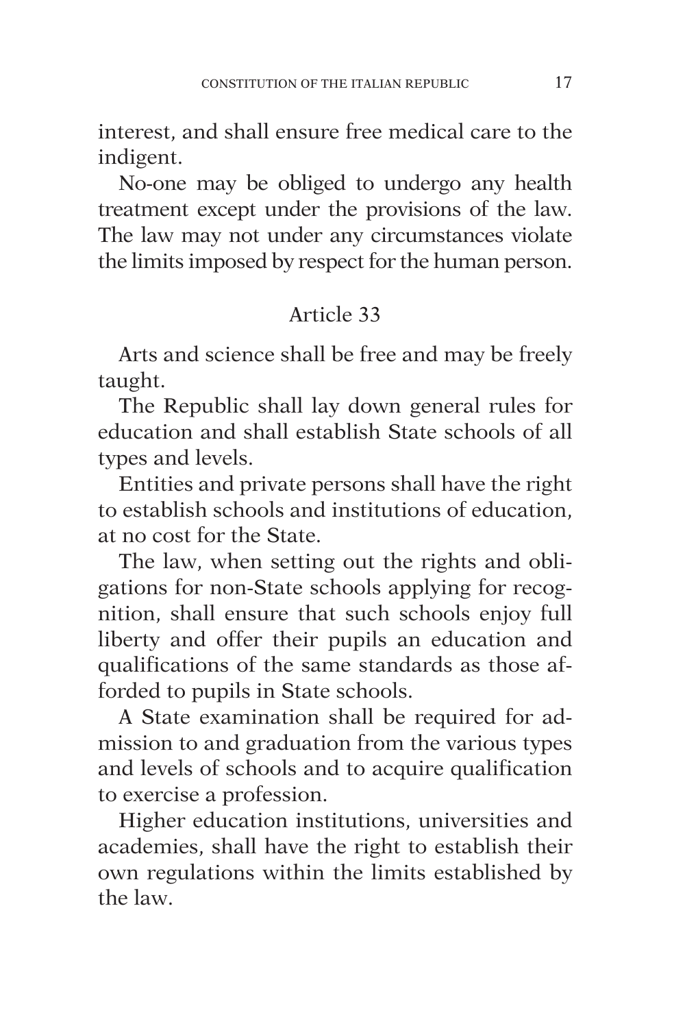interest, and shall ensure free medical care to the indigent.

No-one may be obliged to undergo any health treatment except under the provisions of the law. The law may not under any circumstances violate the limits imposed by respect for the human person.

## Article 33

Arts and science shall be free and may be freely taught.

The Republic shall lay down general rules for education and shall establish State schools of all types and levels.

Entities and private persons shall have the right to establish schools and institutions of education, at no cost for the State.

The law, when setting out the rights and obligations for non-State schools applying for recognition, shall ensure that such schools enjoy full liberty and offer their pupils an education and qualifications of the same standards as those afforded to pupils in State schools.

A State examination shall be required for admission to and graduation from the various types and levels of schools and to acquire qualification to exercise a profession.

Higher education institutions, universities and academies, shall have the right to establish their own regulations within the limits established by the law.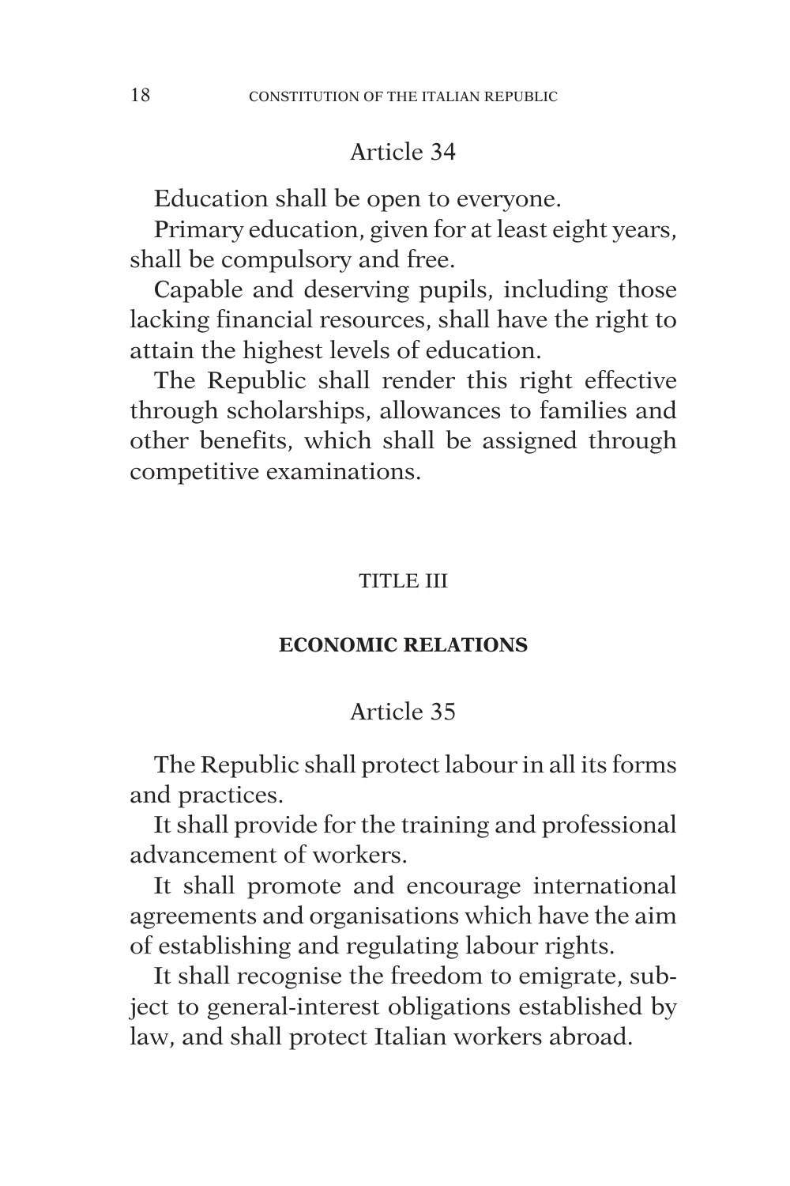### Article 34

Education shall be open to everyone.

Primary education, given for at least eight years, shall be compulsory and free.

Capable and deserving pupils, including those lacking financial resources, shall have the right to attain the highest levels of education.

The Republic shall render this right effective through scholarships, allowances to families and other benefits, which shall be assigned through competitive examinations.

## TITLE III

## ECONOMIC RELATIONS

### Article 35

The Republic shall protect labour in all its forms and practices.

It shall provide for the training and professional advancement of workers.

It shall promote and encourage international agreements and organisations which have the aim of establishing and regulating labour rights.

It shall recognise the freedom to emigrate, subject to general-interest obligations established by law, and shall protect Italian workers abroad.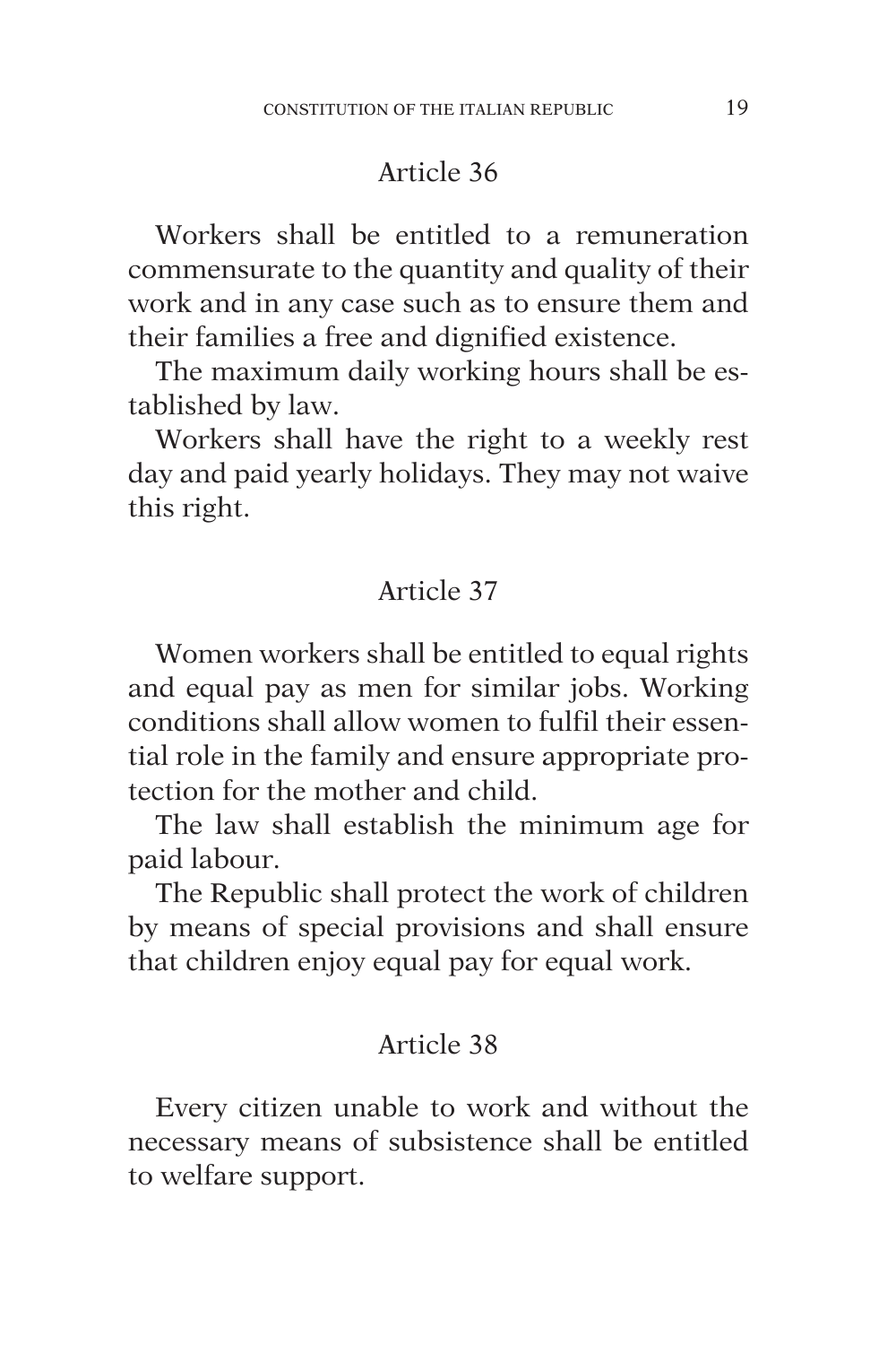## Article 36

Workers shall be entitled to a remuneration commensurate to the quantity and quality of their work and in any case such as to ensure them and their families a free and dignified existence.

The maximum daily working hours shall be established by law.

Workers shall have the right to a weekly rest day and paid yearly holidays. They may not waive this right.

## Article 37

Women workers shall be entitled to equal rights and equal pay as men for similar jobs. Working conditions shall allow women to fulfil their essential role in the family and ensure appropriate protection for the mother and child.

The law shall establish the minimum age for paid labour.

The Republic shall protect the work of children by means of special provisions and shall ensure that children enjoy equal pay for equal work.

## Article 38

Every citizen unable to work and without the necessary means of subsistence shall be entitled to welfare support.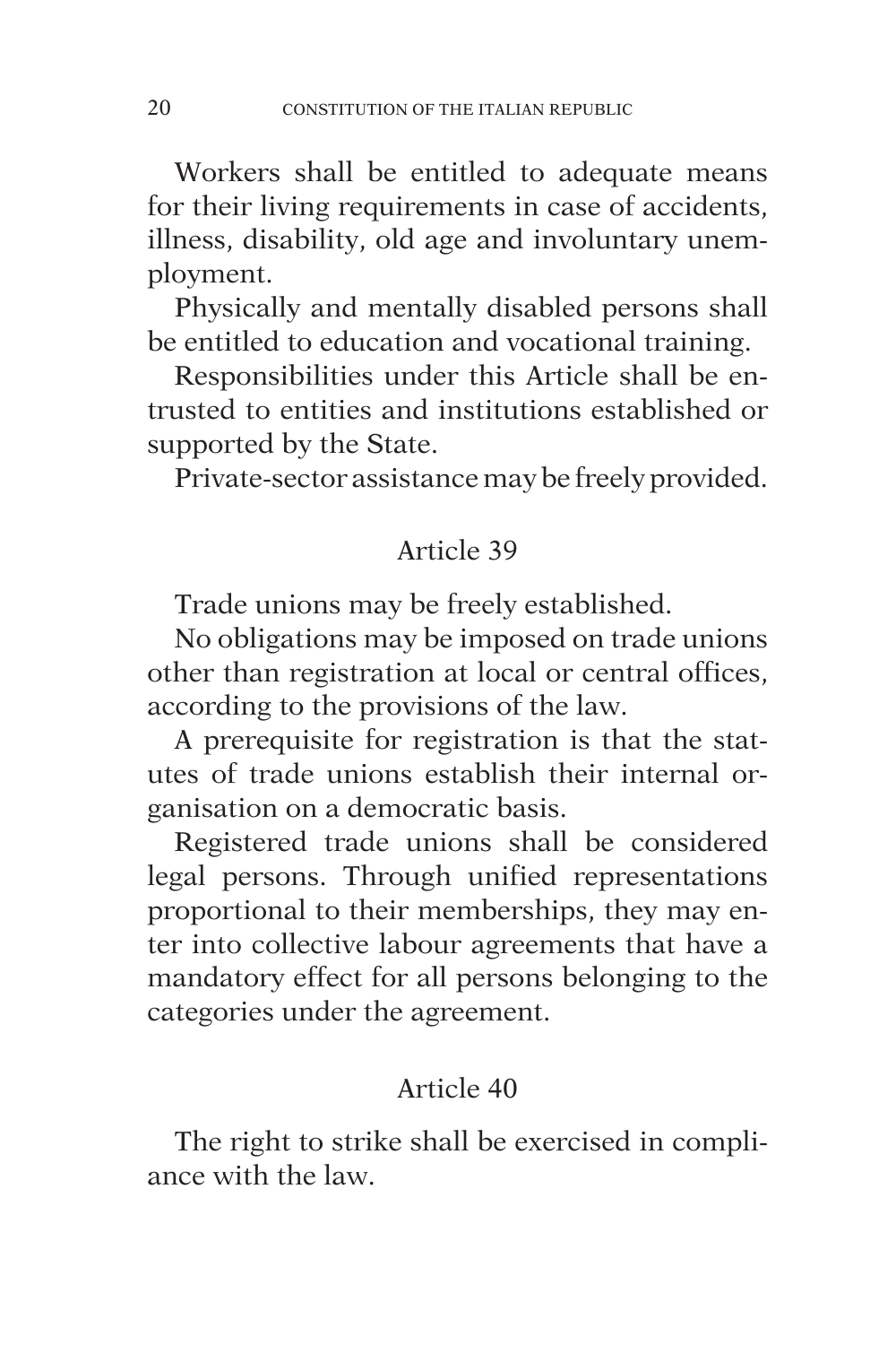Workers shall be entitled to adequate means for their living requirements in case of accidents, illness, disability, old age and involuntary unemployment.

Physically and mentally disabled persons shall be entitled to education and vocational training.

Responsibilities under this Article shall be entrusted to entities and institutions established or supported by the State.

Private-sector assistance may be freely provided.

## Article 39

Trade unions may be freely established.

No obligations may be imposed on trade unions other than registration at local or central offices, according to the provisions of the law.

A prerequisite for registration is that the statutes of trade unions establish their internal organisation on a democratic basis.

Registered trade unions shall be considered legal persons. Through unified representations proportional to their memberships, they may enter into collective labour agreements that have a mandatory effect for all persons belonging to the categories under the agreement.

## Article 40

The right to strike shall be exercised in compliance with the law.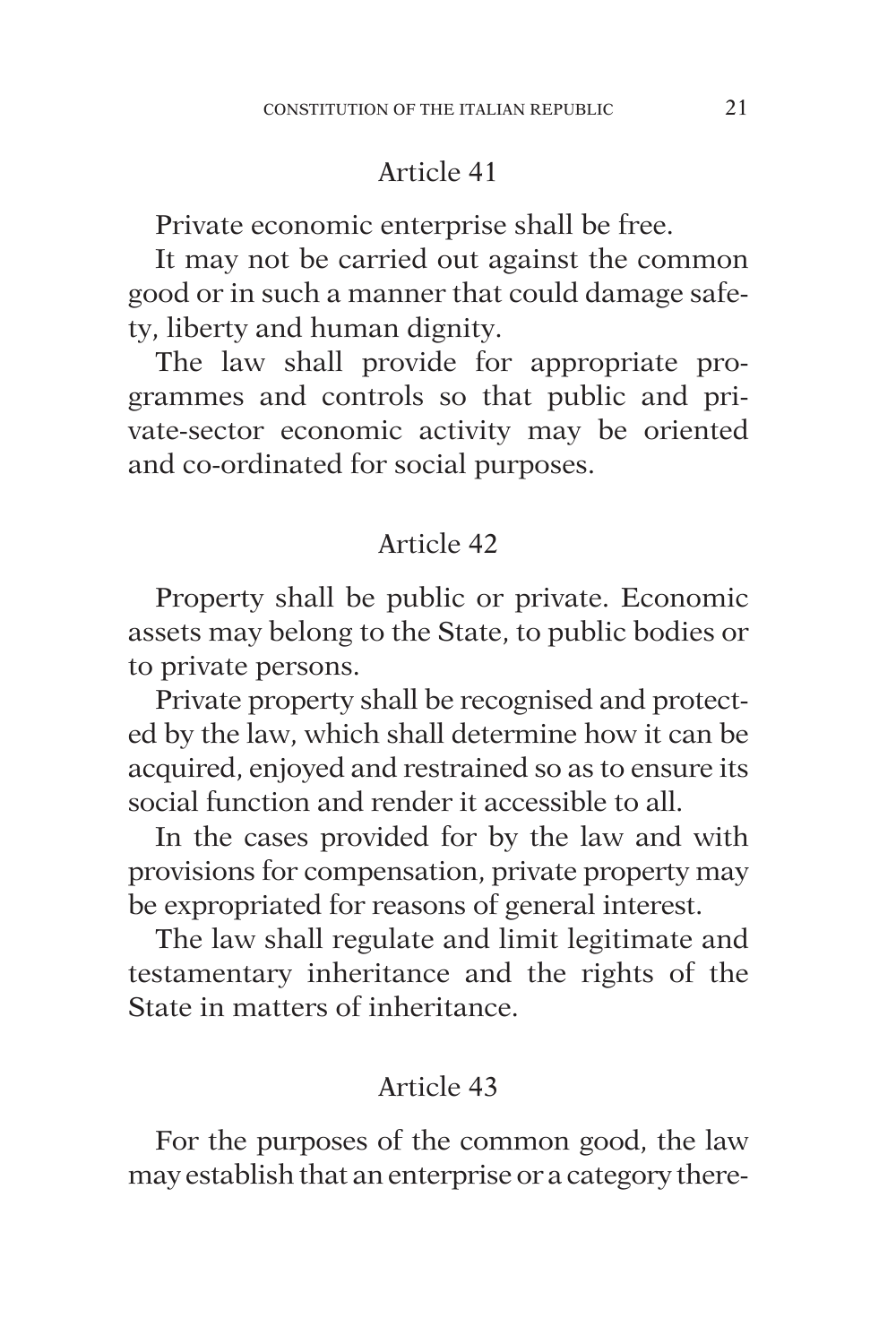## Article 41

Private economic enterprise shall be free.

It may not be carried out against the common good or in such a manner that could damage safety, liberty and human dignity.

The law shall provide for appropriate programmes and controls so that public and private-sector economic activity may be oriented and co-ordinated for social purposes.

## Article 42

Property shall be public or private. Economic assets may belong to the State, to public bodies or to private persons.

Private property shall be recognised and protected by the law, which shall determine how it can be acquired, enjoyed and restrained so as to ensure its social function and render it accessible to all.

In the cases provided for by the law and with provisions for compensation, private property may be expropriated for reasons of general interest.

The law shall regulate and limit legitimate and testamentary inheritance and the rights of the State in matters of inheritance.

## Article 43

For the purposes of the common good, the law may establish that an enterprise or a category there-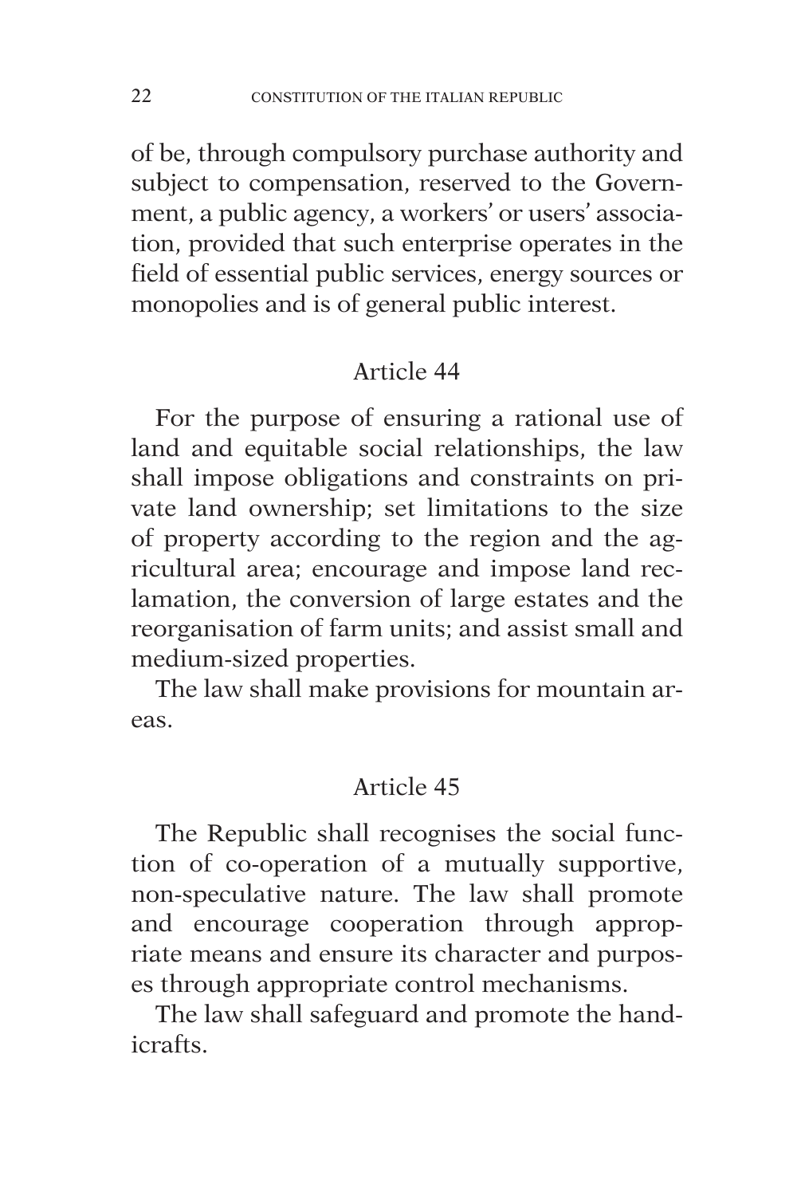of be, through compulsory purchase authority and subject to compensation, reserved to the Government, a public agency, a workers' or users' association, provided that such enterprise operates in the field of essential public services, energy sources or monopolies and is of general public interest.

## Article 44

For the purpose of ensuring a rational use of land and equitable social relationships, the law shall impose obligations and constraints on private land ownership; set limitations to the size of property according to the region and the agricultural area; encourage and impose land reclamation, the conversion of large estates and the reorganisation of farm units; and assist small and medium-sized properties.

The law shall make provisions for mountain areas.

## Article 45

The Republic shall recognises the social function of co-operation of a mutually supportive, non-speculative nature. The law shall promote and encourage cooperation through appropriate means and ensure its character and purposes through appropriate control mechanisms.

The law shall safeguard and promote the handicrafts.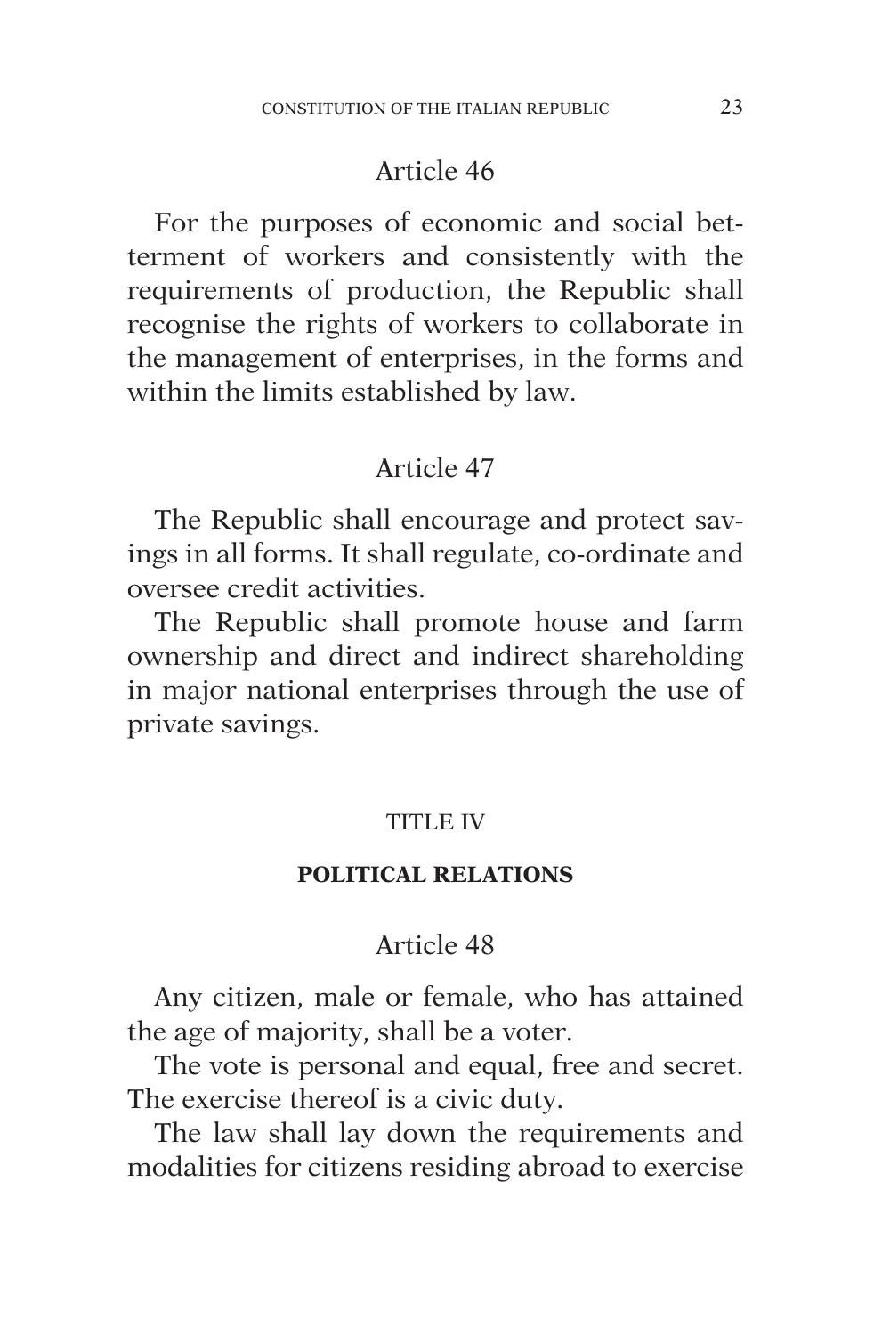### Article 46

For the purposes of economic and social betterment of workers and consistently with the requirements of production, the Republic shall recognise the rights of workers to collaborate in the management of enterprises, in the forms and within the limits established by law.

### Article 47

The Republic shall encourage and protect savings in all forms. It shall regulate, co-ordinate and oversee credit activities.

The Republic shall promote house and farm ownership and direct and indirect shareholding in major national enterprises through the use of private savings.

## TITLE IV

## POLITICAL RELATIONS

### Article 48

Any citizen, male or female, who has attained the age of majority, shall be a voter.

The vote is personal and equal, free and secret. The exercise thereof is a civic duty.

The law shall lay down the requirements and modalities for citizens residing abroad to exercise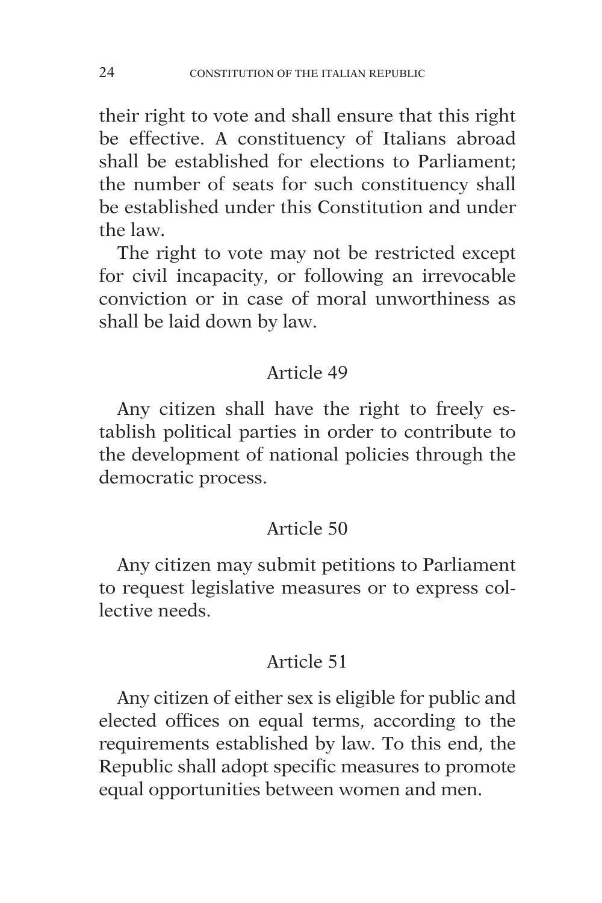their right to vote and shall ensure that this right be effective. A constituency of Italians abroad shall be established for elections to Parliament; the number of seats for such constituency shall be established under this Constitution and under the law.

The right to vote may not be restricted except for civil incapacity, or following an irrevocable conviction or in case of moral unworthiness as shall be laid down by law.

### Article 49

Any citizen shall have the right to freely establish political parties in order to contribute to the development of national policies through the democratic process.

### Article 50

Any citizen may submit petitions to Parliament to request legislative measures or to express collective needs.

### Article 51

Any citizen of either sex is eligible for public and elected offices on equal terms, according to the requirements established by law. To this end, the Republic shall adopt specific measures to promote equal opportunities between women and men.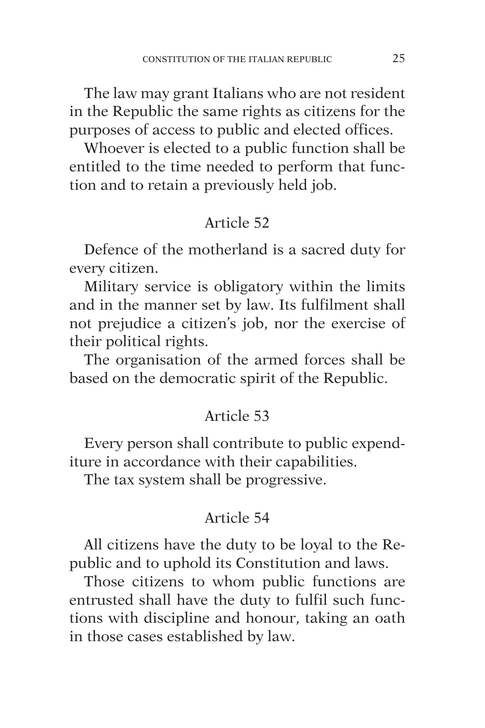The law may grant Italians who are not resident in the Republic the same rights as citizens for the purposes of access to public and elected offices.

Whoever is elected to a public function shall be entitled to the time needed to perform that function and to retain a previously held job.

### Article 52

Defence of the motherland is a sacred duty for every citizen.

Military service is obligatory within the limits and in the manner set by law. Its fulfilment shall not prejudice a citizen's job, nor the exercise of their political rights.

The organisation of the armed forces shall be based on the democratic spirit of the Republic.

### Article 53

Every person shall contribute to public expenditure in accordance with their capabilities.

The tax system shall be progressive.

### Article 54

All citizens have the duty to be loyal to the Republic and to uphold its Constitution and laws.

Those citizens to whom public functions are entrusted shall have the duty to fulfil such functions with discipline and honour, taking an oath in those cases established by law.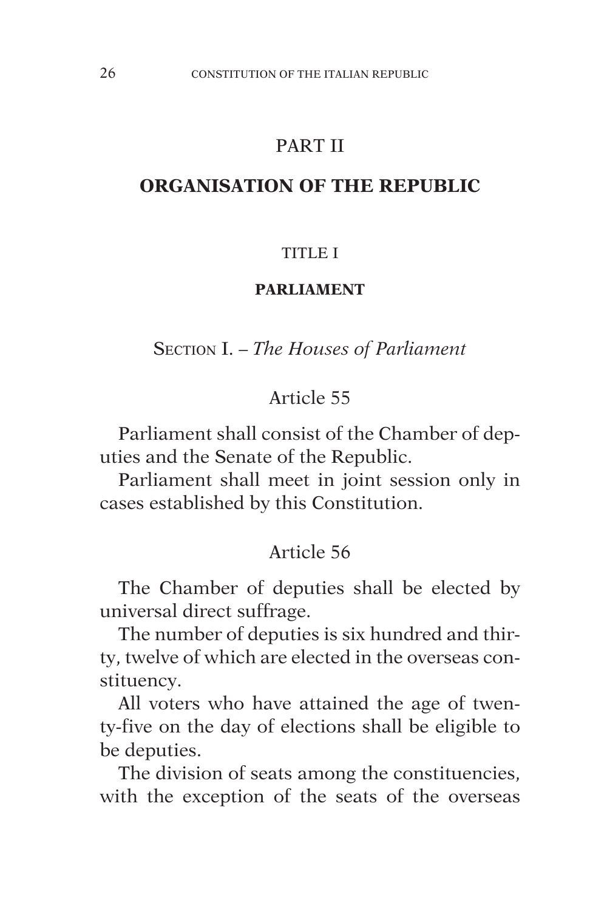# PART II

# ORGANISATION OF THE REPUBLIC

## TITLE I

## PARLIAMENT

### Section I. – *The Houses of Parliament*

#### Article 55

Parliament shall consist of the Chamber of deputies and the Senate of the Republic.

Parliament shall meet in joint session only in cases established by this Constitution.

#### Article 56

The Chamber of deputies shall be elected by universal direct suffrage.

The number of deputies is six hundred and thirty, twelve of which are elected in the overseas constituency.

All voters who have attained the age of twenty-five on the day of elections shall be eligible to be deputies.

The division of seats among the constituencies, with the exception of the seats of the overseas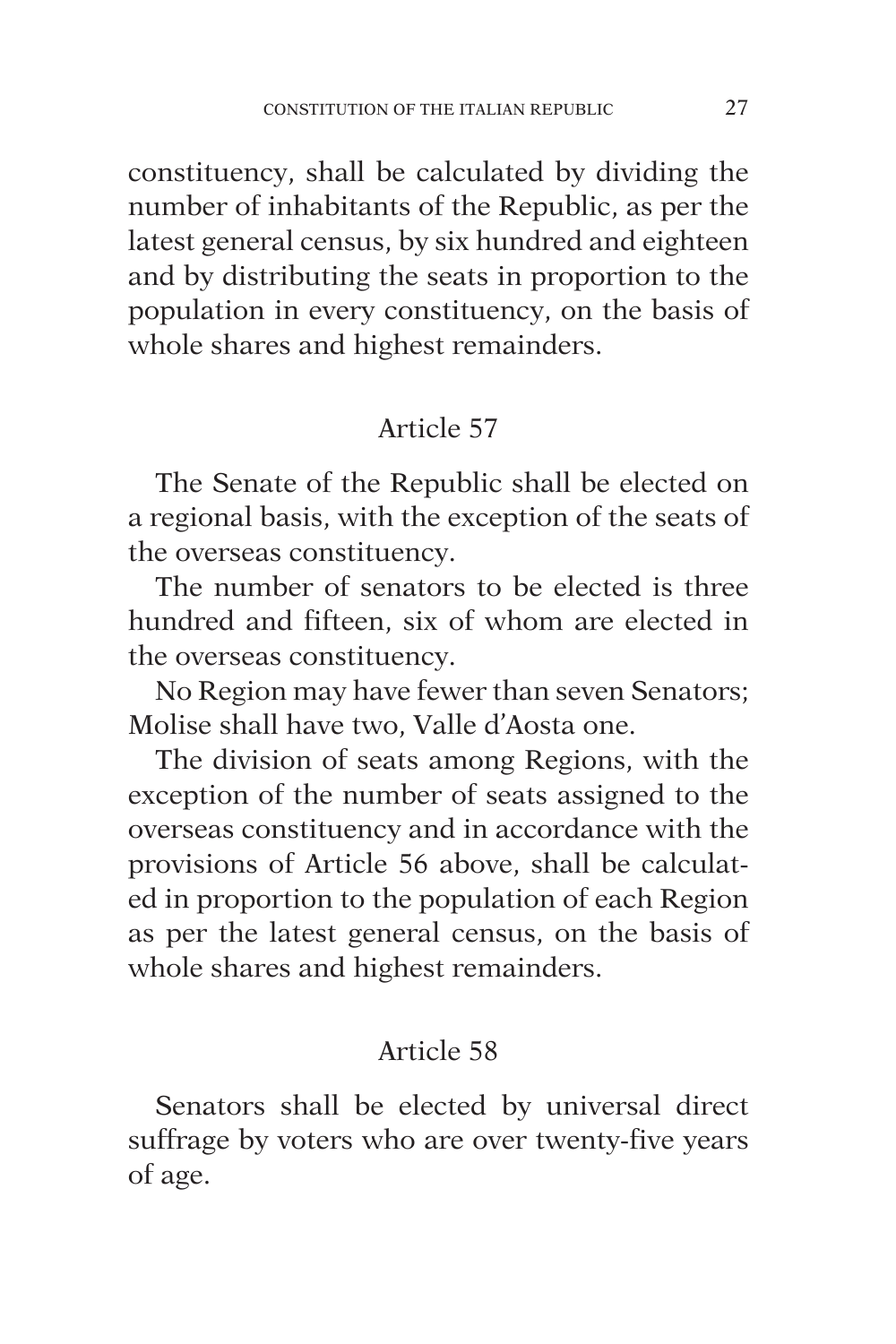constituency, shall be calculated by dividing the number of inhabitants of the Republic, as per the latest general census, by six hundred and eighteen and by distributing the seats in proportion to the population in every constituency, on the basis of whole shares and highest remainders.

## Article 57

The Senate of the Republic shall be elected on a regional basis, with the exception of the seats of the overseas constituency.

The number of senators to be elected is three hundred and fifteen, six of whom are elected in the overseas constituency.

No Region may have fewer than seven Senators; Molise shall have two, Valle d'Aosta one.

The division of seats among Regions, with the exception of the number of seats assigned to the overseas constituency and in accordance with the provisions of Article 56 above, shall be calculated in proportion to the population of each Region as per the latest general census, on the basis of whole shares and highest remainders.

## Article 58

Senators shall be elected by universal direct suffrage by voters who are over twenty-five years of age.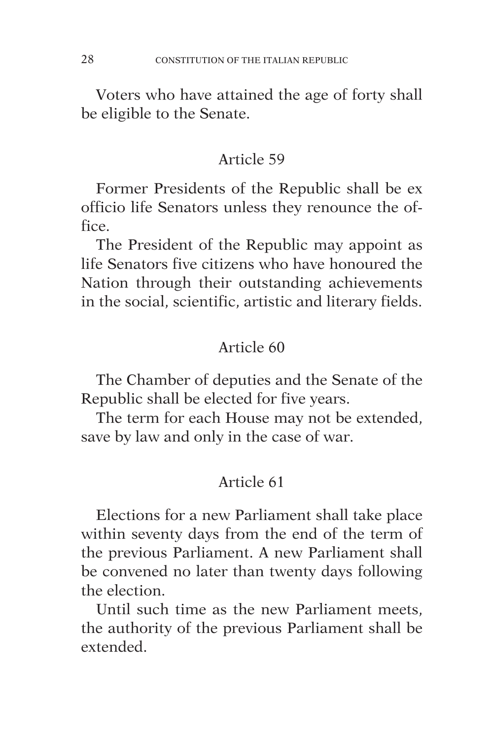Voters who have attained the age of forty shall be eligible to the Senate.

### Article 59

Former Presidents of the Republic shall be ex officio life Senators unless they renounce the office.

The President of the Republic may appoint as life Senators five citizens who have honoured the Nation through their outstanding achievements in the social, scientific, artistic and literary fields.

### Article 60

The Chamber of deputies and the Senate of the Republic shall be elected for five years.

The term for each House may not be extended, save by law and only in the case of war.

### Article 61

Elections for a new Parliament shall take place within seventy days from the end of the term of the previous Parliament. A new Parliament shall be convened no later than twenty days following the election.

Until such time as the new Parliament meets, the authority of the previous Parliament shall be extended.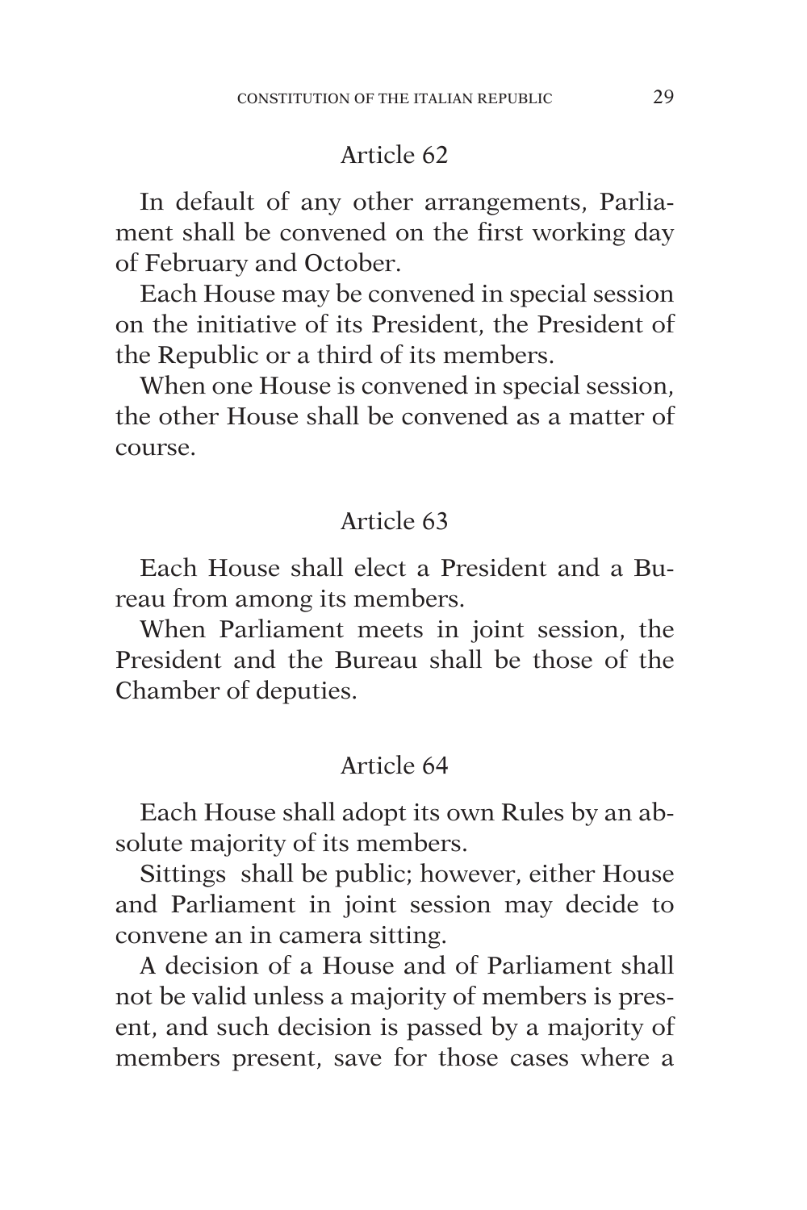## Article 62

In default of any other arrangements, Parliament shall be convened on the first working day of February and October.

Each House may be convened in special session on the initiative of its President, the President of the Republic or a third of its members.

When one House is convened in special session, the other House shall be convened as a matter of course.

## Article 63

Each House shall elect a President and a Bureau from among its members.

When Parliament meets in joint session, the President and the Bureau shall be those of the Chamber of deputies.

## Article 64

Each House shall adopt its own Rules by an absolute majority of its members.

Sittings shall be public; however, either House and Parliament in joint session may decide to convene an in camera sitting.

A decision of a House and of Parliament shall not be valid unless a majority of members is present, and such decision is passed by a majority of members present, save for those cases where a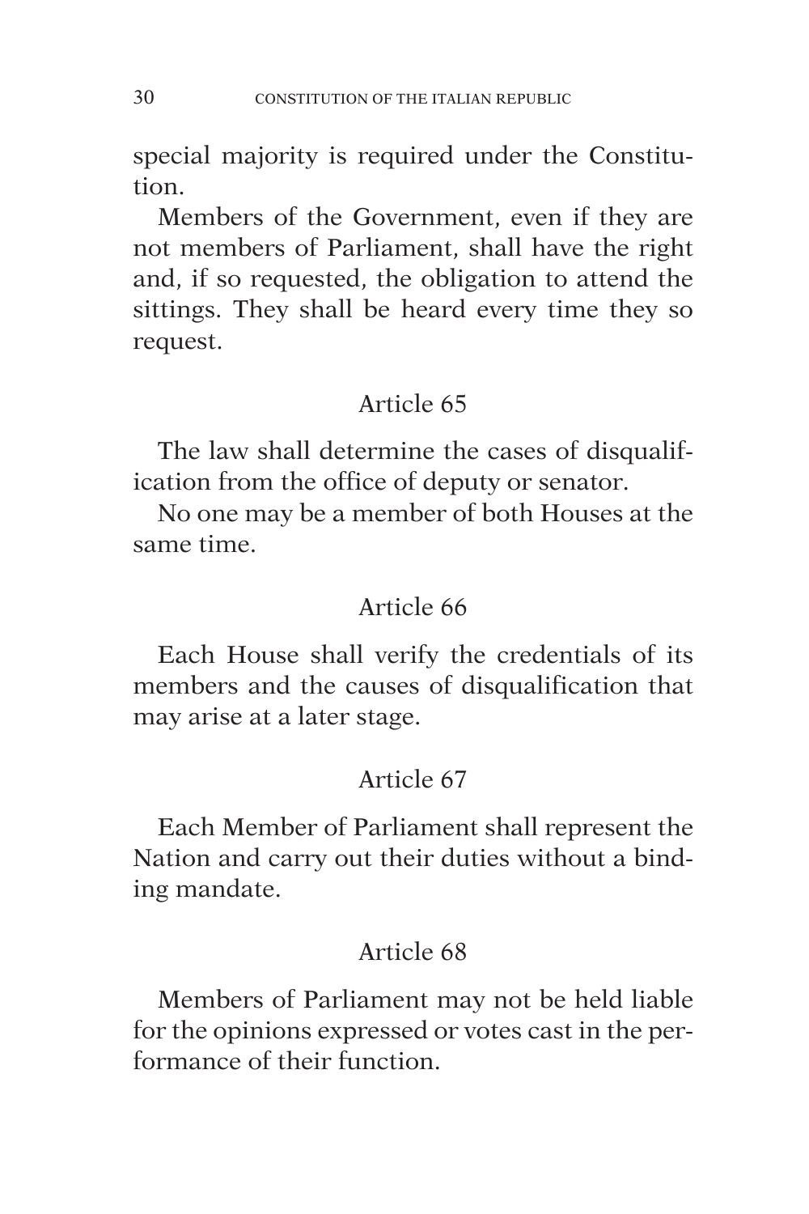special majority is required under the Constitution.

Members of the Government, even if they are not members of Parliament, shall have the right and, if so requested, the obligation to attend the sittings. They shall be heard every time they so request.

### Article 65

The law shall determine the cases of disqualification from the office of deputy or senator.

No one may be a member of both Houses at the same time.

### Article 66

Each House shall verify the credentials of its members and the causes of disqualification that may arise at a later stage.

### Article 67

Each Member of Parliament shall represent the Nation and carry out their duties without a binding mandate.

### Article 68

Members of Parliament may not be held liable for the opinions expressed or votes cast in the performance of their function.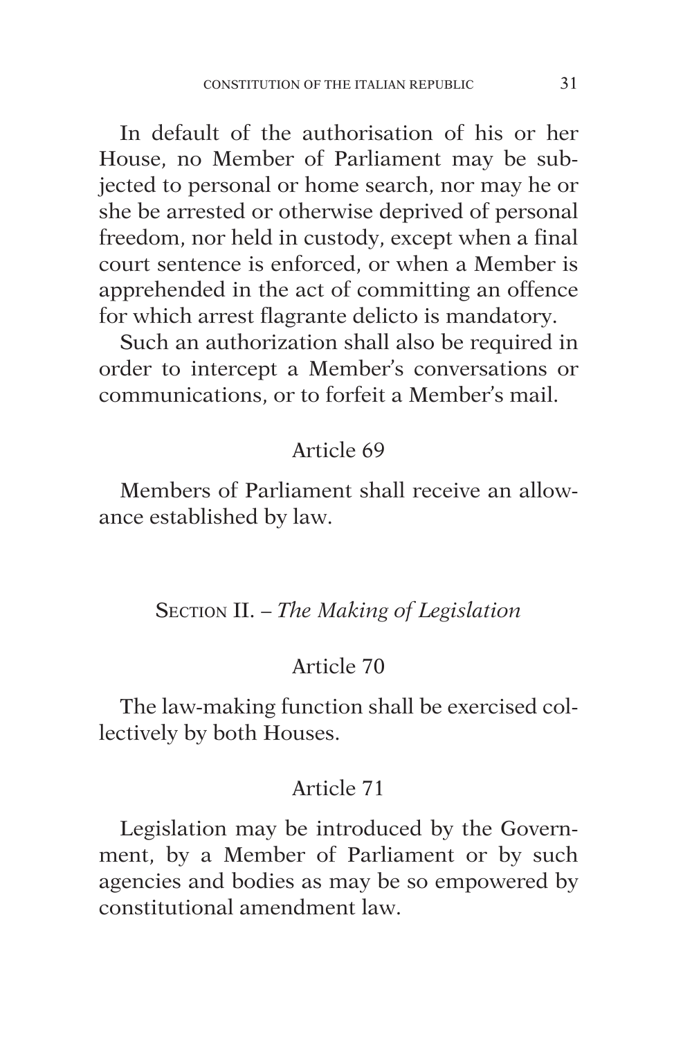In default of the authorisation of his or her House, no Member of Parliament may be subjected to personal or home search, nor may he or she be arrested or otherwise deprived of personal freedom, nor held in custody, except when a final court sentence is enforced, or when a Member is apprehended in the act of committing an offence for which arrest flagrante delicto is mandatory.

Such an authorization shall also be required in order to intercept a Member's conversations or communications, or to forfeit a Member's mail.

### Article 69

Members of Parliament shall receive an allowance established by law.

## Section II. – *The Making of Legislation*

### Article 70

The law-making function shall be exercised collectively by both Houses.

### Article 71

Legislation may be introduced by the Government, by a Member of Parliament or by such agencies and bodies as may be so empowered by constitutional amendment law.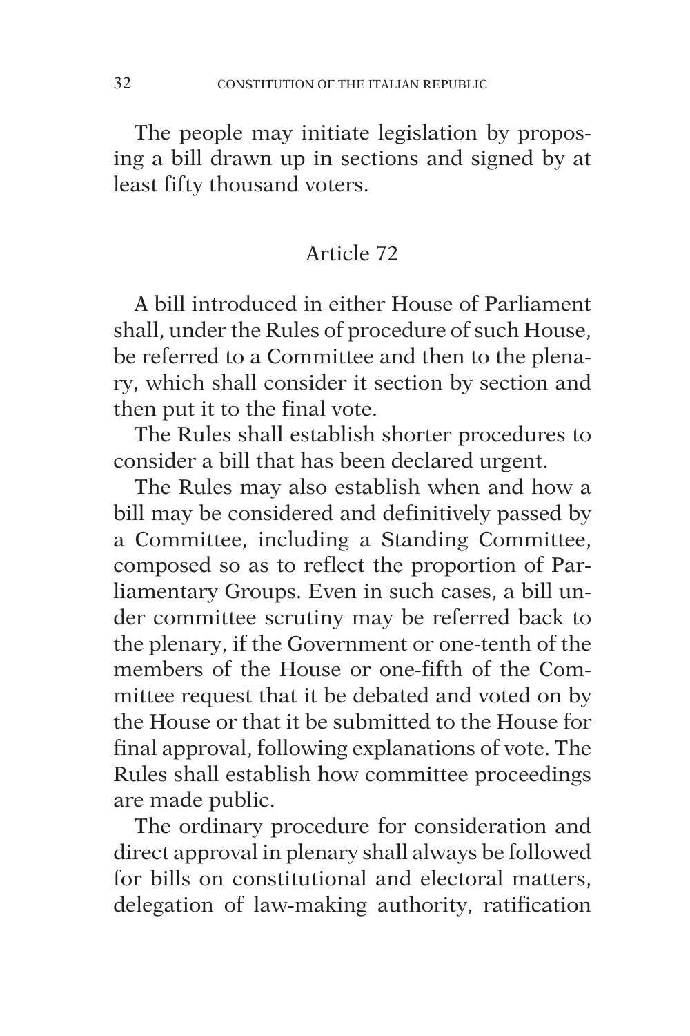The people may initiate legislation by proposing a bill drawn up in sections and signed by at least fifty thousand voters.

### Article 72

A bill introduced in either House of Parliament shall, under the Rules of procedure of such House, be referred to a Committee and then to the plenary, which shall consider it section by section and then put it to the final vote.

The Rules shall establish shorter procedures to consider a bill that has been declared urgent.

The Rules may also establish when and how a bill may be considered and definitively passed by a Committee, including a Standing Committee, composed so as to reflect the proportion of Parliamentary Groups. Even in such cases, a bill under committee scrutiny may be referred back to the plenary, if the Government or one-tenth of the members of the House or one-fifth of the Committee request that it be debated and voted on by the House or that it be submitted to the House for final approval, following explanations of vote. The Rules shall establish how committee proceedings are made public.

The ordinary procedure for consideration and direct approval in plenary shall always be followed for bills on constitutional and electoral matters, delegation of law-making authority, ratification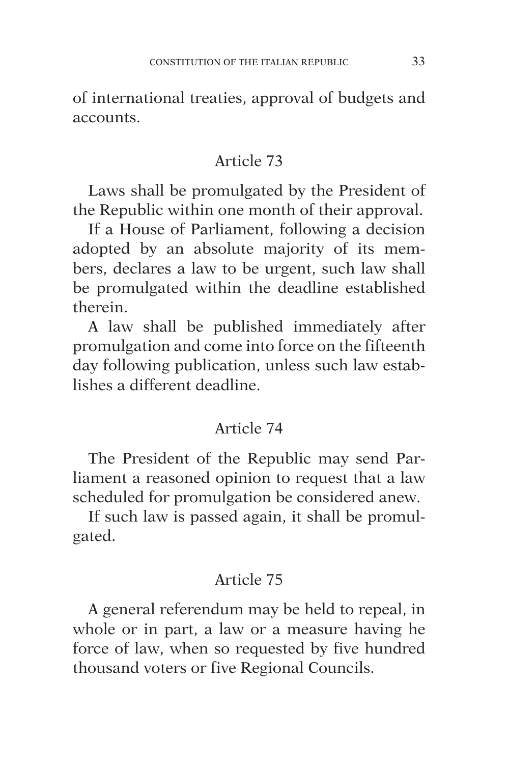of international treaties, approval of budgets and accounts.

## Article 73

Laws shall be promulgated by the President of the Republic within one month of their approval.

If a House of Parliament, following a decision adopted by an absolute majority of its members, declares a law to be urgent, such law shall be promulgated within the deadline established therein.

A law shall be published immediately after promulgation and come into force on the fifteenth day following publication, unless such law establishes a different deadline.

## Article 74

The President of the Republic may send Parliament a reasoned opinion to request that a law scheduled for promulgation be considered anew.

If such law is passed again, it shall be promulgated.

## Article 75

A general referendum may be held to repeal, in whole or in part, a law or a measure having he force of law, when so requested by five hundred thousand voters or five Regional Councils.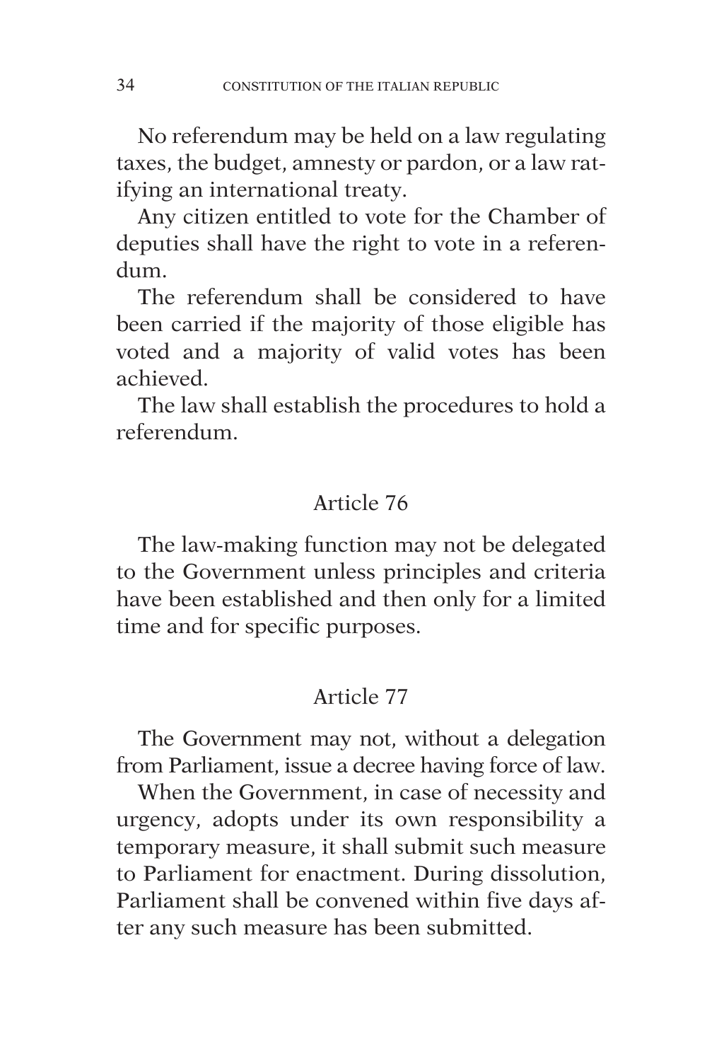No referendum may be held on a law regulating taxes, the budget, amnesty or pardon, or a law ratifying an international treaty.

Any citizen entitled to vote for the Chamber of deputies shall have the right to vote in a referendum.

The referendum shall be considered to have been carried if the majority of those eligible has voted and a majority of valid votes has been achieved.

The law shall establish the procedures to hold a referendum.

## Article 76

The law-making function may not be delegated to the Government unless principles and criteria have been established and then only for a limited time and for specific purposes.

## Article 77

The Government may not, without a delegation from Parliament, issue a decree having force of law.

When the Government, in case of necessity and urgency, adopts under its own responsibility a temporary measure, it shall submit such measure to Parliament for enactment. During dissolution, Parliament shall be convened within five days after any such measure has been submitted.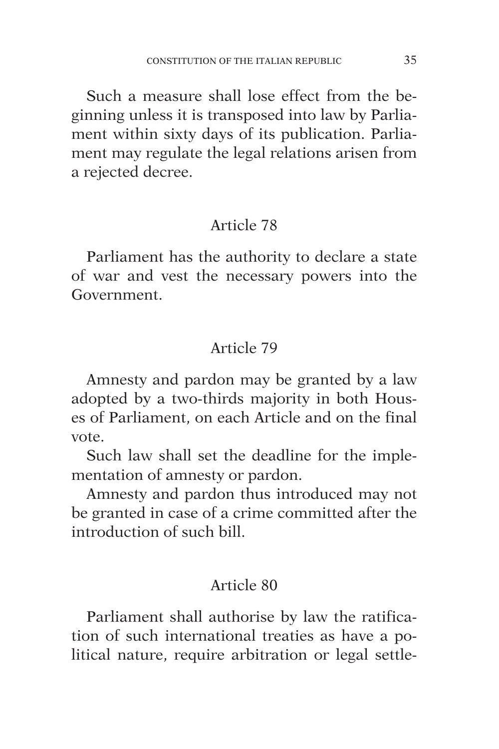Such a measure shall lose effect from the beginning unless it is transposed into law by Parliament within sixty days of its publication. Parliament may regulate the legal relations arisen from a rejected decree.

## Article 78

Parliament has the authority to declare a state of war and vest the necessary powers into the Government.

## Article 79

Amnesty and pardon may be granted by a law adopted by a two-thirds majority in both Houses of Parliament, on each Article and on the final vote.

Such law shall set the deadline for the implementation of amnesty or pardon.

Amnesty and pardon thus introduced may not be granted in case of a crime committed after the introduction of such bill.

## Article 80

Parliament shall authorise by law the ratification of such international treaties as have a political nature, require arbitration or legal settle-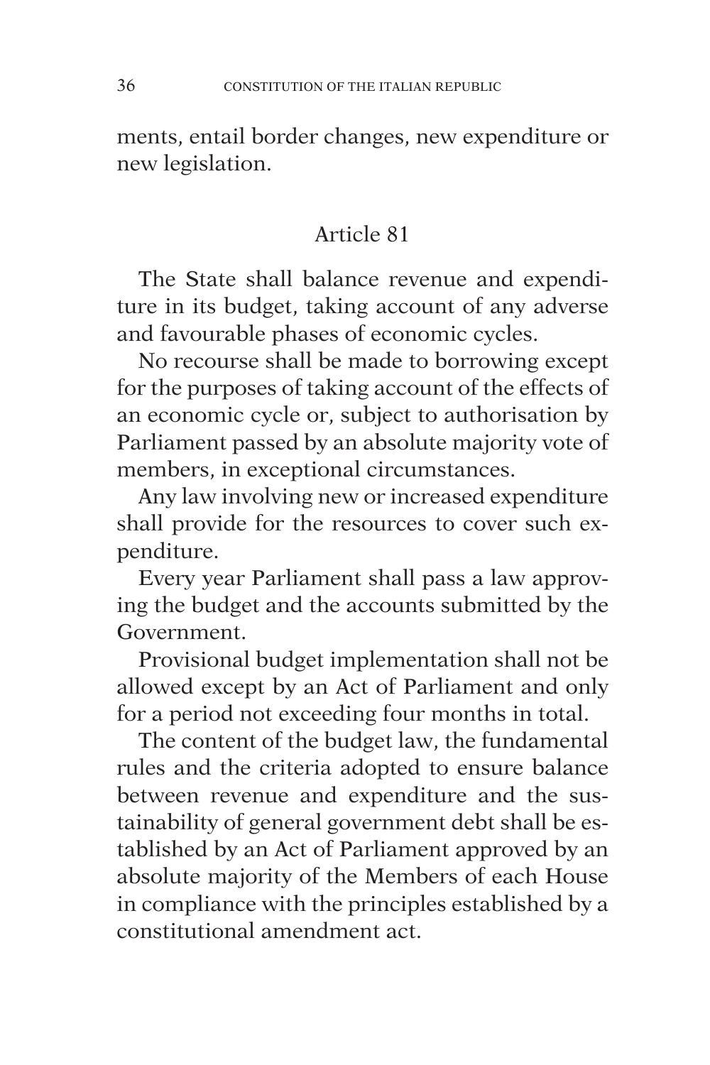ments, entail border changes, new expenditure or new legislation.

## Article 81

The State shall balance revenue and expenditure in its budget, taking account of any adverse and favourable phases of economic cycles.

No recourse shall be made to borrowing except for the purposes of taking account of the effects of an economic cycle or, subject to authorisation by Parliament passed by an absolute majority vote of members, in exceptional circumstances.

Any law involving new or increased expenditure shall provide for the resources to cover such expenditure.

Every year Parliament shall pass a law approving the budget and the accounts submitted by the Government.

Provisional budget implementation shall not be allowed except by an Act of Parliament and only for a period not exceeding four months in total.

The content of the budget law, the fundamental rules and the criteria adopted to ensure balance between revenue and expenditure and the sustainability of general government debt shall be established by an Act of Parliament approved by an absolute majority of the Members of each House in compliance with the principles established by a constitutional amendment act.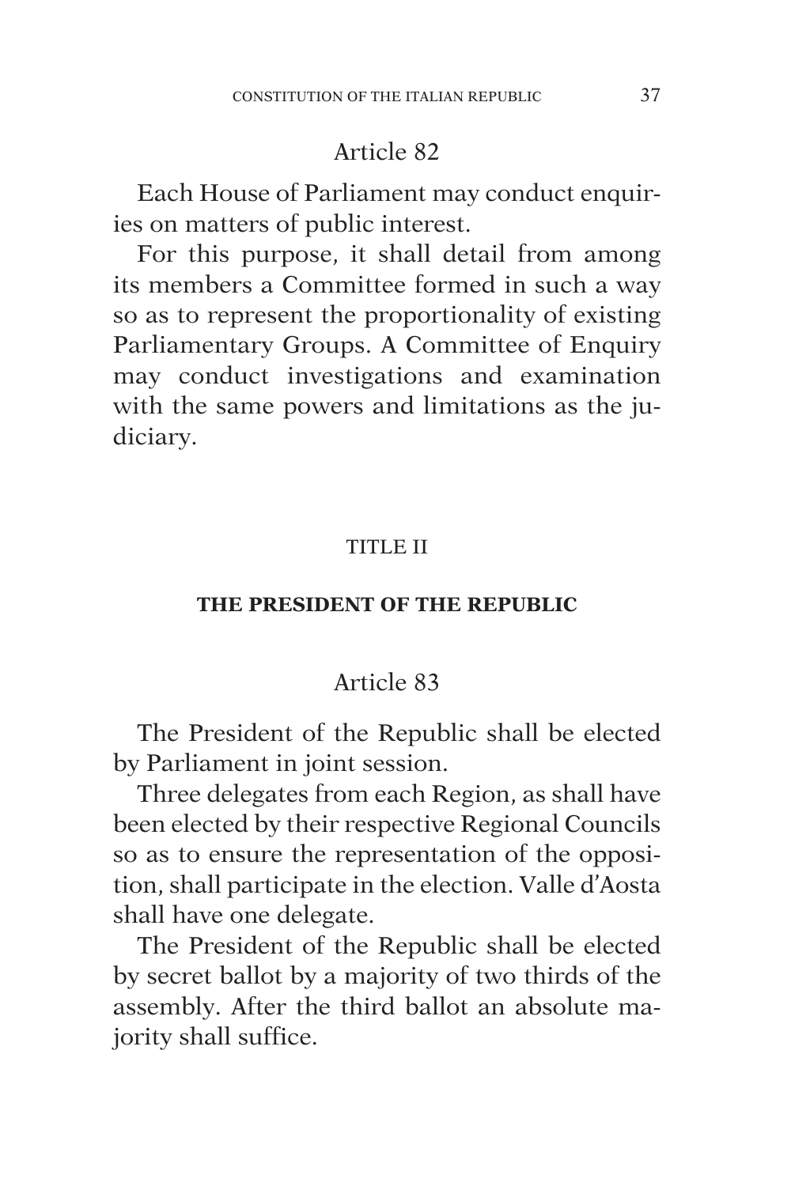### Article 82

Each House of Parliament may conduct enquiries on matters of public interest.

For this purpose, it shall detail from among its members a Committee formed in such a way so as to represent the proportionality of existing Parliamentary Groups. A Committee of Enquiry may conduct investigations and examination with the same powers and limitations as the judiciary.

## TITLE II

## THE PRESIDENT OF THE REPUBLIC

### Article 83

The President of the Republic shall be elected by Parliament in joint session.

Three delegates from each Region, as shall have been elected by their respective Regional Councils so as to ensure the representation of the opposition, shall participate in the election. Valle d'Aosta shall have one delegate.

The President of the Republic shall be elected by secret ballot by a majority of two thirds of the assembly. After the third ballot an absolute majority shall suffice.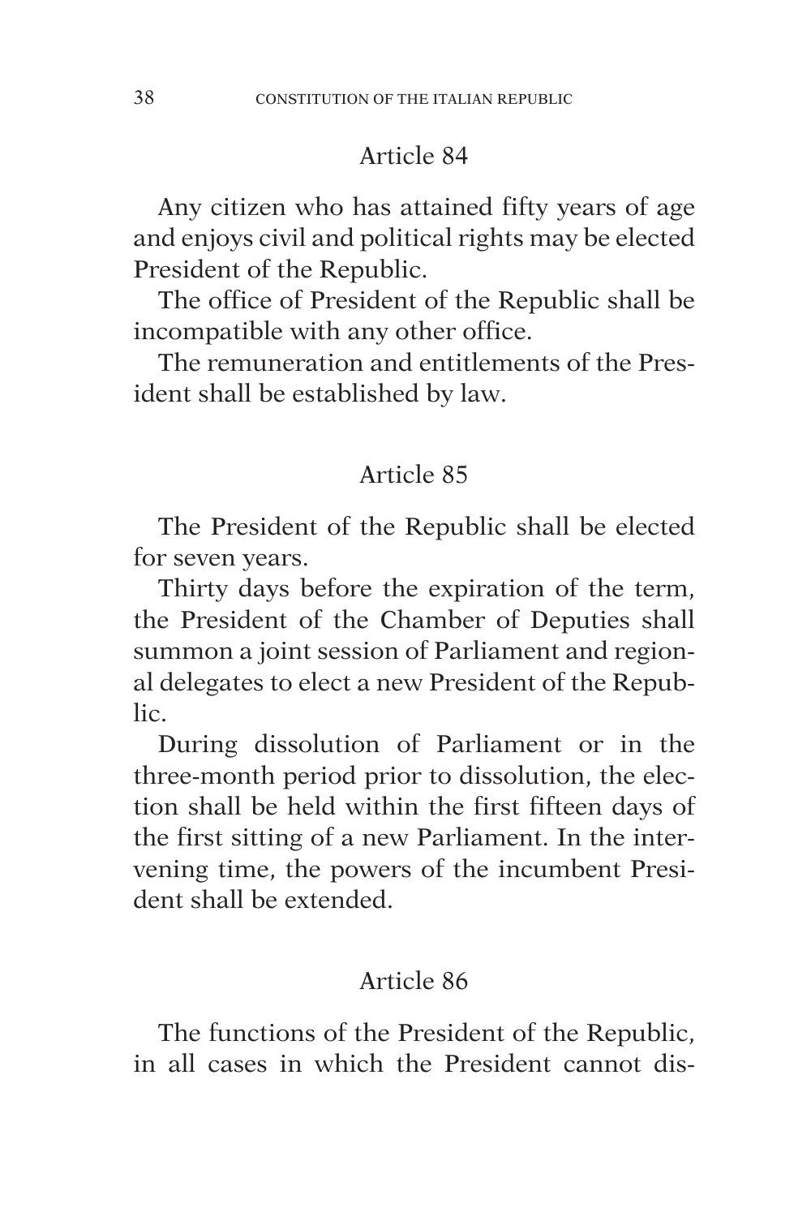### Article 84

Any citizen who has attained fifty years of age and enjoys civil and political rights may be elected President of the Republic.

The office of President of the Republic shall be incompatible with any other office.

The remuneration and entitlements of the President shall be established by law.

### Article 85

The President of the Republic shall be elected for seven years.

Thirty days before the expiration of the term, the President of the Chamber of Deputies shall summon a joint session of Parliament and regional delegates to elect a new President of the Republic.

During dissolution of Parliament or in the three-month period prior to dissolution, the election shall be held within the first fifteen days of the first sitting of a new Parliament. In the intervening time, the powers of the incumbent President shall be extended.

### Article 86

The functions of the President of the Republic, in all cases in which the President cannot dis-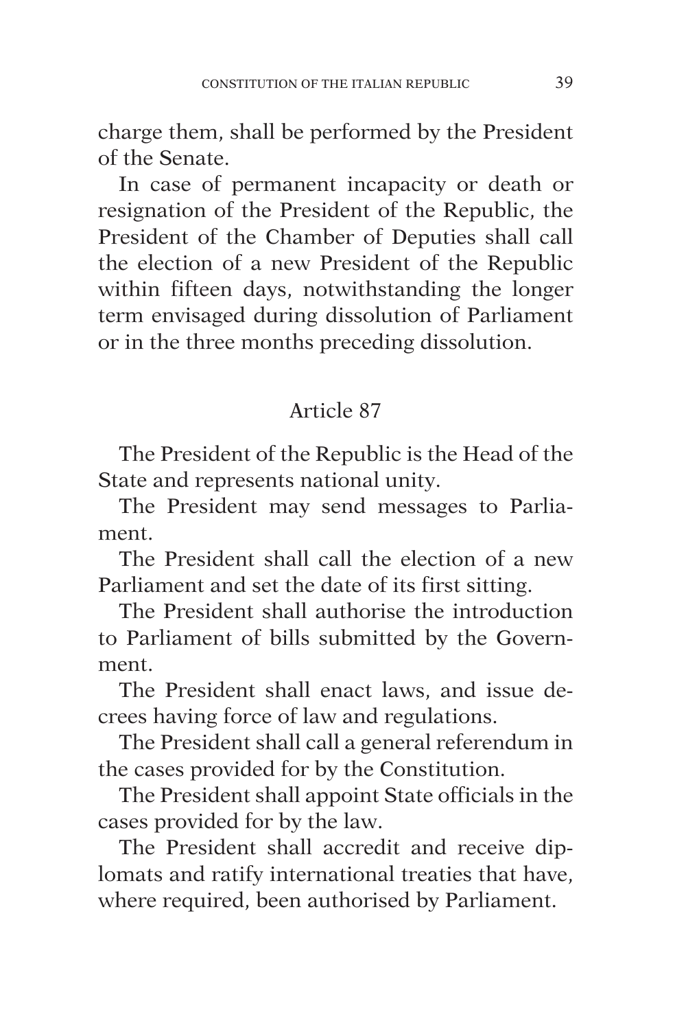charge them, shall be performed by the President of the Senate.

In case of permanent incapacity or death or resignation of the President of the Republic, the President of the Chamber of Deputies shall call the election of a new President of the Republic within fifteen days, notwithstanding the longer term envisaged during dissolution of Parliament or in the three months preceding dissolution.

## Article 87

The President of the Republic is the Head of the State and represents national unity.

The President may send messages to Parliament.

The President shall call the election of a new Parliament and set the date of its first sitting.

The President shall authorise the introduction to Parliament of bills submitted by the Government.

The President shall enact laws, and issue decrees having force of law and regulations.

The President shall call a general referendum in the cases provided for by the Constitution.

The President shall appoint State officials in the cases provided for by the law.

The President shall accredit and receive diplomats and ratify international treaties that have, where required, been authorised by Parliament.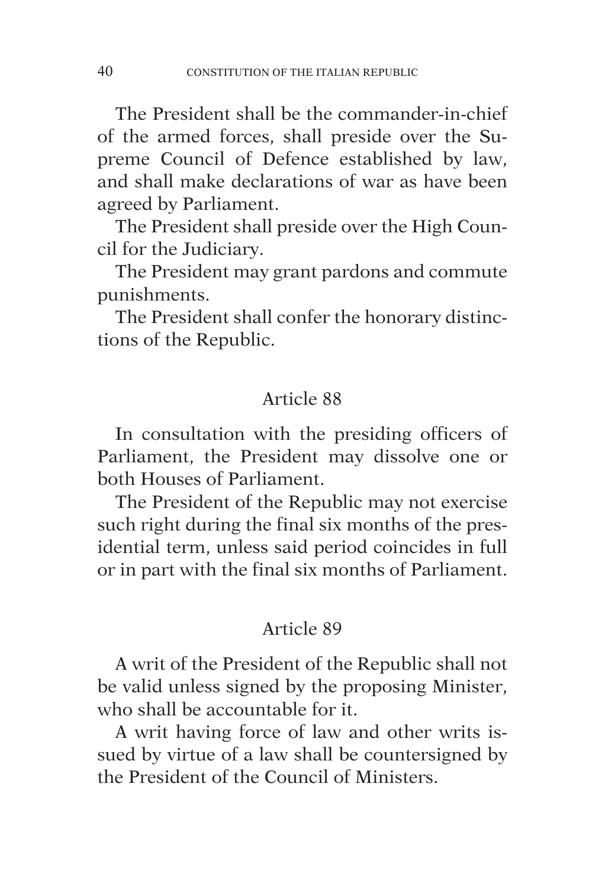The President shall be the commander-in-chief of the armed forces, shall preside over the Supreme Council of Defence established by law, and shall make declarations of war as have been agreed by Parliament.

The President shall preside over the High Council for the Judiciary.

The President may grant pardons and commute punishments.

The President shall confer the honorary distinctions of the Republic.

## Article 88

In consultation with the presiding officers of Parliament, the President may dissolve one or both Houses of Parliament.

The President of the Republic may not exercise such right during the final six months of the presidential term, unless said period coincides in full or in part with the final six months of Parliament.

## Article 89

A writ of the President of the Republic shall not be valid unless signed by the proposing Minister, who shall be accountable for it.

A writ having force of law and other writs issued by virtue of a law shall be countersigned by the President of the Council of Ministers.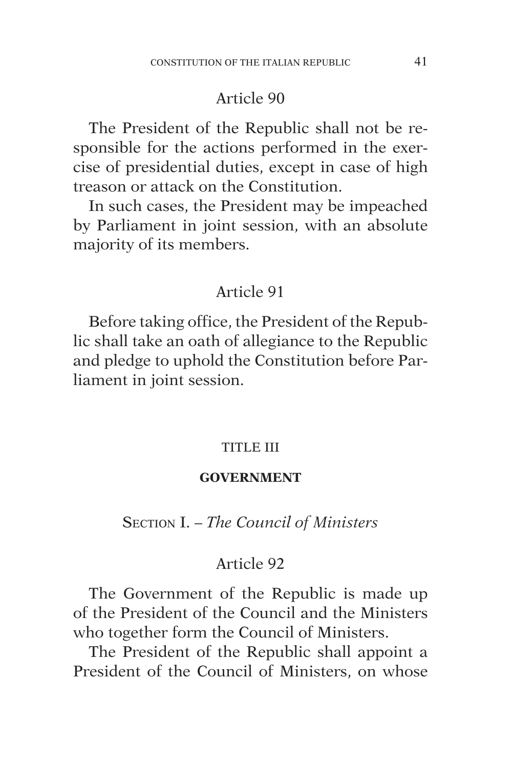### Article 90

The President of the Republic shall not be responsible for the actions performed in the exercise of presidential duties, except in case of high treason or attack on the Constitution.

In such cases, the President may be impeached by Parliament in joint session, with an absolute majority of its members.

### Article 91

Before taking office, the President of the Republic shall take an oath of allegiance to the Republic and pledge to uphold the Constitution before Parliament in joint session.

## TITLE III

## GOVERNMENT

### SECTION I. – *The Council of Ministers*

### Article 92

The Government of the Republic is made up of the President of the Council and the Ministers who together form the Council of Ministers.

The President of the Republic shall appoint a President of the Council of Ministers, on whose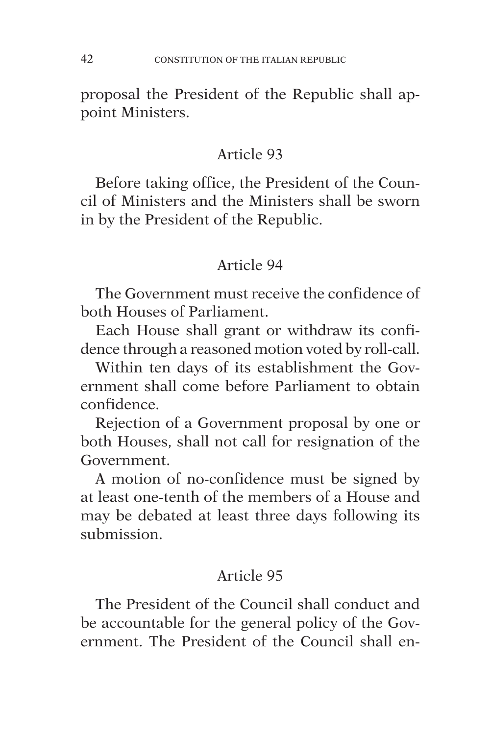proposal the President of the Republic shall appoint Ministers.

## Article 93

Before taking office, the President of the Council of Ministers and the Ministers shall be sworn in by the President of the Republic.

## Article 94

The Government must receive the confidence of both Houses of Parliament.

Each House shall grant or withdraw its confidence through a reasoned motion voted by roll-call.

Within ten days of its establishment the Government shall come before Parliament to obtain confidence.

Rejection of a Government proposal by one or both Houses, shall not call for resignation of the Government.

A motion of no-confidence must be signed by at least one-tenth of the members of a House and may be debated at least three days following its submission.

## Article 95

The President of the Council shall conduct and be accountable for the general policy of the Government. The President of the Council shall en-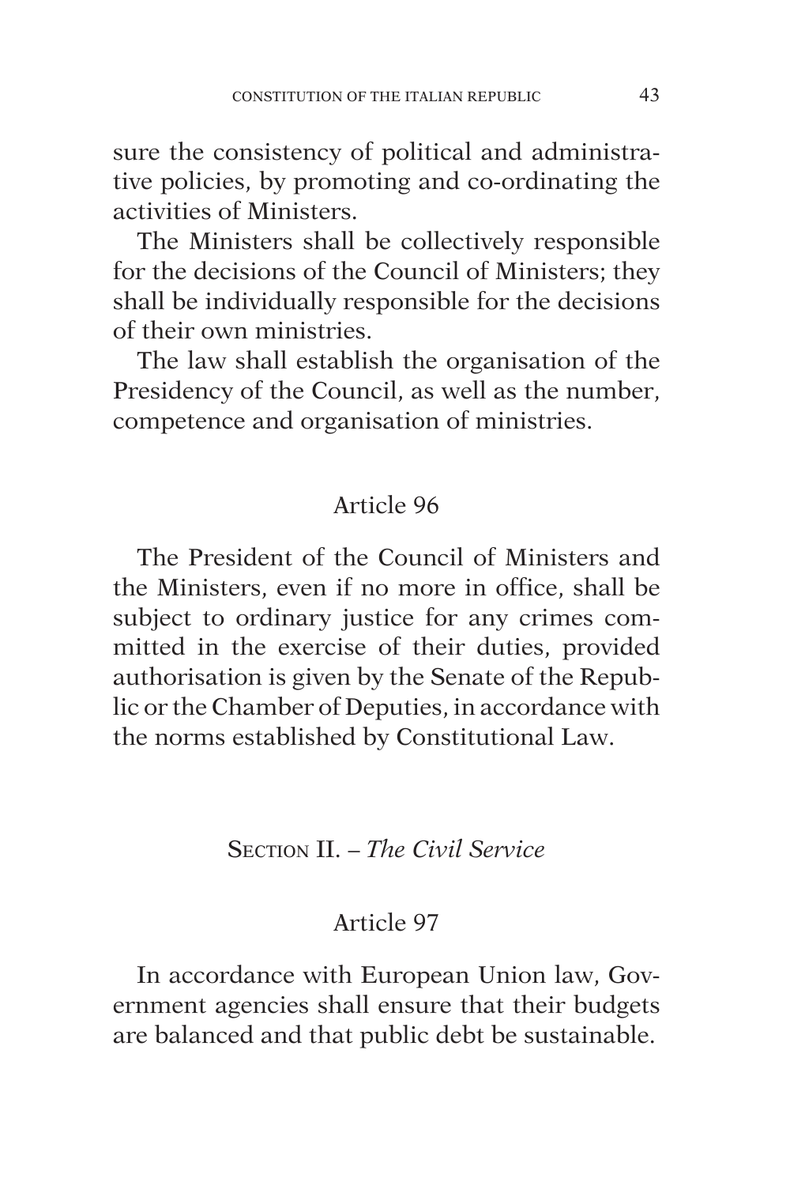sure the consistency of political and administrative policies, by promoting and co-ordinating the activities of Ministers.

The Ministers shall be collectively responsible for the decisions of the Council of Ministers; they shall be individually responsible for the decisions of their own ministries.

The law shall establish the organisation of the Presidency of the Council, as well as the number, competence and organisation of ministries.

### Article 96

The President of the Council of Ministers and the Ministers, even if no more in office, shall be subject to ordinary justice for any crimes committed in the exercise of their duties, provided authorisation is given by the Senate of the Republic or the Chamber of Deputies, in accordance with the norms established by Constitutional Law.

## Section II. – *The Civil Service*

### Article 97

In accordance with European Union law, Government agencies shall ensure that their budgets are balanced and that public debt be sustainable.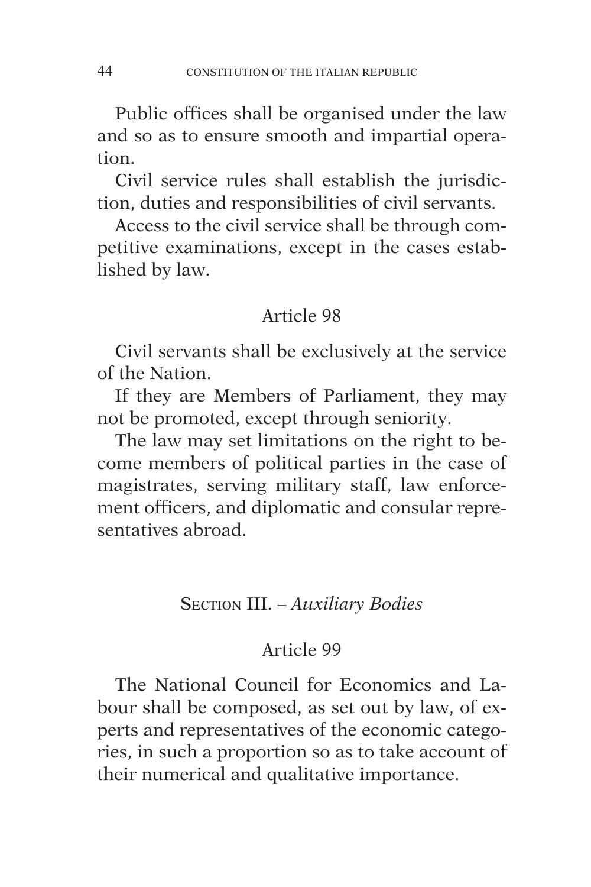Public offices shall be organised under the law and so as to ensure smooth and impartial operation.

Civil service rules shall establish the jurisdiction, duties and responsibilities of civil servants.

Access to the civil service shall be through competitive examinations, except in the cases established by law.

### Article 98

Civil servants shall be exclusively at the service of the Nation.

If they are Members of Parliament, they may not be promoted, except through seniority.

The law may set limitations on the right to become members of political parties in the case of magistrates, serving military staff, law enforcement officers, and diplomatic and consular representatives abroad.

## Section III. – *Auxiliary Bodies*

### Article 99

The National Council for Economics and Labour shall be composed, as set out by law, of experts and representatives of the economic categories, in such a proportion so as to take account of their numerical and qualitative importance.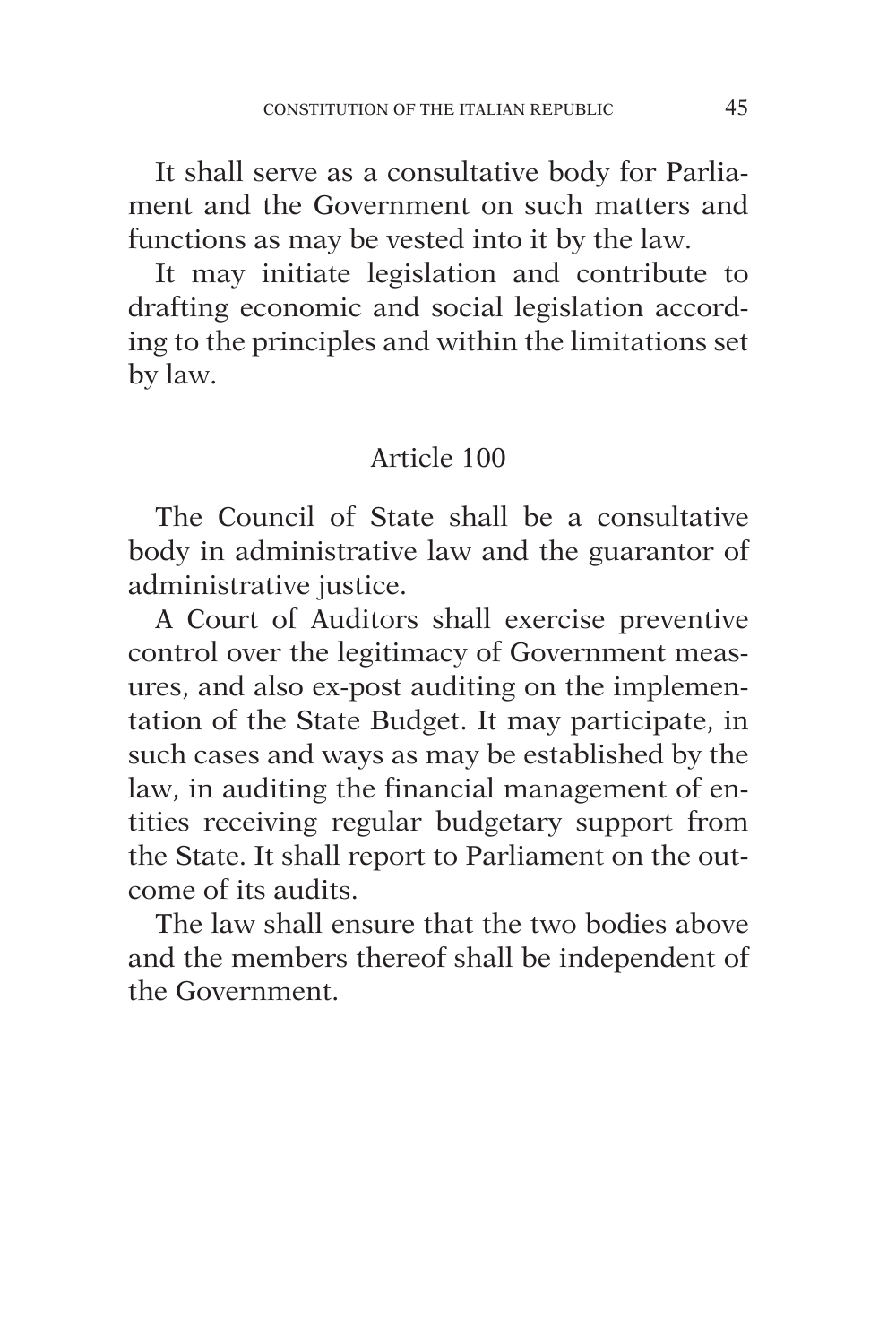It shall serve as a consultative body for Parliament and the Government on such matters and functions as may be vested into it by the law.

It may initiate legislation and contribute to drafting economic and social legislation according to the principles and within the limitations set by law.

### Article 100

The Council of State shall be a consultative body in administrative law and the guarantor of administrative justice.

A Court of Auditors shall exercise preventive control over the legitimacy of Government measures, and also ex-post auditing on the implementation of the State Budget. It may participate, in such cases and ways as may be established by the law, in auditing the financial management of entities receiving regular budgetary support from the State. It shall report to Parliament on the outcome of its audits.

The law shall ensure that the two bodies above and the members thereof shall be independent of the Government.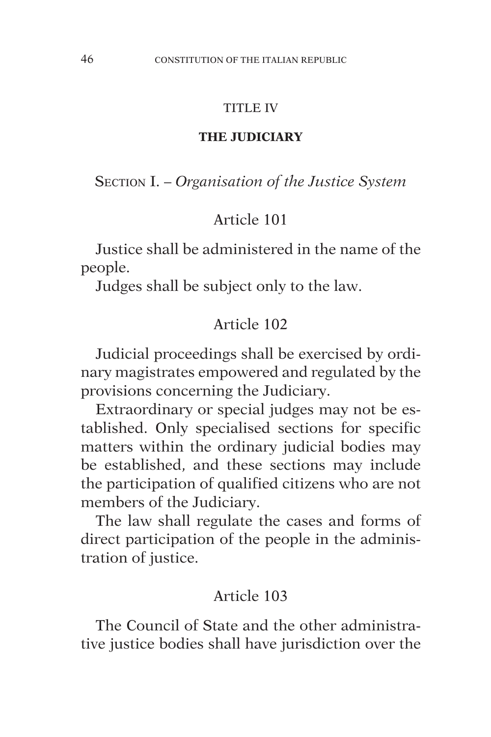# TITLE IV

## THE JUDICIARY

### Section I. – *Organisation of the Justice System*

#### Article 101

Justice shall be administered in the name of the people.

Judges shall be subject only to the law.

#### Article 102

Judicial proceedings shall be exercised by ordinary magistrates empowered and regulated by the provisions concerning the Judiciary.

Extraordinary or special judges may not be established. Only specialised sections for specific matters within the ordinary judicial bodies may be established, and these sections may include the participation of qualified citizens who are not members of the Judiciary.

The law shall regulate the cases and forms of direct participation of the people in the administration of justice.

#### Article 103

The Council of State and the other administrative justice bodies shall have jurisdiction over the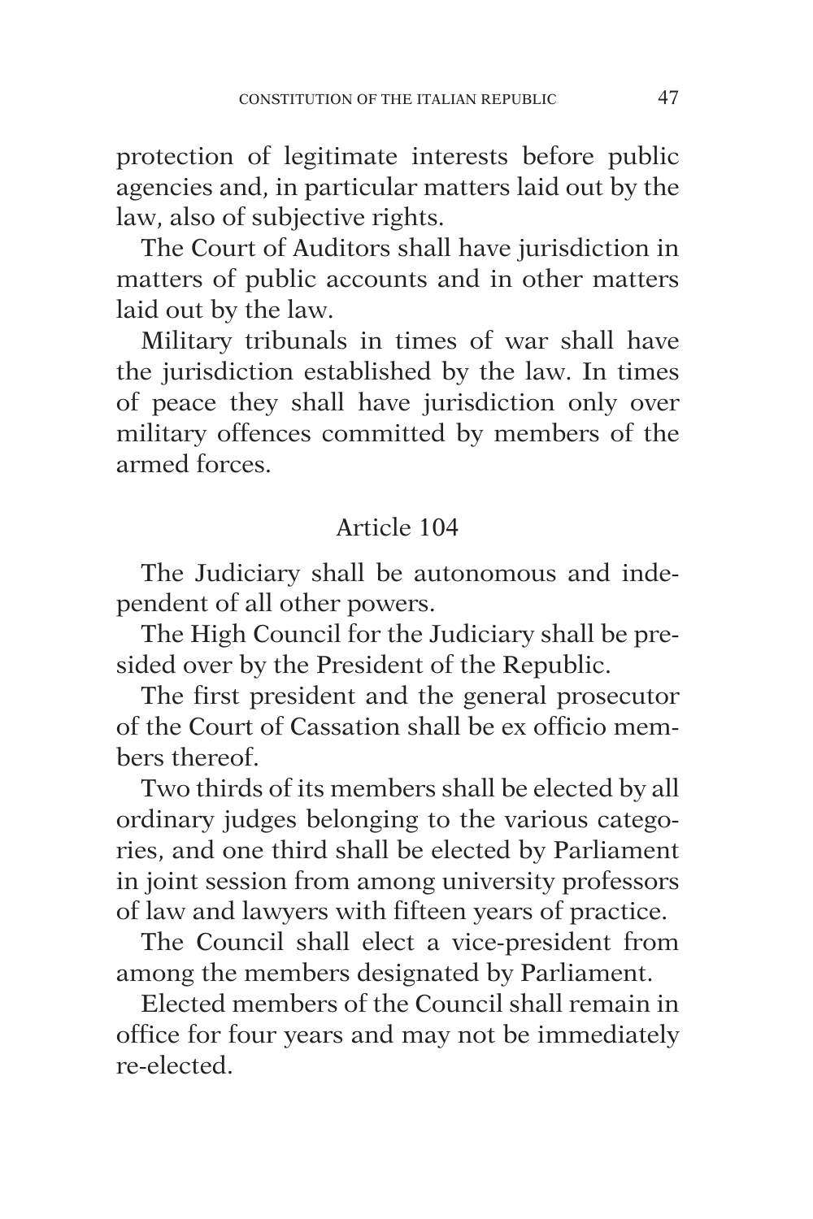protection of legitimate interests before public agencies and, in particular matters laid out by the law, also of subjective rights.

The Court of Auditors shall have jurisdiction in matters of public accounts and in other matters laid out by the law.

Military tribunals in times of war shall have the jurisdiction established by the law. In times of peace they shall have jurisdiction only over military offences committed by members of the armed forces.

## Article 104

The Judiciary shall be autonomous and independent of all other powers.

The High Council for the Judiciary shall be presided over by the President of the Republic.

The first president and the general prosecutor of the Court of Cassation shall be ex officio members thereof.

Two thirds of its members shall be elected by all ordinary judges belonging to the various categories, and one third shall be elected by Parliament in joint session from among university professors of law and lawyers with fifteen years of practice.

The Council shall elect a vice-president from among the members designated by Parliament.

Elected members of the Council shall remain in office for four years and may not be immediately re-elected.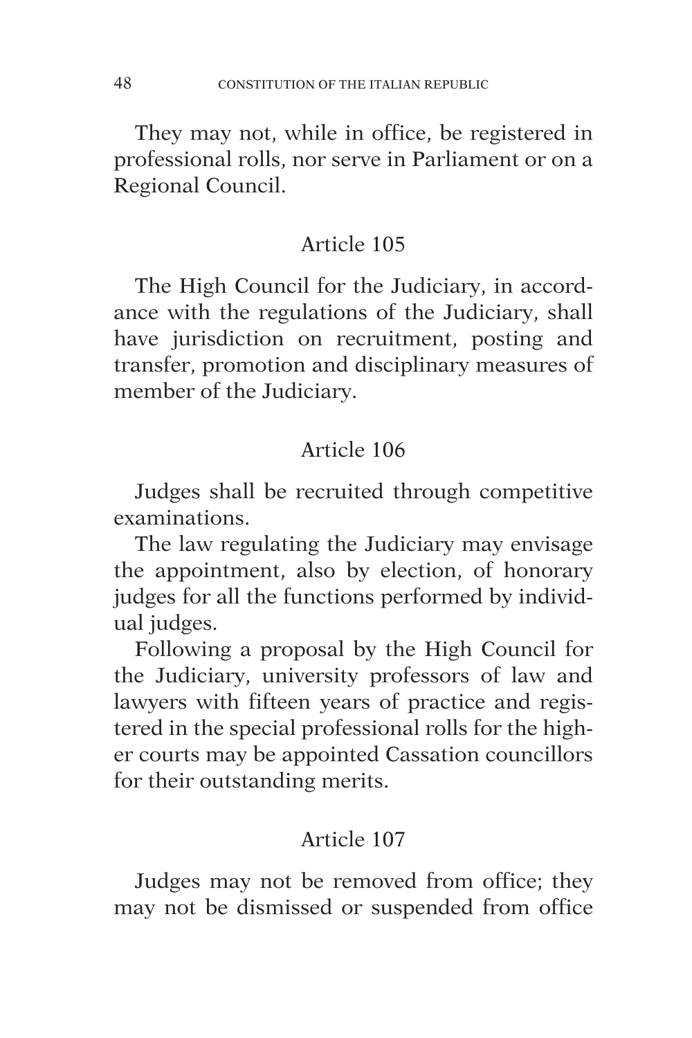They may not, while in office, be registered in professional rolls, nor serve in Parliament or on a Regional Council.

### Article 105

The High Council for the Judiciary, in accordance with the regulations of the Judiciary, shall have jurisdiction on recruitment, posting and transfer, promotion and disciplinary measures of member of the Judiciary.

### Article 106

Judges shall be recruited through competitive examinations.

The law regulating the Judiciary may envisage the appointment, also by election, of honorary judges for all the functions performed by individual judges.

Following a proposal by the High Council for the Judiciary, university professors of law and lawyers with fifteen years of practice and registered in the special professional rolls for the higher courts may be appointed Cassation councillors for their outstanding merits.

### Article 107

Judges may not be removed from office; they may not be dismissed or suspended from office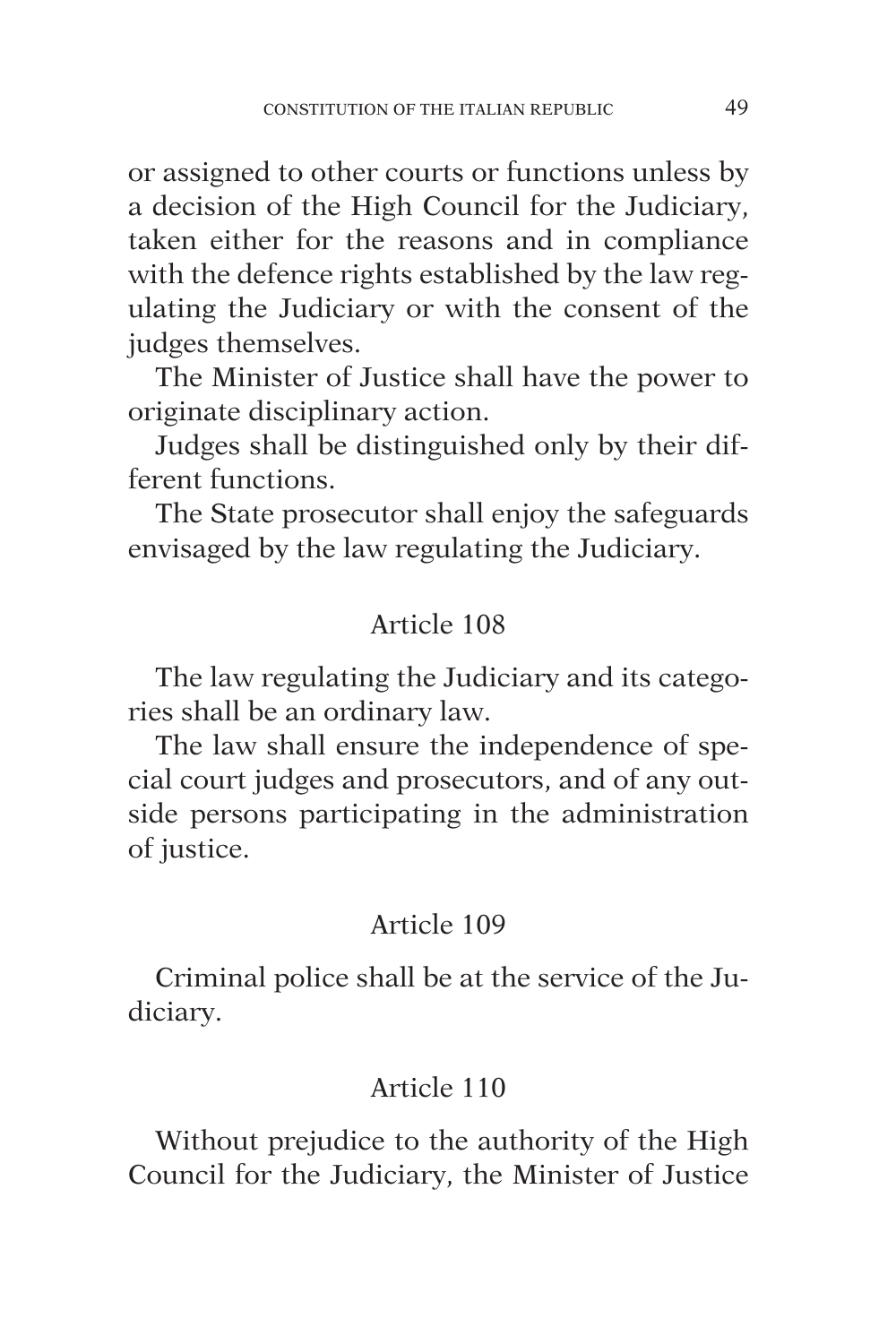or assigned to other courts or functions unless by a decision of the High Council for the Judiciary, taken either for the reasons and in compliance with the defence rights established by the law regulating the Judiciary or with the consent of the judges themselves.

The Minister of Justice shall have the power to originate disciplinary action.

Judges shall be distinguished only by their different functions.

The State prosecutor shall enjoy the safeguards envisaged by the law regulating the Judiciary.

### Article 108

The law regulating the Judiciary and its categories shall be an ordinary law.

The law shall ensure the independence of special court judges and prosecutors, and of any outside persons participating in the administration of justice.

### Article 109

Criminal police shall be at the service of the Judiciary.

### Article 110

Without prejudice to the authority of the High Council for the Judiciary, the Minister of Justice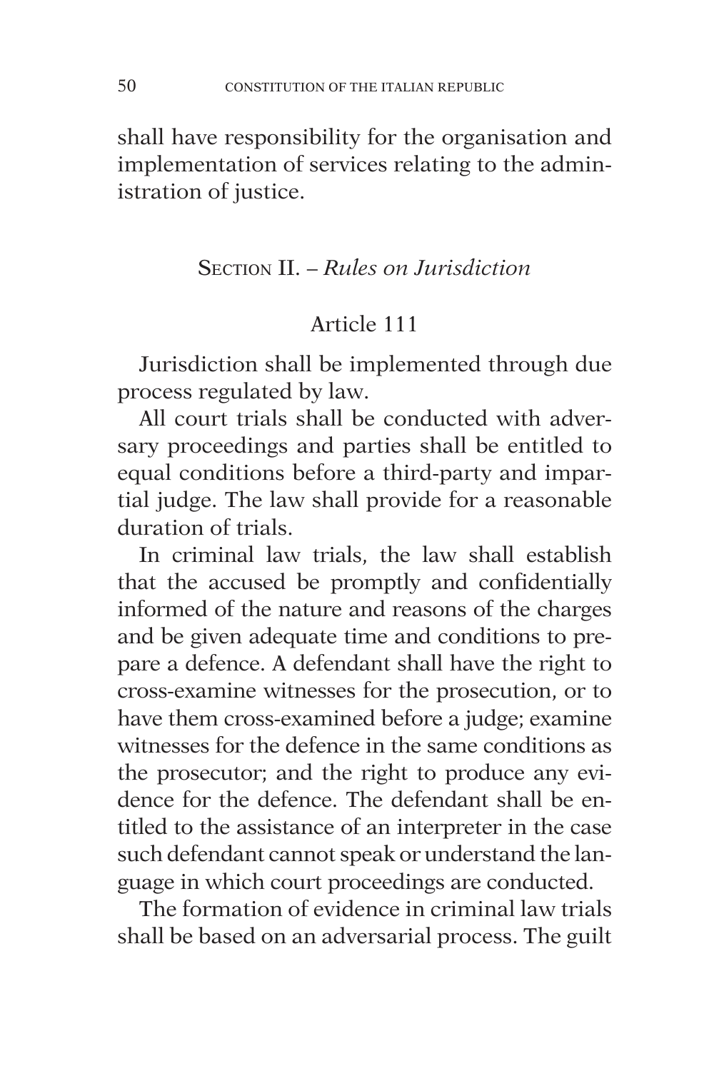shall have responsibility for the organisation and implementation of services relating to the administration of justice.

## Section II. – *Rules on Jurisdiction*

### Article 111

Jurisdiction shall be implemented through due process regulated by law.

All court trials shall be conducted with adversary proceedings and parties shall be entitled to equal conditions before a third-party and impartial judge. The law shall provide for a reasonable duration of trials.

In criminal law trials, the law shall establish that the accused be promptly and confidentially informed of the nature and reasons of the charges and be given adequate time and conditions to prepare a defence. A defendant shall have the right to cross-examine witnesses for the prosecution, or to have them cross-examined before a judge; examine witnesses for the defence in the same conditions as the prosecutor; and the right to produce any evidence for the defence. The defendant shall be entitled to the assistance of an interpreter in the case such defendant cannot speak or understand the language in which court proceedings are conducted.

The formation of evidence in criminal law trials shall be based on an adversarial process. The guilt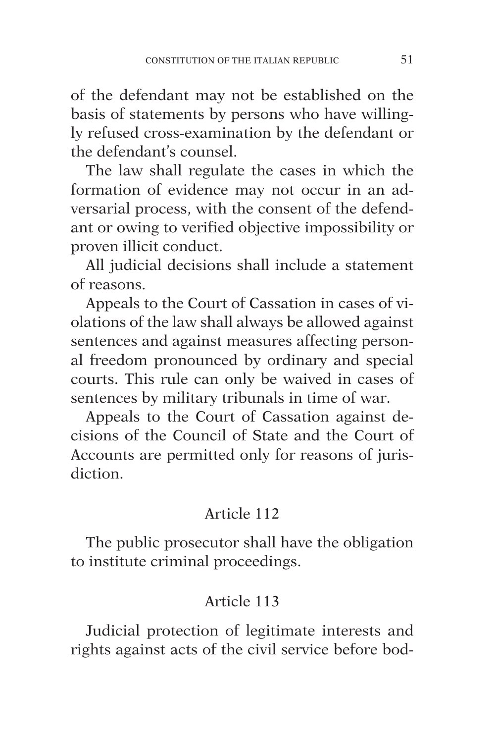of the defendant may not be established on the basis of statements by persons who have willingly refused cross-examination by the defendant or the defendant's counsel.

The law shall regulate the cases in which the formation of evidence may not occur in an adversarial process, with the consent of the defendant or owing to verified objective impossibility or proven illicit conduct.

All judicial decisions shall include a statement of reasons.

Appeals to the Court of Cassation in cases of violations of the law shall always be allowed against sentences and against measures affecting personal freedom pronounced by ordinary and special courts. This rule can only be waived in cases of sentences by military tribunals in time of war.

Appeals to the Court of Cassation against decisions of the Council of State and the Court of Accounts are permitted only for reasons of jurisdiction.

### Article 112

The public prosecutor shall have the obligation to institute criminal proceedings.

### Article 113

Judicial protection of legitimate interests and rights against acts of the civil service before bod-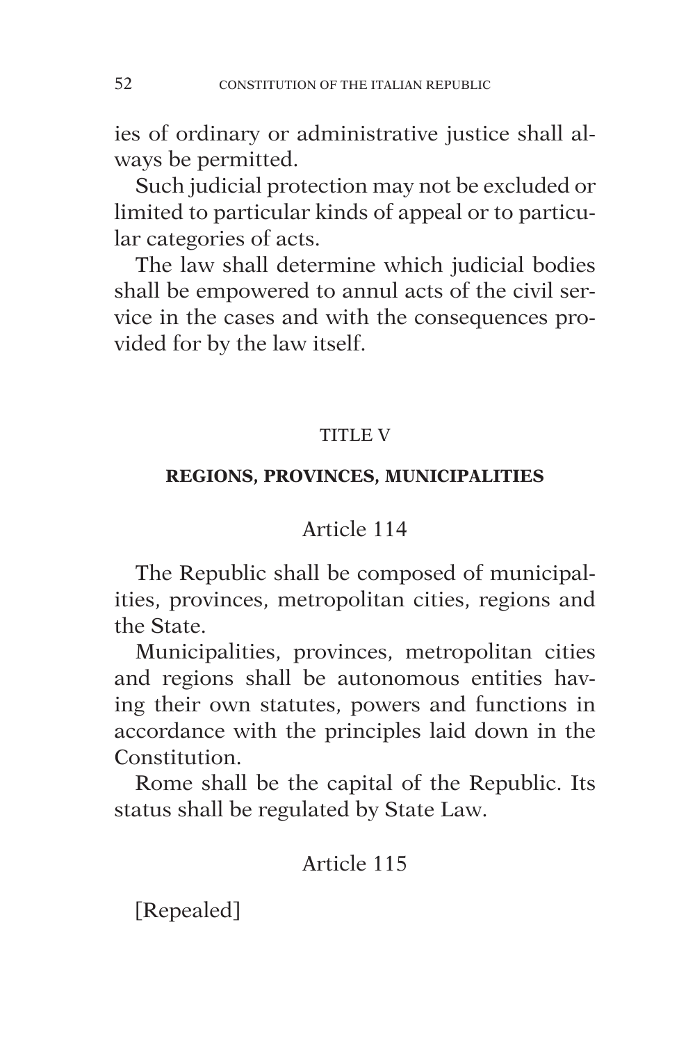ies of ordinary or administrative justice shall always be permitted.

Such judicial protection may not be excluded or limited to particular kinds of appeal or to particular categories of acts.

The law shall determine which judicial bodies shall be empowered to annul acts of the civil service in the cases and with the consequences provided for by the law itself.

## TITLE V

## REGIONS, PROVINCES, MUNICIPALITIES

### Article 114

The Republic shall be composed of municipalities, provinces, metropolitan cities, regions and the State.

Municipalities, provinces, metropolitan cities and regions shall be autonomous entities having their own statutes, powers and functions in accordance with the principles laid down in the Constitution.

Rome shall be the capital of the Republic. Its status shall be regulated by State Law.

### Article 115

[Repealed]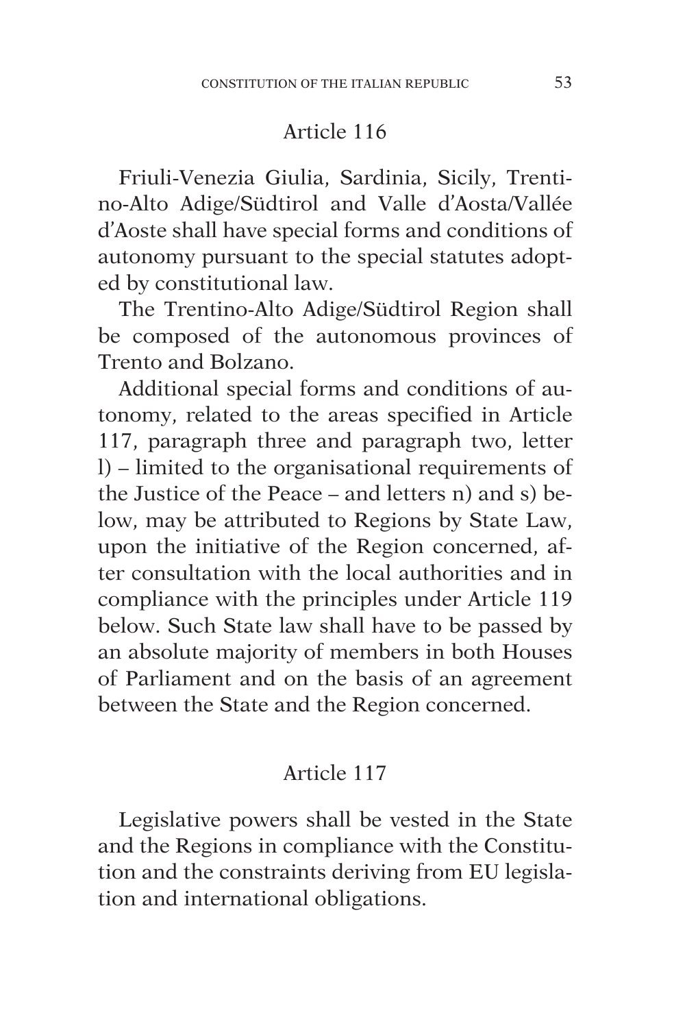## Article 116

Friuli-Venezia Giulia, Sardinia, Sicily, Trentino-Alto Adige/Südtirol and Valle d'Aosta/Vallée d'Aoste shall have special forms and conditions of autonomy pursuant to the special statutes adopted by constitutional law.

The Trentino-Alto Adige/Südtirol Region shall be composed of the autonomous provinces of Trento and Bolzano.

Additional special forms and conditions of autonomy, related to the areas specified in Article 117, paragraph three and paragraph two, letter l) – limited to the organisational requirements of the Justice of the Peace – and letters n) and s) below, may be attributed to Regions by State Law, upon the initiative of the Region concerned, after consultation with the local authorities and in compliance with the principles under Article 119 below. Such State law shall have to be passed by an absolute majority of members in both Houses of Parliament and on the basis of an agreement between the State and the Region concerned.

## Article 117

Legislative powers shall be vested in the State and the Regions in compliance with the Constitution and the constraints deriving from EU legislation and international obligations.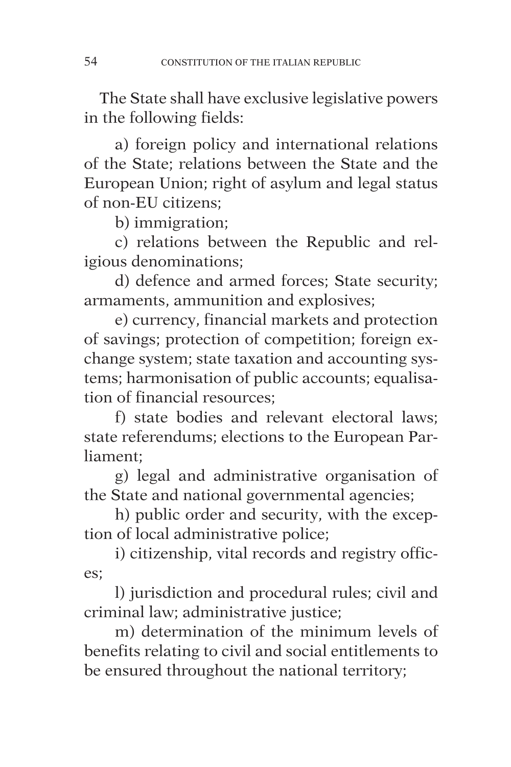The State shall have exclusive legislative powers in the following fields:

a) foreign policy and international relations of the State; relations between the State and the European Union; right of asylum and legal status of non-EU citizens;

b) immigration;

c) relations between the Republic and religious denominations;

d) defence and armed forces; State security; armaments, ammunition and explosives;

e) currency, financial markets and protection of savings; protection of competition; foreign exchange system; state taxation and accounting systems; harmonisation of public accounts; equalisation of financial resources;

f) state bodies and relevant electoral laws; state referendums; elections to the European Parliament;

g) legal and administrative organisation of the State and national governmental agencies;

h) public order and security, with the exception of local administrative police;

i) citizenship, vital records and registry offices;

l) jurisdiction and procedural rules; civil and criminal law; administrative justice;

m) determination of the minimum levels of benefits relating to civil and social entitlements to be ensured throughout the national territory;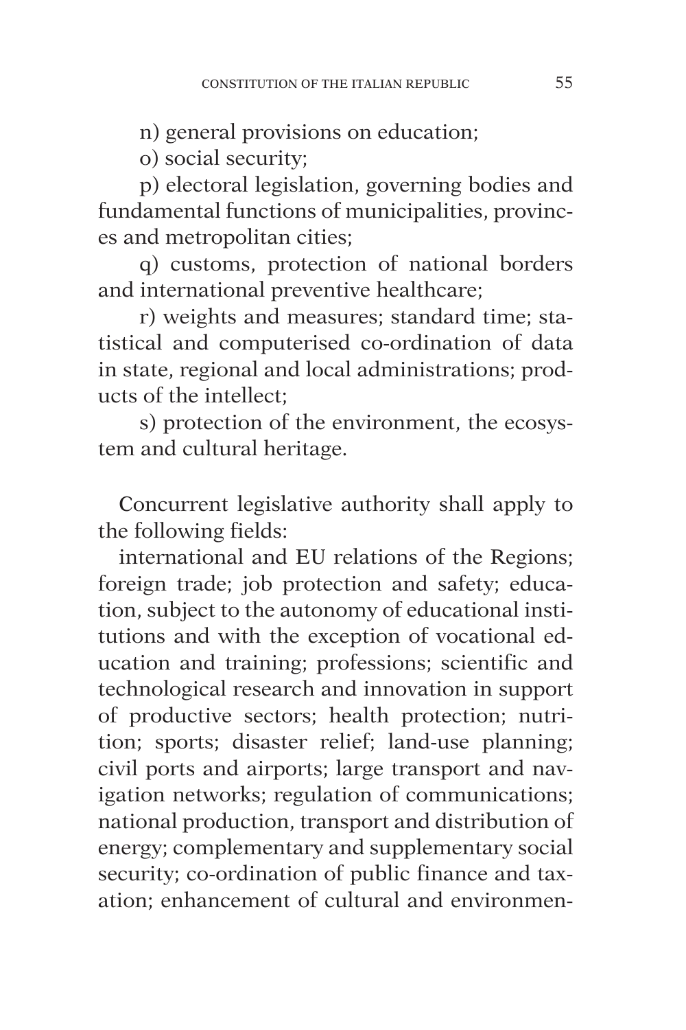n) general provisions on education;

o) social security;

p) electoral legislation, governing bodies and fundamental functions of municipalities, provinces and metropolitan cities;

q) customs, protection of national borders and international preventive healthcare;

r) weights and measures; standard time; statistical and computerised co-ordination of data in state, regional and local administrations; products of the intellect;

s) protection of the environment, the ecosystem and cultural heritage.

Concurrent legislative authority shall apply to the following fields:

international and EU relations of the Regions; foreign trade; job protection and safety; education, subject to the autonomy of educational institutions and with the exception of vocational education and training; professions; scientific and technological research and innovation in support of productive sectors; health protection; nutrition; sports; disaster relief; land-use planning; civil ports and airports; large transport and navigation networks; regulation of communications; national production, transport and distribution of energy; complementary and supplementary social security; co-ordination of public finance and taxation; enhancement of cultural and environmen-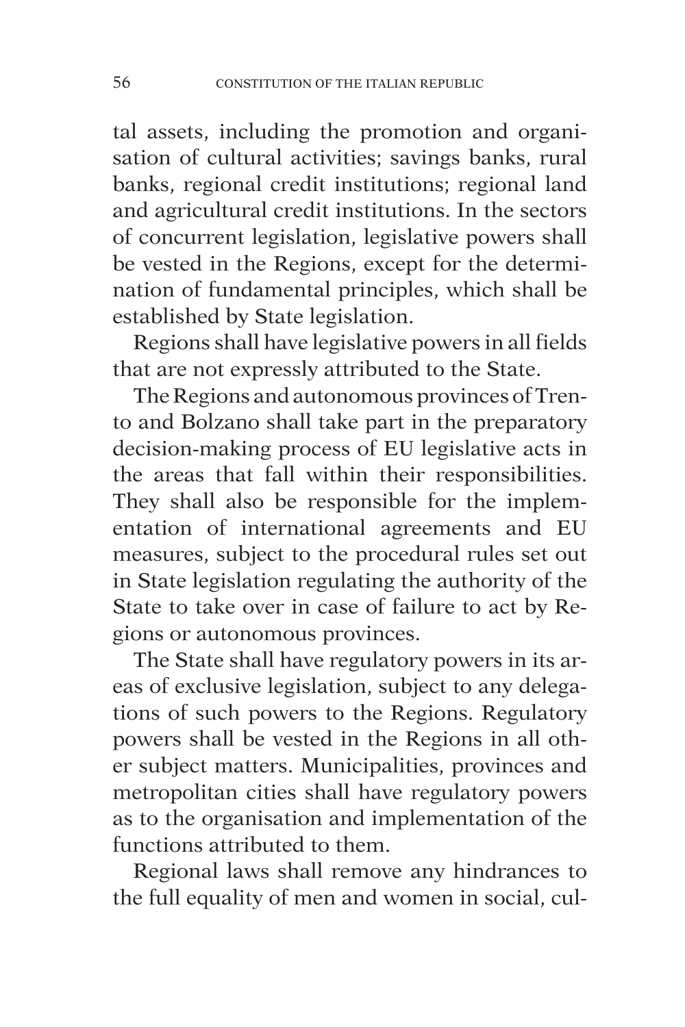tal assets, including the promotion and organisation of cultural activities; savings banks, rural banks, regional credit institutions; regional land and agricultural credit institutions. In the sectors of concurrent legislation, legislative powers shall be vested in the Regions, except for the determination of fundamental principles, which shall be established by State legislation.

Regions shall have legislative powers in all fields that are not expressly attributed to the State.

The Regions and autonomous provinces of Trento and Bolzano shall take part in the preparatory decision-making process of EU legislative acts in the areas that fall within their responsibilities. They shall also be responsible for the implementation of international agreements and EU measures, subject to the procedural rules set out in State legislation regulating the authority of the State to take over in case of failure to act by Regions or autonomous provinces.

The State shall have regulatory powers in its areas of exclusive legislation, subject to any delegations of such powers to the Regions. Regulatory powers shall be vested in the Regions in all other subject matters. Municipalities, provinces and metropolitan cities shall have regulatory powers as to the organisation and implementation of the functions attributed to them.

Regional laws shall remove any hindrances to the full equality of men and women in social, cul-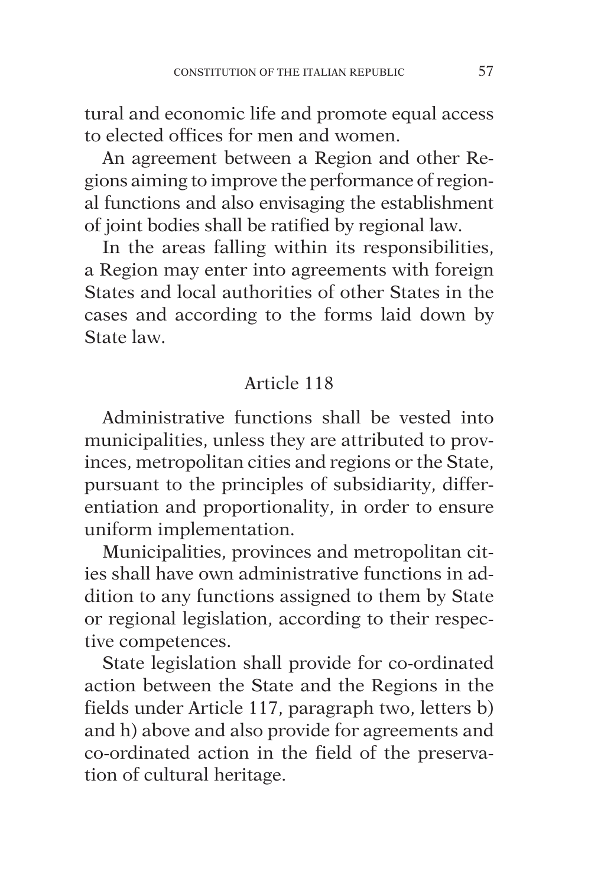tural and economic life and promote equal access to elected offices for men and women.

An agreement between a Region and other Regions aiming to improve the performance of regional functions and also envisaging the establishment of joint bodies shall be ratified by regional law.

In the areas falling within its responsibilities, a Region may enter into agreements with foreign States and local authorities of other States in the cases and according to the forms laid down by State law.

## Article 118

Administrative functions shall be vested into municipalities, unless they are attributed to provinces, metropolitan cities and regions or the State, pursuant to the principles of subsidiarity, differentiation and proportionality, in order to ensure uniform implementation.

Municipalities, provinces and metropolitan cities shall have own administrative functions in addition to any functions assigned to them by State or regional legislation, according to their respective competences.

State legislation shall provide for co-ordinated action between the State and the Regions in the fields under Article 117, paragraph two, letters b) and h) above and also provide for agreements and co-ordinated action in the field of the preservation of cultural heritage.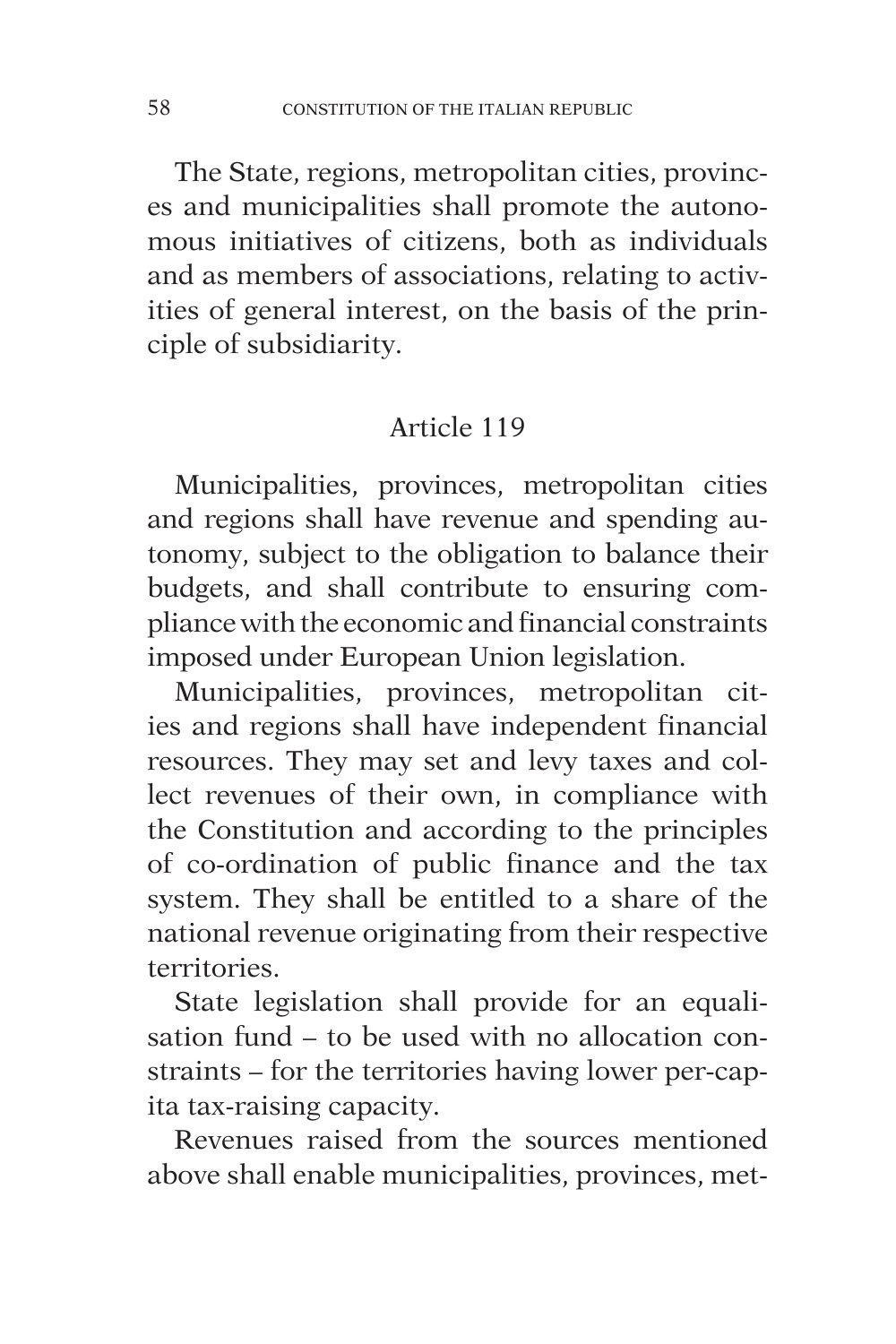The State, regions, metropolitan cities, provinces and municipalities shall promote the autonomous initiatives of citizens, both as individuals and as members of associations, relating to activities of general interest, on the basis of the principle of subsidiarity.

### Article 119

Municipalities, provinces, metropolitan cities and regions shall have revenue and spending autonomy, subject to the obligation to balance their budgets, and shall contribute to ensuring compliance with the economic and financial constraints imposed under European Union legislation.

Municipalities, provinces, metropolitan cities and regions shall have independent financial resources. They may set and levy taxes and collect revenues of their own, in compliance with the Constitution and according to the principles of co-ordination of public finance and the tax system. They shall be entitled to a share of the national revenue originating from their respective territories.

State legislation shall provide for an equalisation fund – to be used with no allocation constraints – for the territories having lower per-capita tax-raising capacity.

Revenues raised from the sources mentioned above shall enable municipalities, provinces, met-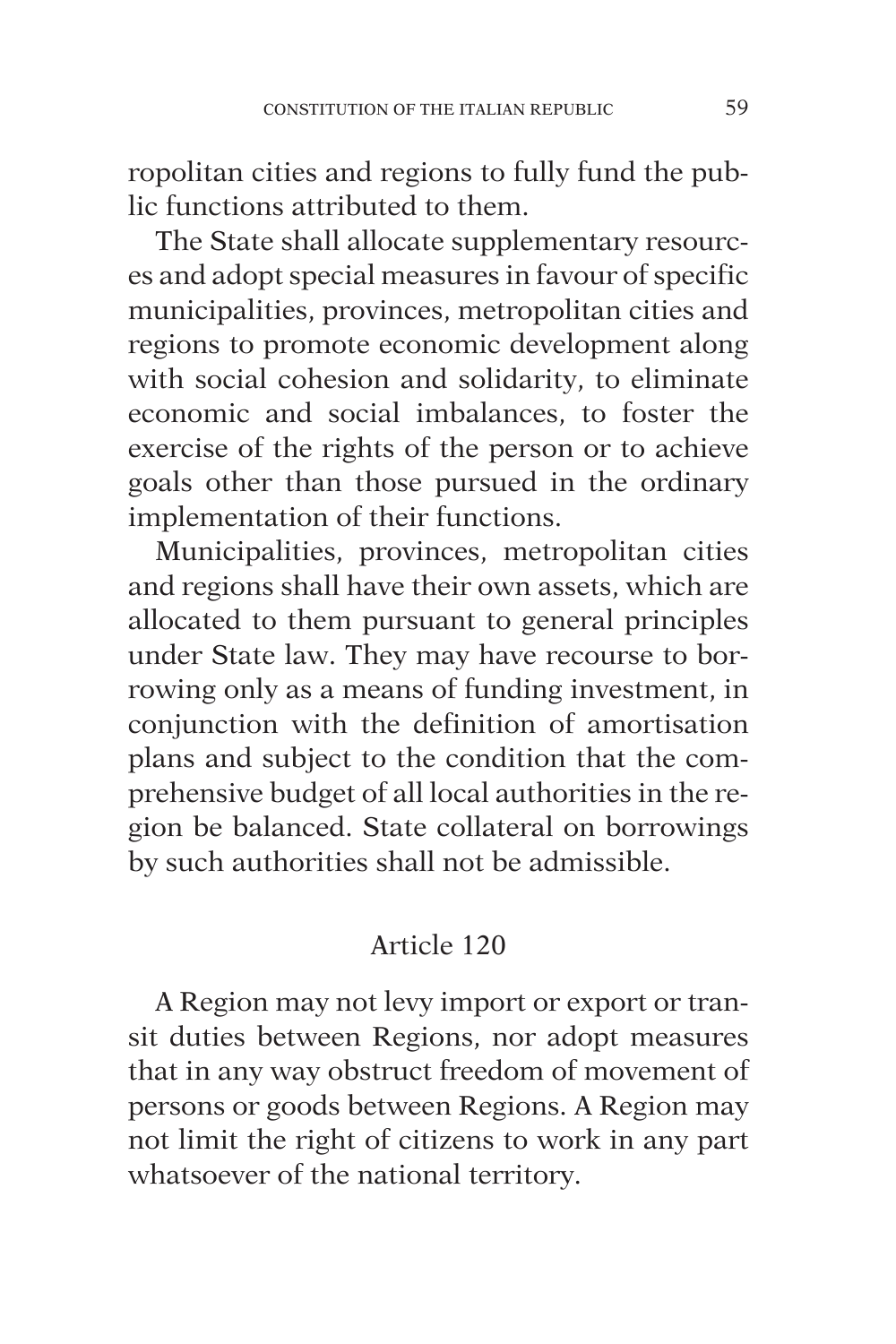ropolitan cities and regions to fully fund the public functions attributed to them.

The State shall allocate supplementary resources and adopt special measures in favour of specific municipalities, provinces, metropolitan cities and regions to promote economic development along with social cohesion and solidarity, to eliminate economic and social imbalances, to foster the exercise of the rights of the person or to achieve goals other than those pursued in the ordinary implementation of their functions.

Municipalities, provinces, metropolitan cities and regions shall have their own assets, which are allocated to them pursuant to general principles under State law. They may have recourse to borrowing only as a means of funding investment, in conjunction with the definition of amortisation plans and subject to the condition that the comprehensive budget of all local authorities in the region be balanced. State collateral on borrowings by such authorities shall not be admissible.

## Article 120

A Region may not levy import or export or transit duties between Regions, nor adopt measures that in any way obstruct freedom of movement of persons or goods between Regions. A Region may not limit the right of citizens to work in any part whatsoever of the national territory.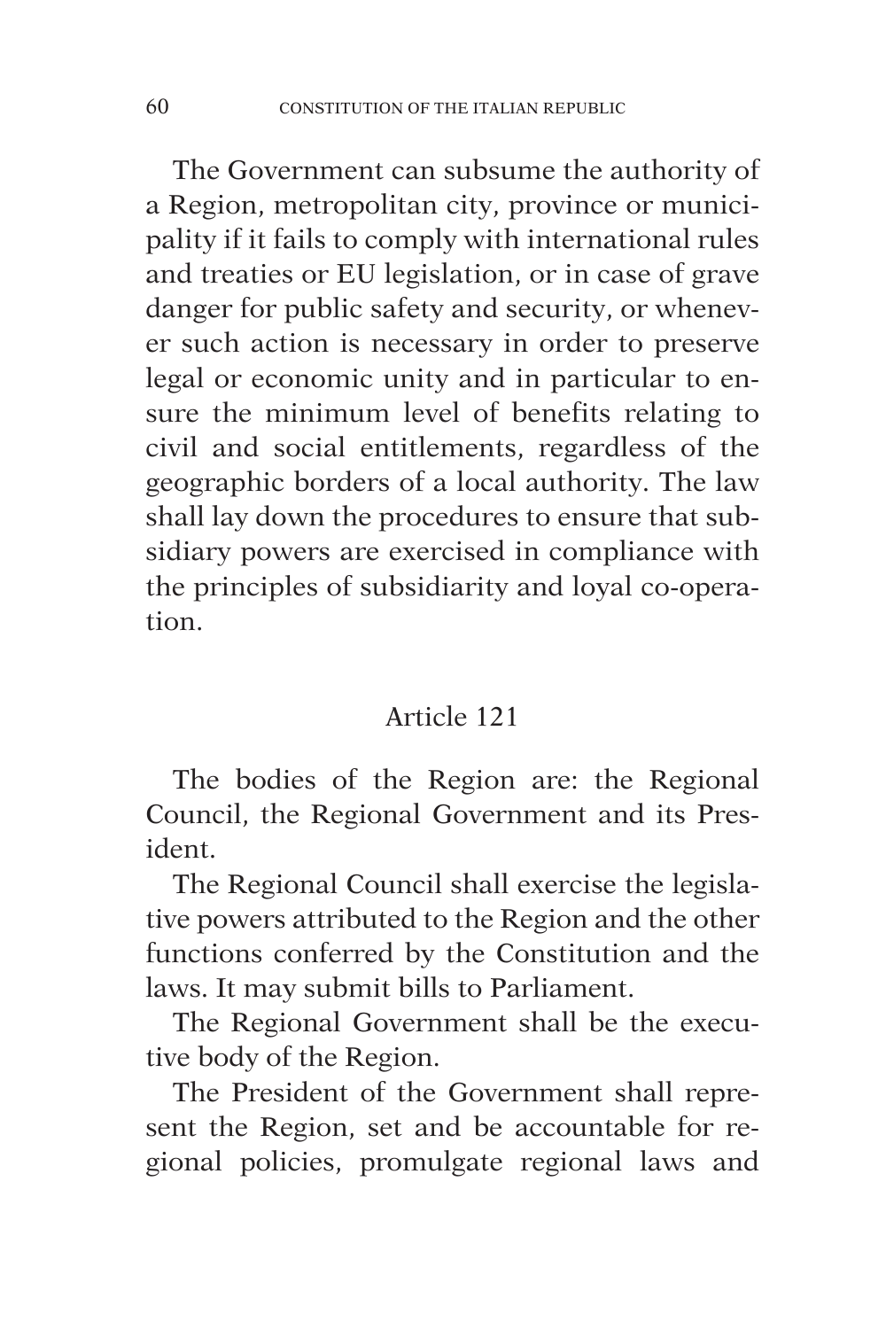The Government can subsume the authority of a Region, metropolitan city, province or municipality if it fails to comply with international rules and treaties or EU legislation, or in case of grave danger for public safety and security, or whenever such action is necessary in order to preserve legal or economic unity and in particular to ensure the minimum level of benefits relating to civil and social entitlements, regardless of the geographic borders of a local authority. The law shall lay down the procedures to ensure that subsidiary powers are exercised in compliance with the principles of subsidiarity and loyal co-operation.

## Article 121

The bodies of the Region are: the Regional Council, the Regional Government and its President.

The Regional Council shall exercise the legislative powers attributed to the Region and the other functions conferred by the Constitution and the laws. It may submit bills to Parliament.

The Regional Government shall be the executive body of the Region.

The President of the Government shall represent the Region, set and be accountable for regional policies, promulgate regional laws and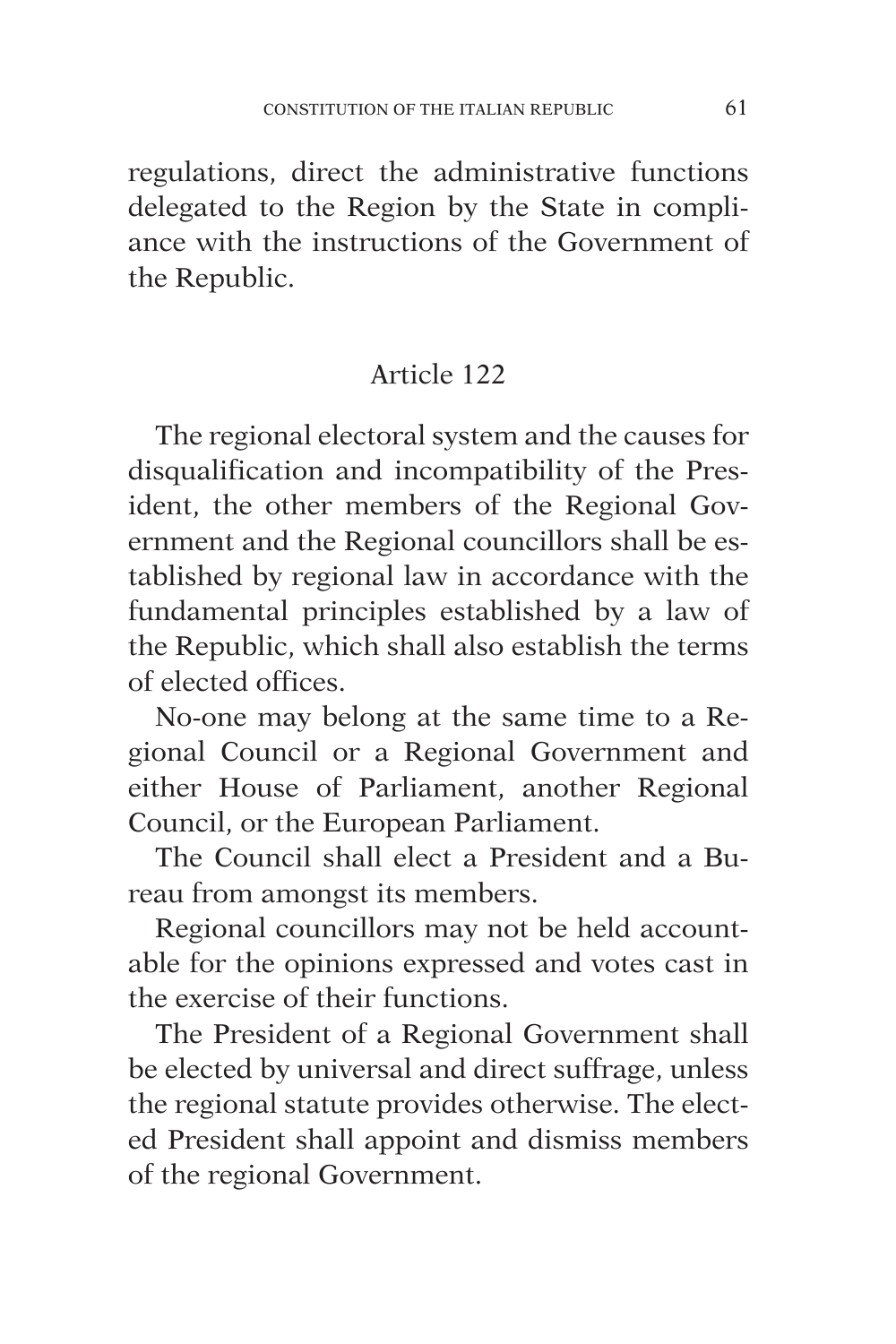regulations, direct the administrative functions delegated to the Region by the State in compliance with the instructions of the Government of the Republic.

## Article 122

The regional electoral system and the causes for disqualification and incompatibility of the President, the other members of the Regional Government and the Regional councillors shall be established by regional law in accordance with the fundamental principles established by a law of the Republic, which shall also establish the terms of elected offices.

No-one may belong at the same time to a Regional Council or a Regional Government and either House of Parliament, another Regional Council, or the European Parliament.

The Council shall elect a President and a Bureau from amongst its members.

Regional councillors may not be held accountable for the opinions expressed and votes cast in the exercise of their functions.

The President of a Regional Government shall be elected by universal and direct suffrage, unless the regional statute provides otherwise. The elected President shall appoint and dismiss members of the regional Government.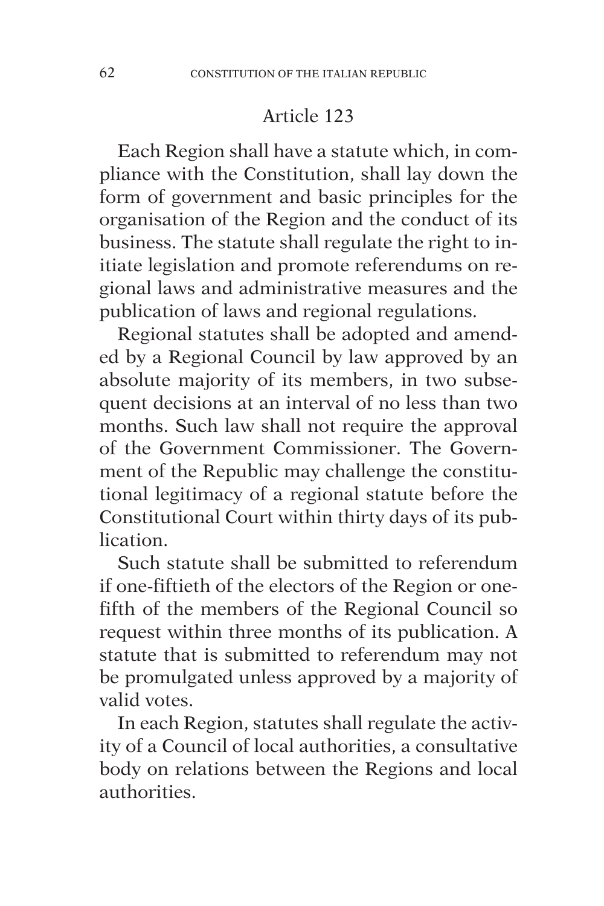### Article 123

Each Region shall have a statute which, in compliance with the Constitution, shall lay down the form of government and basic principles for the organisation of the Region and the conduct of its business. The statute shall regulate the right to initiate legislation and promote referendums on regional laws and administrative measures and the publication of laws and regional regulations.

Regional statutes shall be adopted and amended by a Regional Council by law approved by an absolute majority of its members, in two subsequent decisions at an interval of no less than two months. Such law shall not require the approval of the Government Commissioner. The Government of the Republic may challenge the constitutional legitimacy of a regional statute before the Constitutional Court within thirty days of its publication.

Such statute shall be submitted to referendum if one-fiftieth of the electors of the Region or one-fifth of the members of the Regional Council so request within three months of its publication. A statute that is submitted to referendum may not be promulgated unless approved by a majority of valid votes.

In each Region, statutes shall regulate the activity of a Council of local authorities, a consultative body on relations between the Regions and local authorities.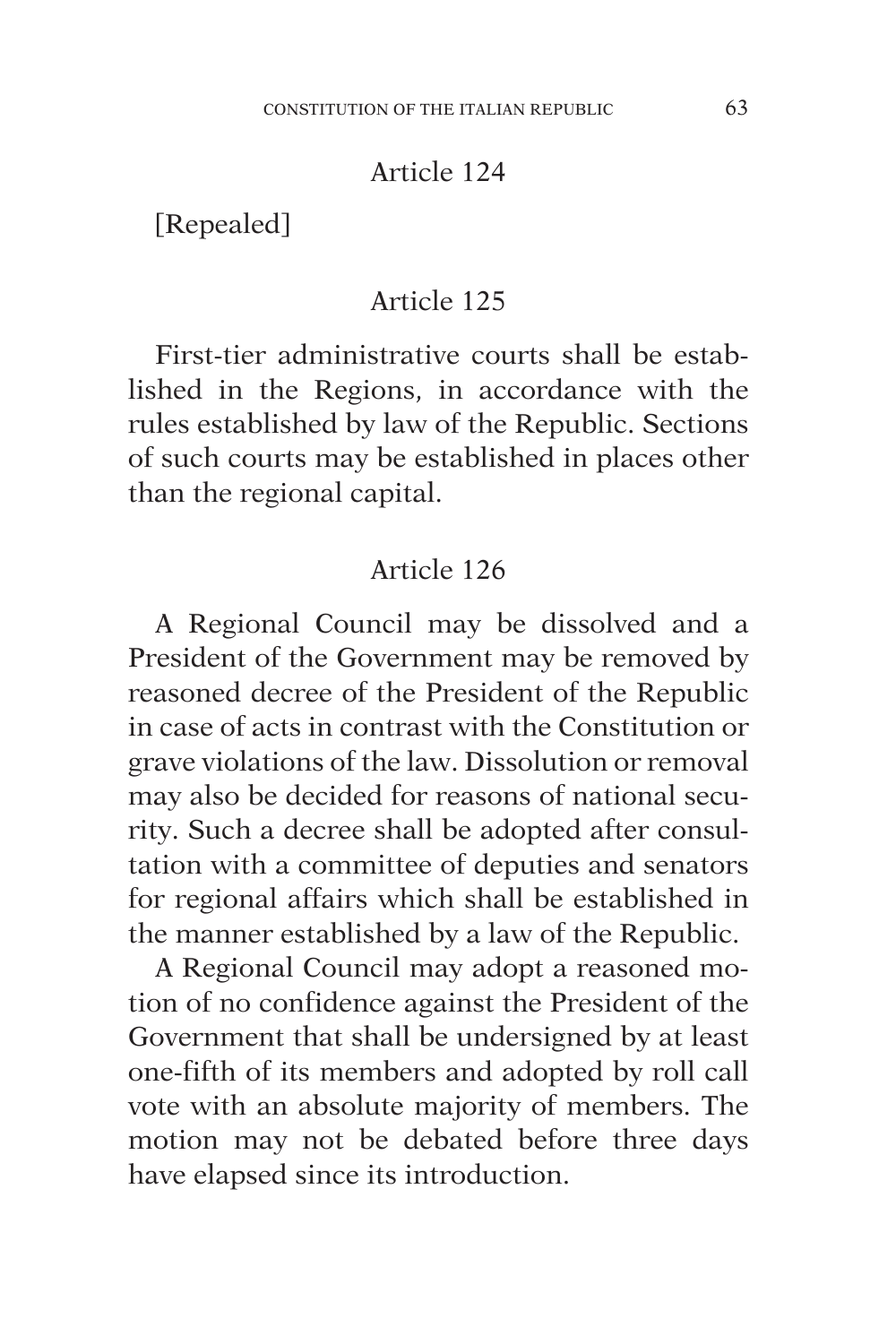### Article 124

[Repealed]

### Article 125

First-tier administrative courts shall be established in the Regions, in accordance with the rules established by law of the Republic. Sections of such courts may be established in places other than the regional capital.

### Article 126

A Regional Council may be dissolved and a President of the Government may be removed by reasoned decree of the President of the Republic in case of acts in contrast with the Constitution or grave violations of the law. Dissolution or removal may also be decided for reasons of national security. Such a decree shall be adopted after consultation with a committee of deputies and senators for regional affairs which shall be established in the manner established by a law of the Republic.

A Regional Council may adopt a reasoned motion of no confidence against the President of the Government that shall be undersigned by at least one-fifth of its members and adopted by roll call vote with an absolute majority of members. The motion may not be debated before three days have elapsed since its introduction.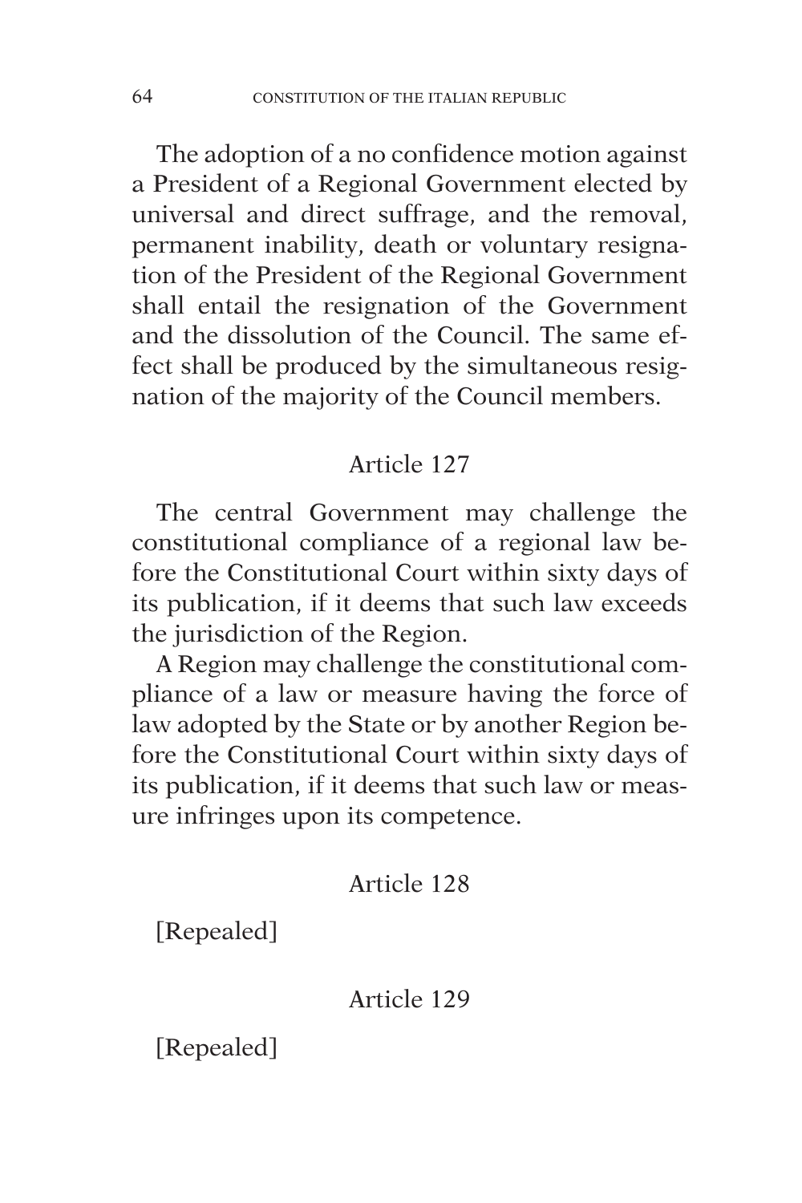The adoption of a no confidence motion against a President of a Regional Government elected by universal and direct suffrage, and the removal, permanent inability, death or voluntary resignation of the President of the Regional Government shall entail the resignation of the Government and the dissolution of the Council. The same effect shall be produced by the simultaneous resignation of the majority of the Council members.

### Article 127

The central Government may challenge the constitutional compliance of a regional law before the Constitutional Court within sixty days of its publication, if it deems that such law exceeds the jurisdiction of the Region.

A Region may challenge the constitutional compliance of a law or measure having the force of law adopted by the State or by another Region before the Constitutional Court within sixty days of its publication, if it deems that such law or measure infringes upon its competence.

### Article 128

[Repealed]

### Article 129

[Repealed]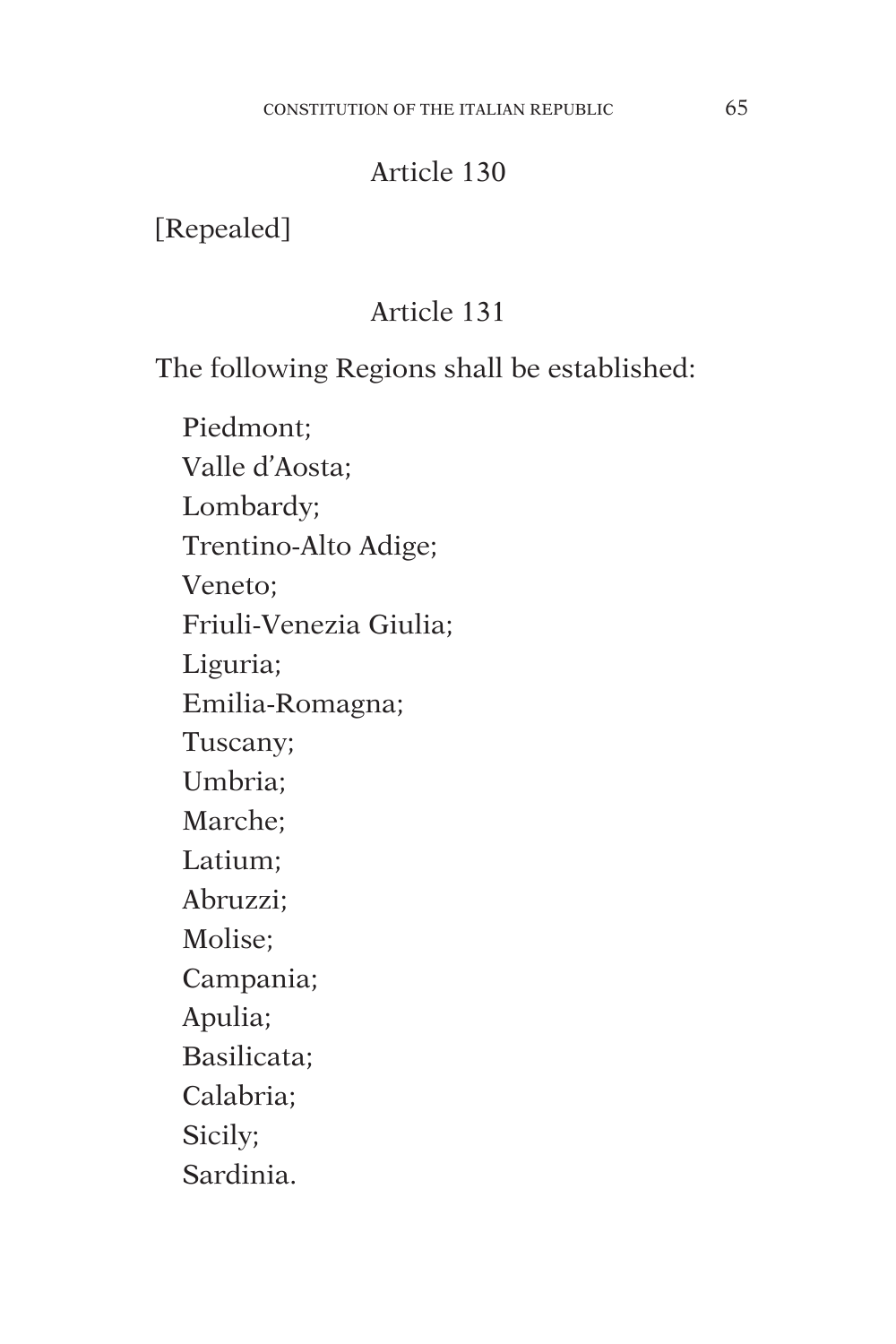### Article 130

[Repealed]

### Article 131

The following Regions shall be established:

Piedmont;
Valle d'Aosta;
Lombardy;
Trentino-Alto Adige;
Veneto;
Friuli-Venezia Giulia;
Liguria;
Emilia-Romagna;
Tuscany;
Umbria;
Marche;
Latium;
Abruzzi;
Molise;
Campania;
Apulia;
Basilicata;
Calabria;
Sicily;
Sardinia.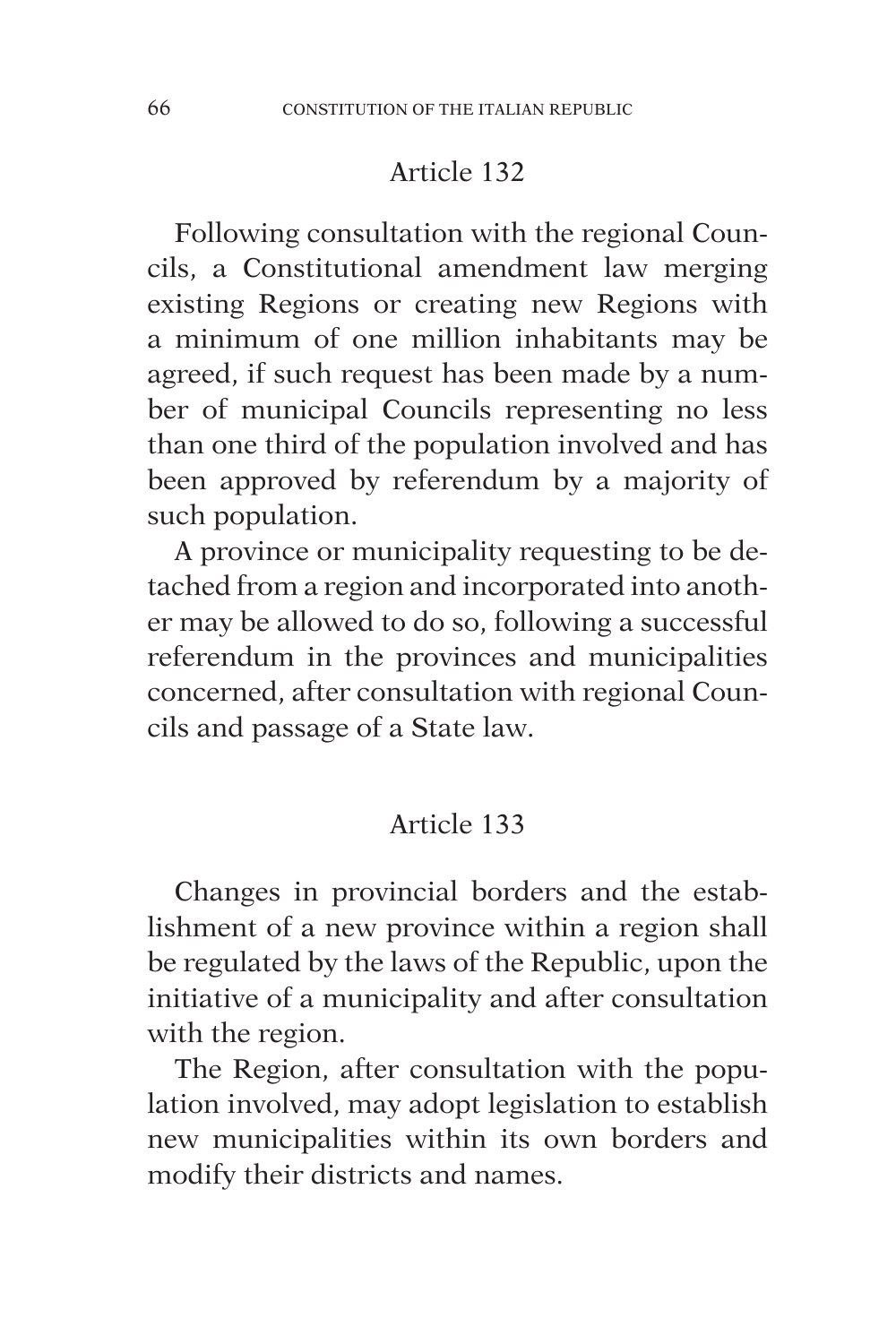### Article 132

Following consultation with the regional Councils, a Constitutional amendment law merging existing Regions or creating new Regions with a minimum of one million inhabitants may be agreed, if such request has been made by a number of municipal Councils representing no less than one third of the population involved and has been approved by referendum by a majority of such population.

A province or municipality requesting to be detached from a region and incorporated into another may be allowed to do so, following a successful referendum in the provinces and municipalities concerned, after consultation with regional Councils and passage of a State law.

### Article 133

Changes in provincial borders and the establishment of a new province within a region shall be regulated by the laws of the Republic, upon the initiative of a municipality and after consultation with the region.

The Region, after consultation with the population involved, may adopt legislation to establish new municipalities within its own borders and modify their districts and names.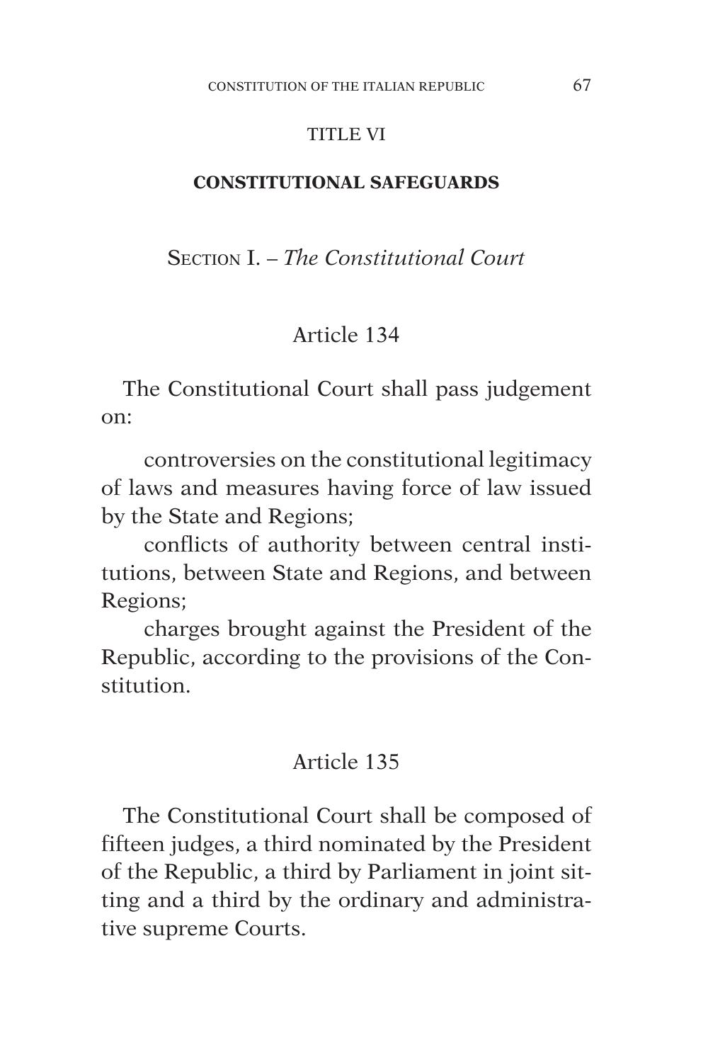## TITLE VI

## CONSTITUTIONAL SAFEGUARDS

### SECTION I. – *The Constitutional Court*

#### Article 134

The Constitutional Court shall pass judgement on:

controversies on the constitutional legitimacy of laws and measures having force of law issued by the State and Regions;

conflicts of authority between central institutions, between State and Regions, and between Regions;

charges brought against the President of the Republic, according to the provisions of the Constitution.

#### Article 135

The Constitutional Court shall be composed of fifteen judges, a third nominated by the President of the Republic, a third by Parliament in joint sitting and a third by the ordinary and administrative supreme Courts.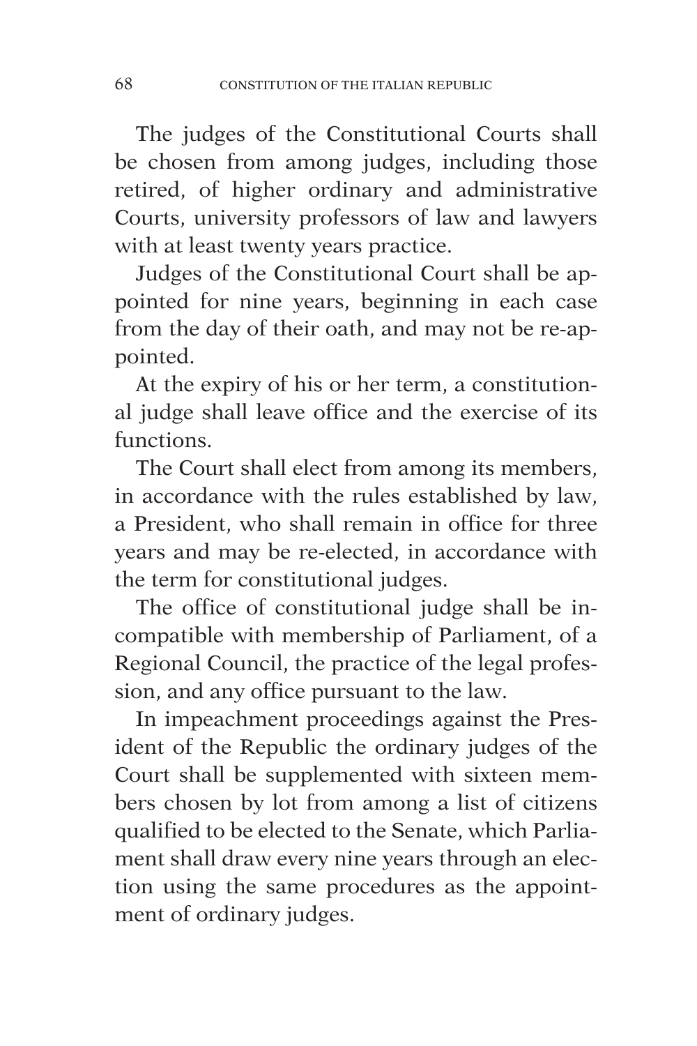The judges of the Constitutional Courts shall be chosen from among judges, including those retired, of higher ordinary and administrative Courts, university professors of law and lawyers with at least twenty years practice.

Judges of the Constitutional Court shall be appointed for nine years, beginning in each case from the day of their oath, and may not be re-appointed.

At the expiry of his or her term, a constitutional judge shall leave office and the exercise of its functions.

The Court shall elect from among its members, in accordance with the rules established by law, a President, who shall remain in office for three years and may be re-elected, in accordance with the term for constitutional judges.

The office of constitutional judge shall be incompatible with membership of Parliament, of a Regional Council, the practice of the legal profession, and any office pursuant to the law.

In impeachment proceedings against the President of the Republic the ordinary judges of the Court shall be supplemented with sixteen members chosen by lot from among a list of citizens qualified to be elected to the Senate, which Parliament shall draw every nine years through an election using the same procedures as the appointment of ordinary judges.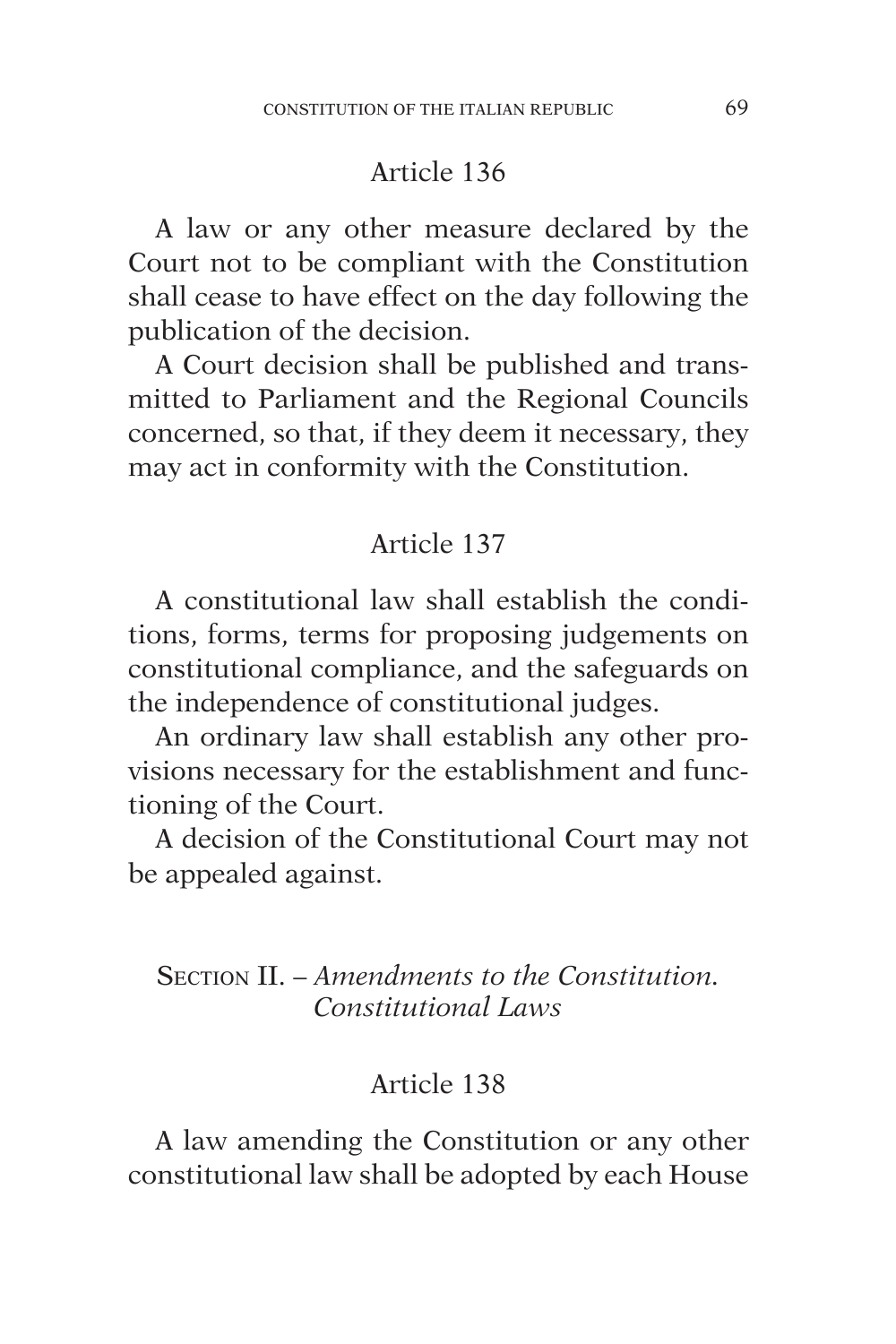## Article 136

A law or any other measure declared by the Court not to be compliant with the Constitution shall cease to have effect on the day following the publication of the decision.

A Court decision shall be published and transmitted to Parliament and the Regional Councils concerned, so that, if they deem it necessary, they may act in conformity with the Constitution.

## Article 137

A constitutional law shall establish the conditions, forms, terms for proposing judgements on constitutional compliance, and the safeguards on the independence of constitutional judges.

An ordinary law shall establish any other provisions necessary for the establishment and functioning of the Court.

A decision of the Constitutional Court may not be appealed against.

# Section II. – *Amendments to the Constitution. Constitutional Laws*

## Article 138

A law amending the Constitution or any other constitutional law shall be adopted by each House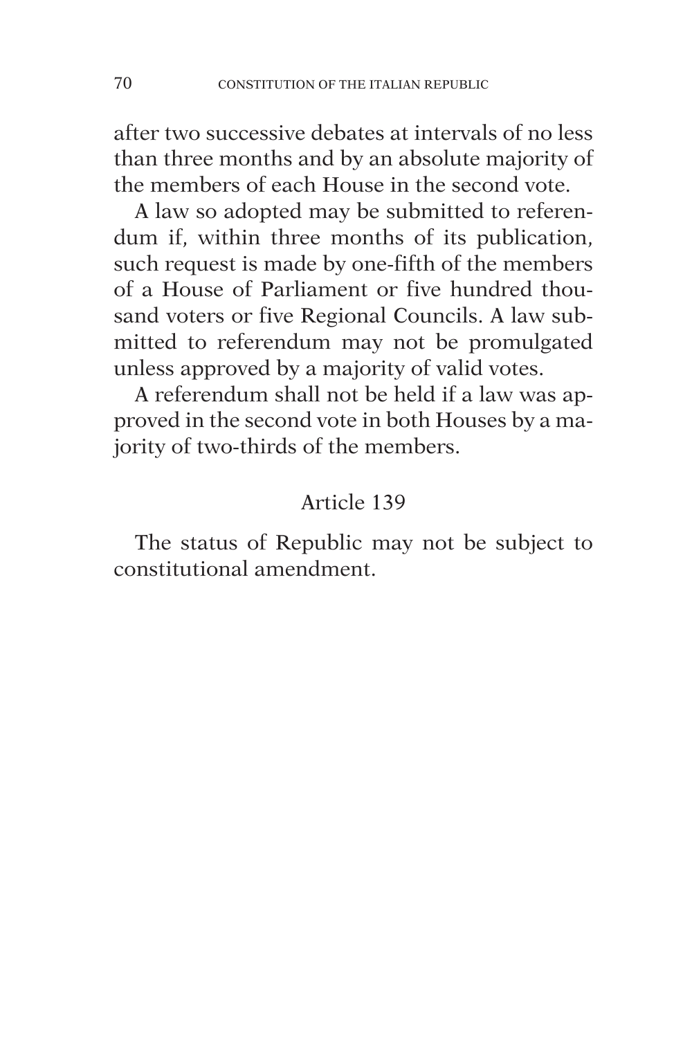after two successive debates at intervals of no less than three months and by an absolute majority of the members of each House in the second vote.

A law so adopted may be submitted to referendum if, within three months of its publication, such request is made by one-fifth of the members of a House of Parliament or five hundred thousand voters or five Regional Councils. A law submitted to referendum may not be promulgated unless approved by a majority of valid votes.

A referendum shall not be held if a law was approved in the second vote in both Houses by a majority of two-thirds of the members.

## Article 139

The status of Republic may not be subject to constitutional amendment.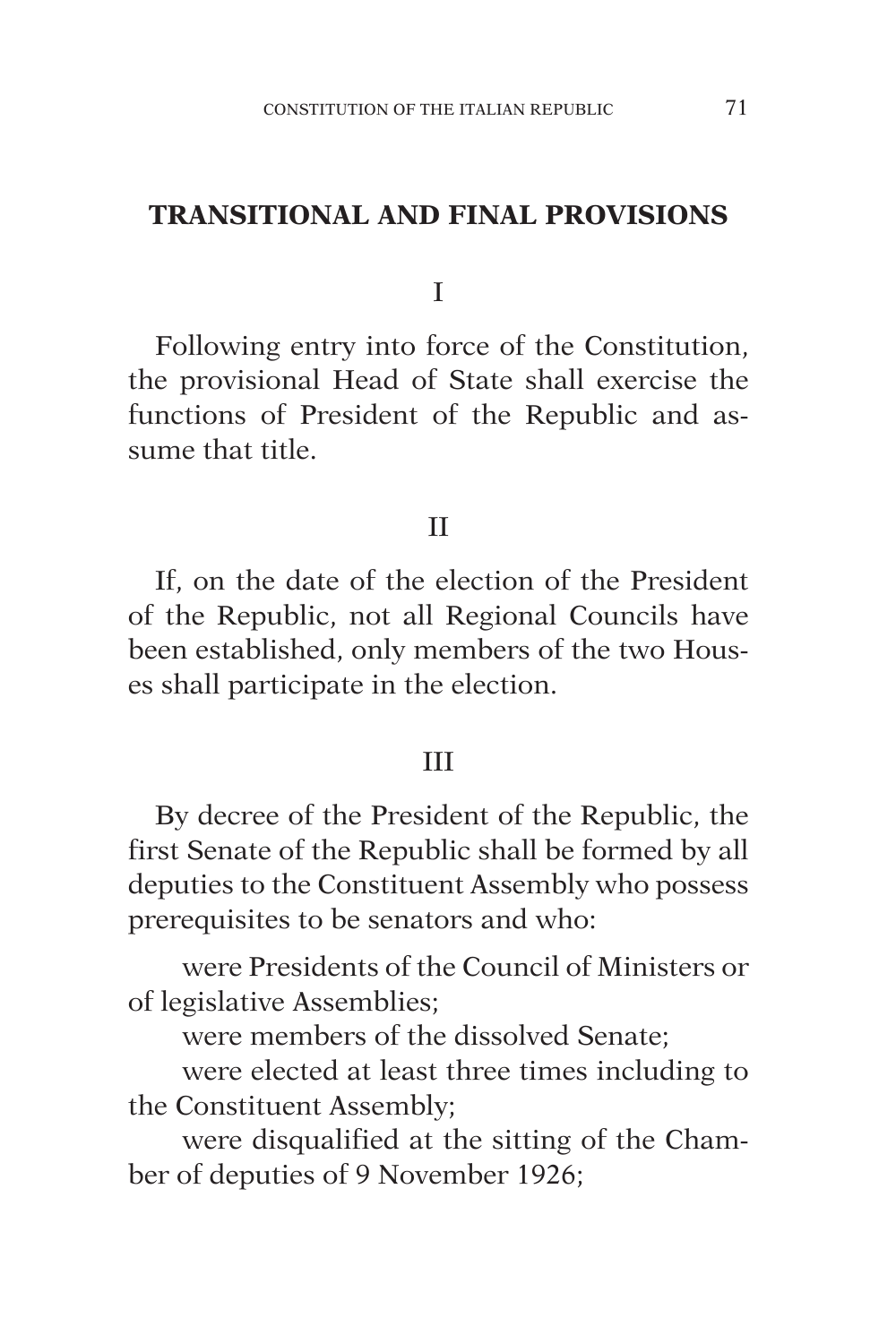## TRANSITIONAL AND FINAL PROVISIONS

### I

Following entry into force of the Constitution, the provisional Head of State shall exercise the functions of President of the Republic and assume that title.

### II

If, on the date of the election of the President of the Republic, not all Regional Councils have been established, only members of the two Houses shall participate in the election.

### III

By decree of the President of the Republic, the first Senate of the Republic shall be formed by all deputies to the Constituent Assembly who possess prerequisites to be senators and who:

were Presidents of the Council of Ministers or of legislative Assemblies;

were members of the dissolved Senate;

were elected at least three times including to the Constituent Assembly;

were disqualified at the sitting of the Chamber of deputies of 9 November 1926;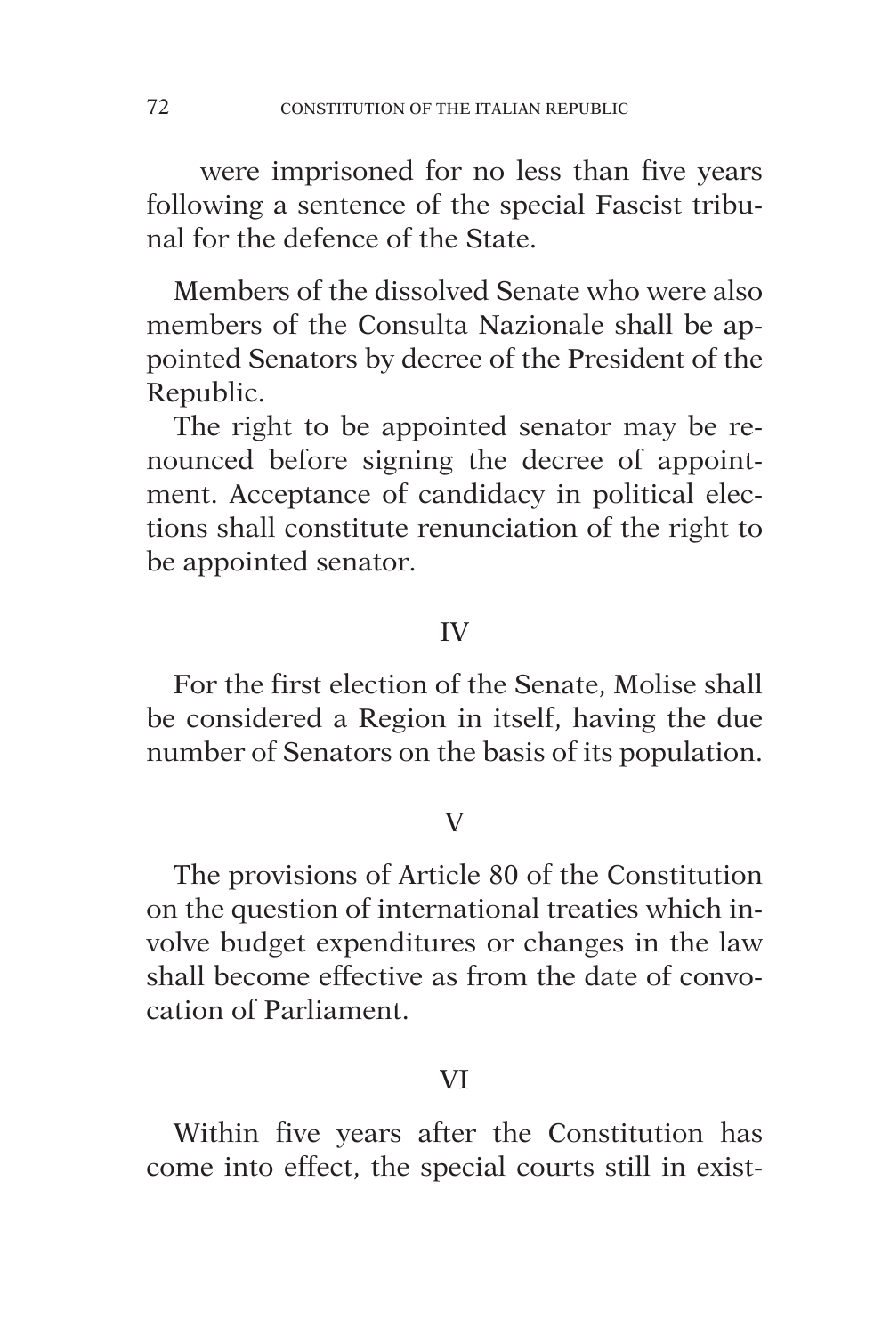were imprisoned for no less than five years following a sentence of the special Fascist tribunal for the defence of the State.

Members of the dissolved Senate who were also members of the Consulta Nazionale shall be appointed Senators by decree of the President of the Republic.

The right to be appointed senator may be renounced before signing the decree of appointment. Acceptance of candidacy in political elections shall constitute renunciation of the right to be appointed senator.

## IV

For the first election of the Senate, Molise shall be considered a Region in itself, having the due number of Senators on the basis of its population.

## V

The provisions of Article 80 of the Constitution on the question of international treaties which involve budget expenditures or changes in the law shall become effective as from the date of convocation of Parliament.

## VI

Within five years after the Constitution has come into effect, the special courts still in exist-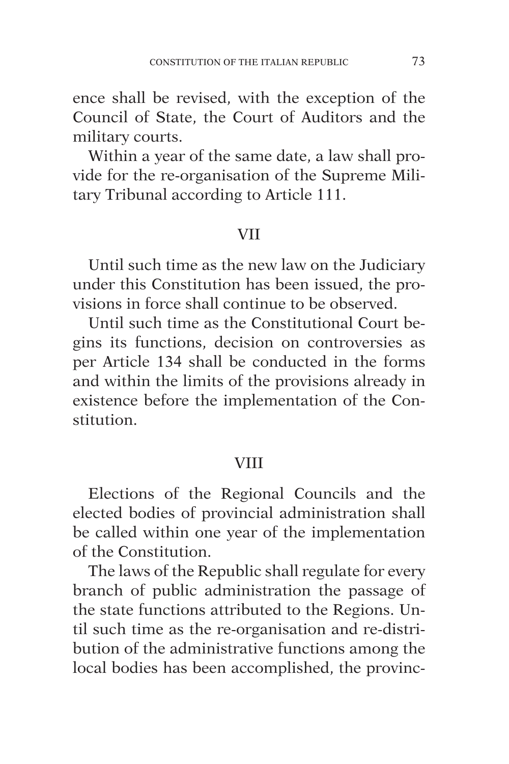ence shall be revised, with the exception of the Council of State, the Court of Auditors and the military courts.

Within a year of the same date, a law shall provide for the re-organisation of the Supreme Military Tribunal according to Article 111.

## VII

Until such time as the new law on the Judiciary under this Constitution has been issued, the provisions in force shall continue to be observed.

Until such time as the Constitutional Court begins its functions, decision on controversies as per Article 134 shall be conducted in the forms and within the limits of the provisions already in existence before the implementation of the Constitution.

## VIII

Elections of the Regional Councils and the elected bodies of provincial administration shall be called within one year of the implementation of the Constitution.

The laws of the Republic shall regulate for every branch of public administration the passage of the state functions attributed to the Regions. Until such time as the re-organisation and re-distribution of the administrative functions among the local bodies has been accomplished, the provinc-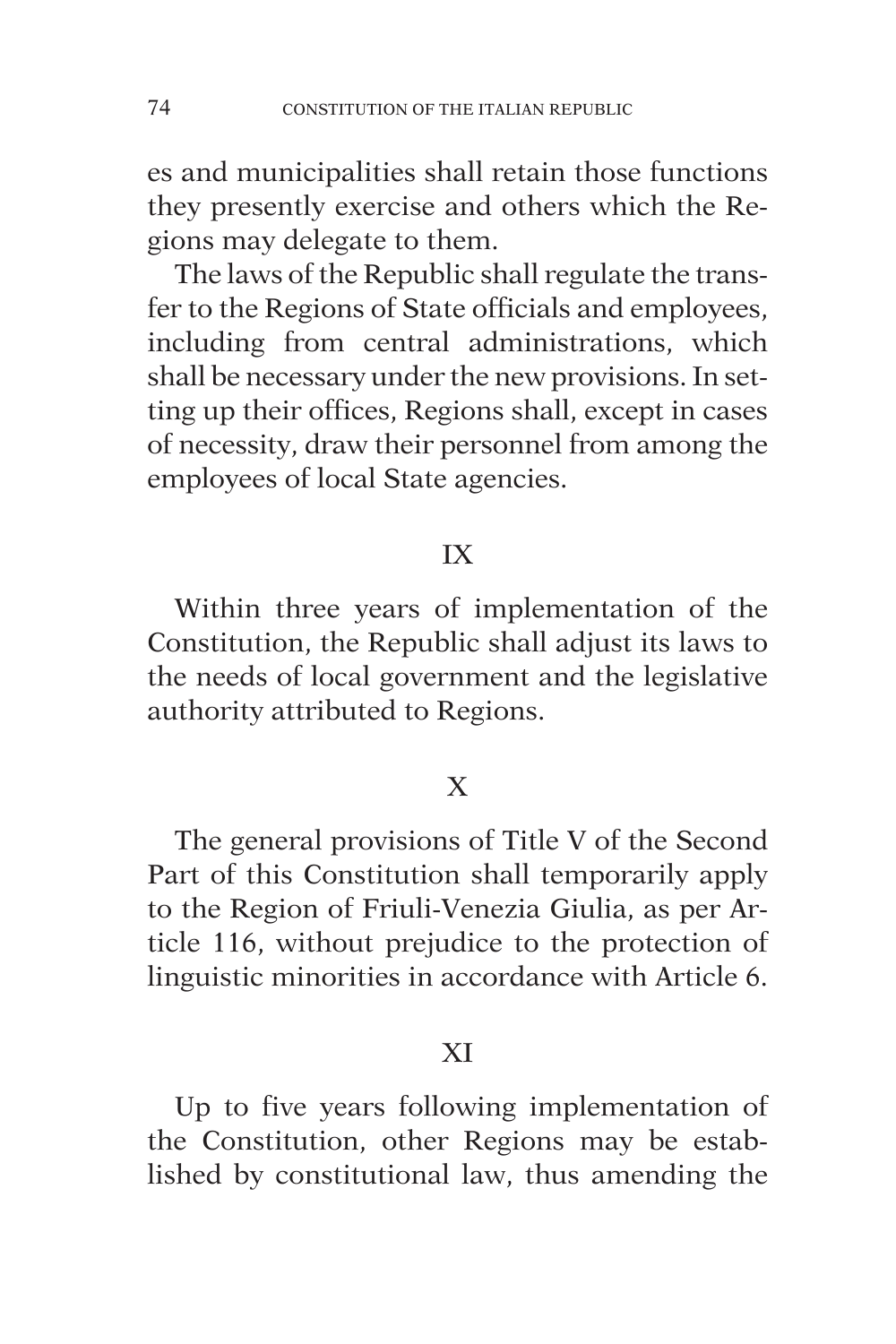es and municipalities shall retain those functions they presently exercise and others which the Regions may delegate to them.

The laws of the Republic shall regulate the transfer to the Regions of State officials and employees, including from central administrations, which shall be necessary under the new provisions. In setting up their offices, Regions shall, except in cases of necessity, draw their personnel from among the employees of local State agencies.

## IX

Within three years of implementation of the Constitution, the Republic shall adjust its laws to the needs of local government and the legislative authority attributed to Regions.

## X

The general provisions of Title V of the Second Part of this Constitution shall temporarily apply to the Region of Friuli-Venezia Giulia, as per Article 116, without prejudice to the protection of linguistic minorities in accordance with Article 6.

## XI

Up to five years following implementation of the Constitution, other Regions may be established by constitutional law, thus amending the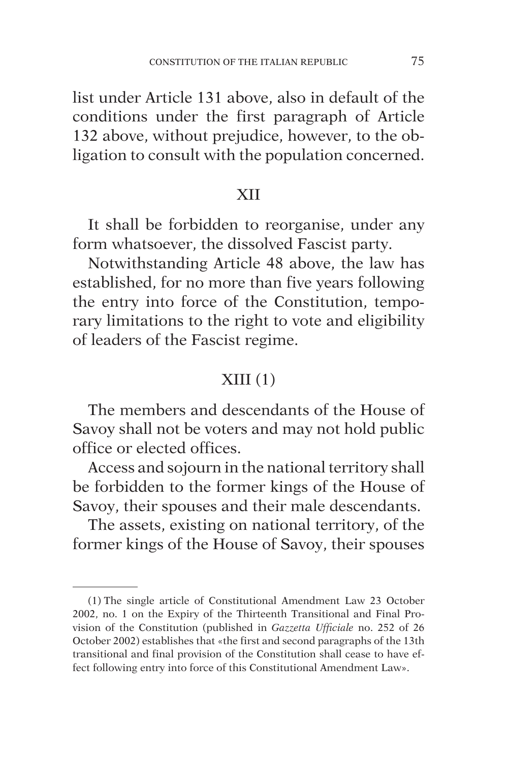list under Article 131 above, also in default of the conditions under the first paragraph of Article 132 above, without prejudice, however, to the obligation to consult with the population concerned.

## XII

It shall be forbidden to reorganise, under any form whatsoever, the dissolved Fascist party.

Notwithstanding Article 48 above, the law has established, for no more than five years following the entry into force of the Constitution, temporary limitations to the right to vote and eligibility of leaders of the Fascist regime.

## XIII (1)

The members and descendants of the House of Savoy shall not be voters and may not hold public office or elected offices.

Access and sojourn in the national territory shall be forbidden to the former kings of the House of Savoy, their spouses and their male descendants.

The assets, existing on national territory, of the former kings of the House of Savoy, their spouses

---

(1) The single article of Constitutional Amendment Law 23 October 2002, no. 1 on the Expiry of the Thirteenth Transitional and Final Provision of the Constitution (published in *Gazzetta Ufficiale* no. 252 of 26 October 2002) establishes that «the first and second paragraphs of the 13th transitional and final provision of the Constitution shall cease to have effect following entry into force of this Constitutional Amendment Law».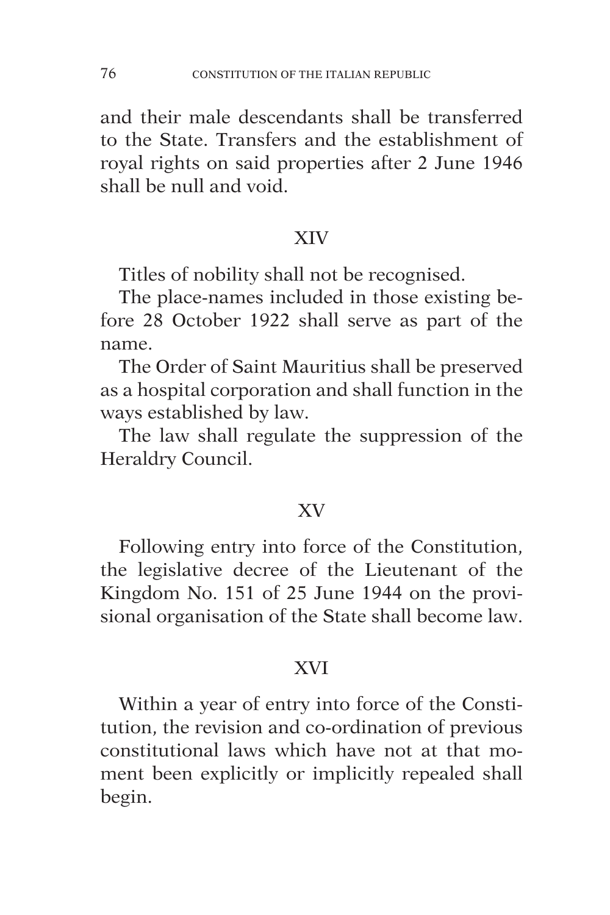and their male descendants shall be transferred to the State. Transfers and the establishment of royal rights on said properties after 2 June 1946 shall be null and void.

## XIV

Titles of nobility shall not be recognised.

The place-names included in those existing before 28 October 1922 shall serve as part of the name.

The Order of Saint Mauritius shall be preserved as a hospital corporation and shall function in the ways established by law.

The law shall regulate the suppression of the Heraldry Council.

## XV

Following entry into force of the Constitution, the legislative decree of the Lieutenant of the Kingdom No. 151 of 25 June 1944 on the provisional organisation of the State shall become law.

## XVI

Within a year of entry into force of the Constitution, the revision and co-ordination of previous constitutional laws which have not at that moment been explicitly or implicitly repealed shall begin.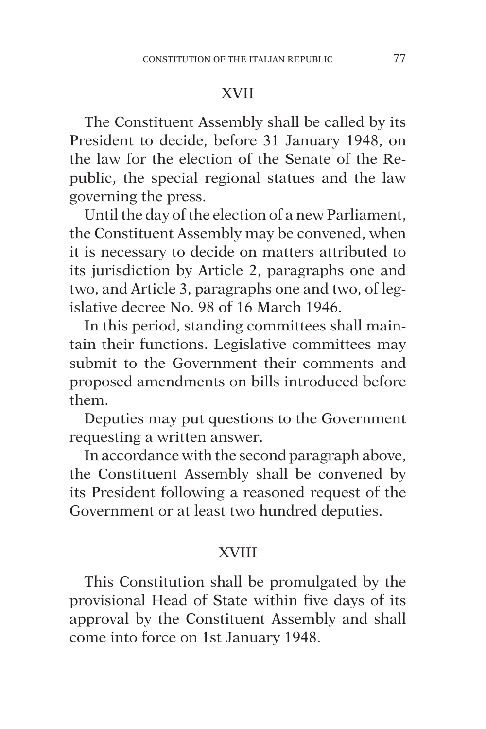## XVII

The Constituent Assembly shall be called by its President to decide, before 31 January 1948, on the law for the election of the Senate of the Republic, the special regional statues and the law governing the press.

Until the day of the election of a new Parliament, the Constituent Assembly may be convened, when it is necessary to decide on matters attributed to its jurisdiction by Article 2, paragraphs one and two, and Article 3, paragraphs one and two, of legislative decree No. 98 of 16 March 1946.

In this period, standing committees shall maintain their functions. Legislative committees may submit to the Government their comments and proposed amendments on bills introduced before them.

Deputies may put questions to the Government requesting a written answer.

In accordance with the second paragraph above, the Constituent Assembly shall be convened by its President following a reasoned request of the Government or at least two hundred deputies.

## XVIII

This Constitution shall be promulgated by the provisional Head of State within five days of its approval by the Constituent Assembly and shall come into force on 1st January 1948.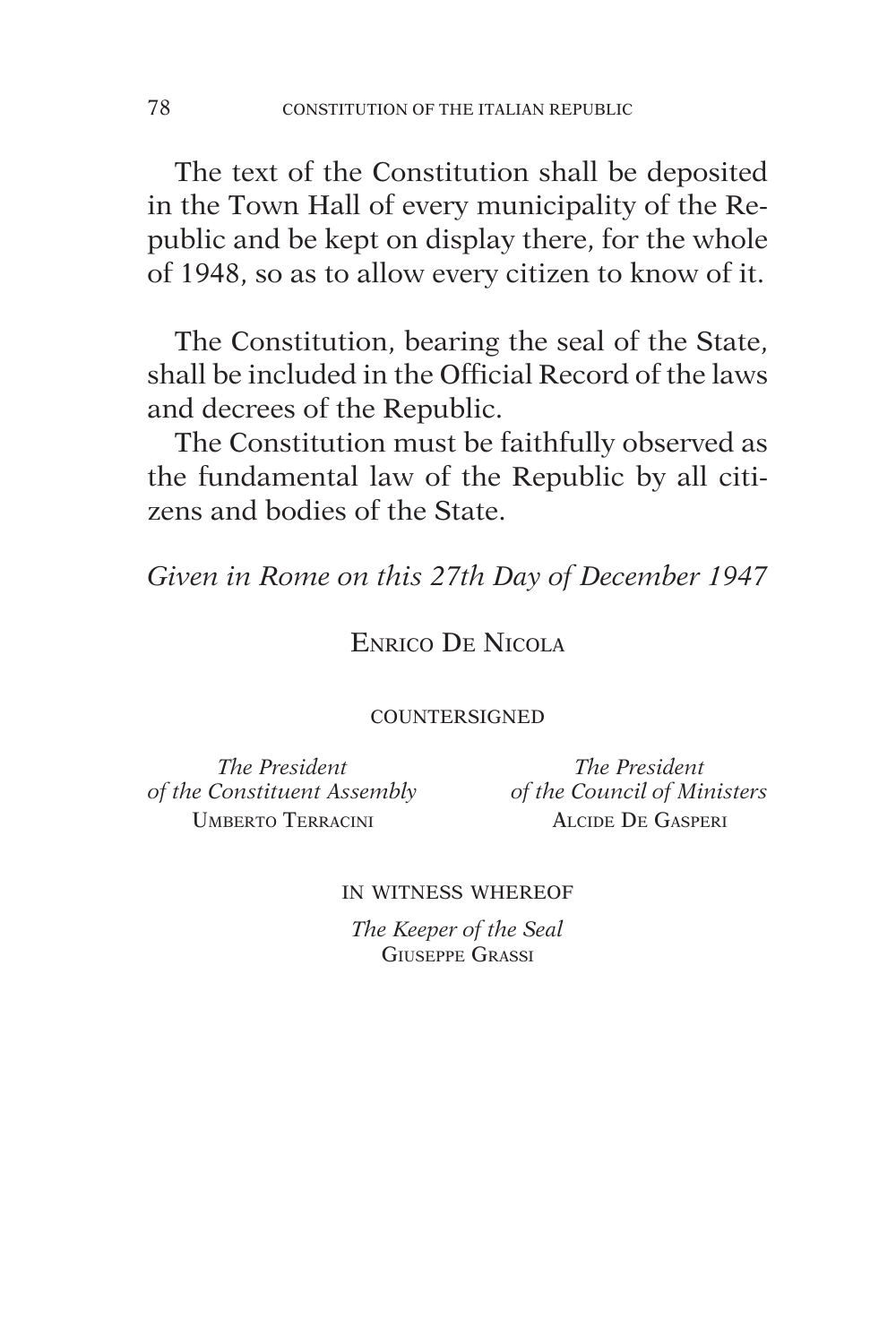The text of the Constitution shall be deposited in the Town Hall of every municipality of the Republic and be kept on display there, for the whole of 1948, so as to allow every citizen to know of it.

The Constitution, bearing the seal of the State, shall be included in the Official Record of the laws and decrees of the Republic.

The Constitution must be faithfully observed as the fundamental law of the Republic by all citizens and bodies of the State.

*Given in Rome on this 27th Day of December 1947*

ENRICO DE NICOLA

COUNTERSIGNED

*The President of the Constituent Assembly*
UMBERTO TERRACINI

*The President of the Council of Ministers*
ALCIDE DE GASPERI

IN WITNESS WHEREOF

*The Keeper of the Seal*
GIUSEPPE GRASSI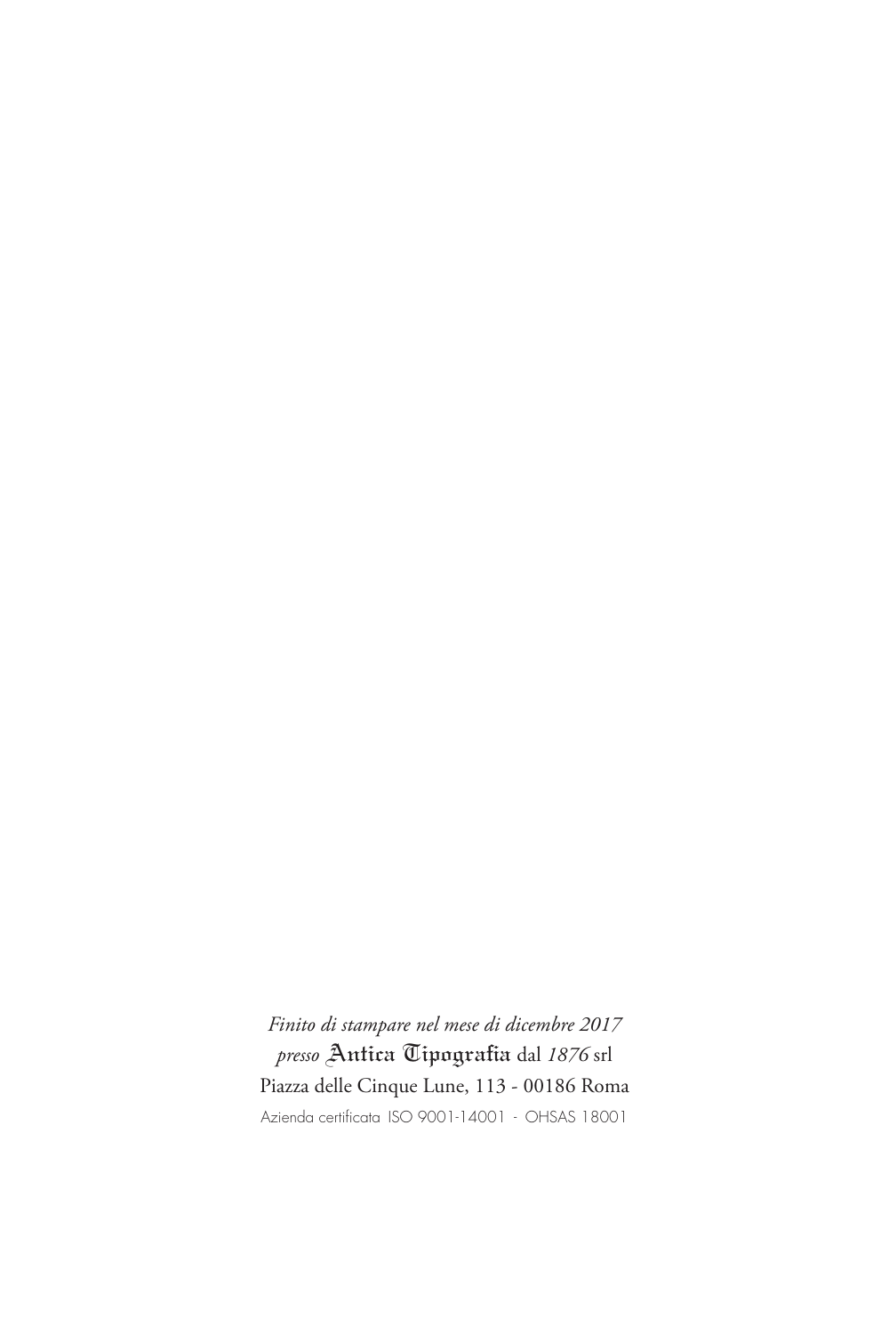*Finito di stampare nel mese di dicembre 2017*
*presso* **Antica Tipografia** dal *1876* srl
Piazza delle Cinque Lune, 113 - 00186 Roma
Azienda certificata ISO 9001-14001 - OHSAS 18001